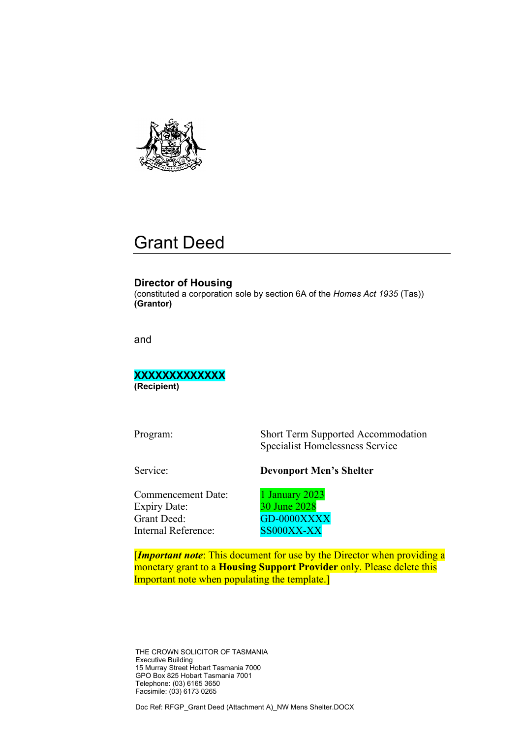# Grant Deed

**Director of Housing**
(constituted a corporation sole by section 6A of the *Homes Act 1935* (Tas))
**(Grantor)**

and

**XXXXXXXXXXXXX**
**(Recipient)**

| | |
|---|---|
| Program: | Short Term Supported Accommodation Specialist Homelessness Service |
| Service: | **Devonport Men's Shelter** |
| Commencement Date: | 1 January 2023 |
| Expiry Date: | 30 June 2028 |
| Grant Deed: | GD-0000XXXX |
| Internal Reference: | SS000XX-XX |

[***Important note***: This document for use by the Director when providing a monetary grant to a **Housing Support Provider** only. Please delete this Important note when populating the template.]

THE CROWN SOLICITOR OF TASMANIA
Executive Building
15 Murray Street Hobart Tasmania 7000
GPO Box 825 Hobart Tasmania 7001
Telephone: (03) 6165 3650
Facsimile: (03) 6173 0265

Doc Ref: RFGP_Grant Deed (Attachment A)_NW Mens Shelter.DOCX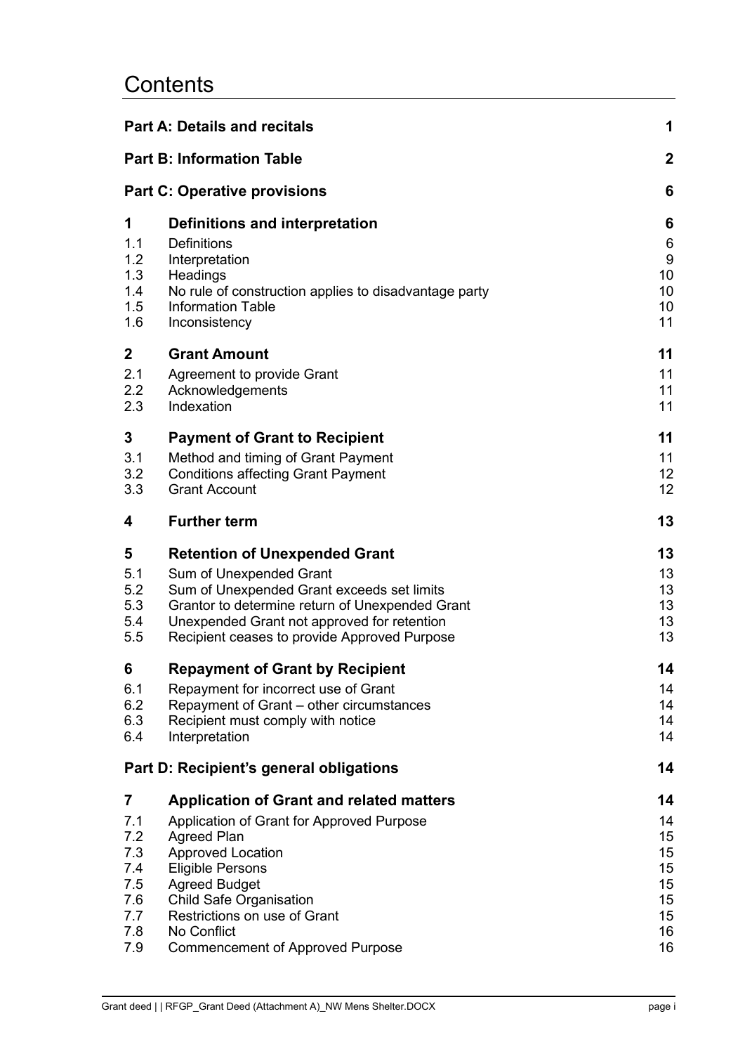# Contents

| | | |
|---|---|---|
| **Part A: Details and recitals** | | **1** |
| **Part B: Information Table** | | **2** |
| **Part C: Operative provisions** | | **6** |
| **1** | **Definitions and interpretation** | **6** |
| 1.1 | Definitions | 6 |
| 1.2 | Interpretation | 9 |
| 1.3 | Headings | 10 |
| 1.4 | No rule of construction applies to disadvantage party | 10 |
| 1.5 | Information Table | 10 |
| 1.6 | Inconsistency | 11 |
| **2** | **Grant Amount** | **11** |
| 2.1 | Agreement to provide Grant | 11 |
| 2.2 | Acknowledgements | 11 |
| 2.3 | Indexation | 11 |
| **3** | **Payment of Grant to Recipient** | **11** |
| 3.1 | Method and timing of Grant Payment | 11 |
| 3.2 | Conditions affecting Grant Payment | 12 |
| 3.3 | Grant Account | 12 |
| **4** | **Further term** | **13** |
| **5** | **Retention of Unexpended Grant** | **13** |
| 5.1 | Sum of Unexpended Grant | 13 |
| 5.2 | Sum of Unexpended Grant exceeds set limits | 13 |
| 5.3 | Grantor to determine return of Unexpended Grant | 13 |
| 5.4 | Unexpended Grant not approved for retention | 13 |
| 5.5 | Recipient ceases to provide Approved Purpose | 13 |
| **6** | **Repayment of Grant by Recipient** | **14** |
| 6.1 | Repayment for incorrect use of Grant | 14 |
| 6.2 | Repayment of Grant – other circumstances | 14 |
| 6.3 | Recipient must comply with notice | 14 |
| 6.4 | Interpretation | 14 |
| **Part D: Recipient's general obligations** | | **14** |
| **7** | **Application of Grant and related matters** | **14** |
| 7.1 | Application of Grant for Approved Purpose | 14 |
| 7.2 | Agreed Plan | 15 |
| 7.3 | Approved Location | 15 |
| 7.4 | Eligible Persons | 15 |
| 7.5 | Agreed Budget | 15 |
| 7.6 | Child Safe Organisation | 15 |
| 7.7 | Restrictions on use of Grant | 15 |
| 7.8 | No Conflict | 16 |
| 7.9 | Commencement of Approved Purpose | 16 |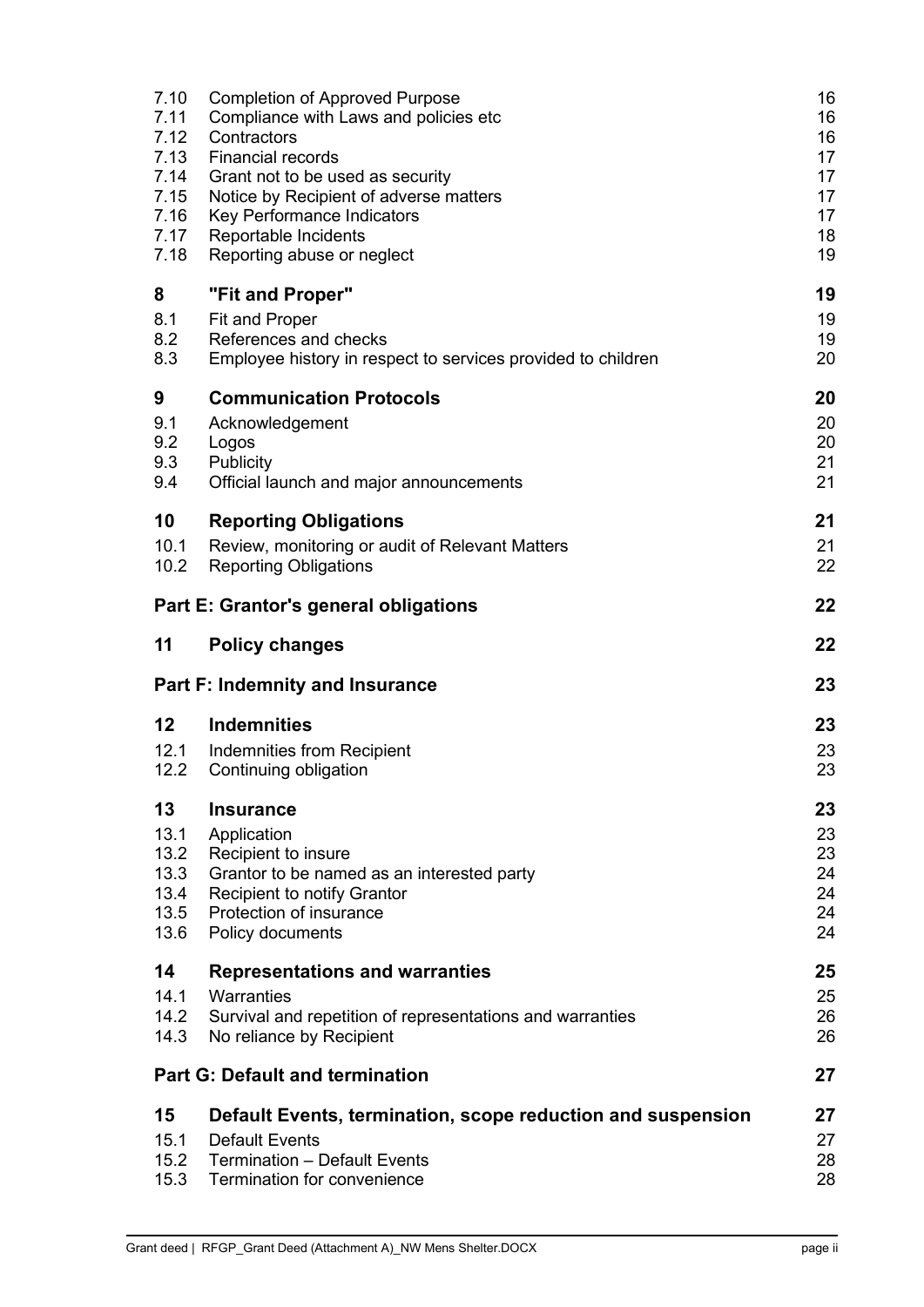| | | |
|---|---|---|
| 7.10 | Completion of Approved Purpose | 16 |
| 7.11 | Compliance with Laws and policies etc | 16 |
| 7.12 | Contractors | 16 |
| 7.13 | Financial records | 17 |
| 7.14 | Grant not to be used as security | 17 |
| 7.15 | Notice by Recipient of adverse matters | 17 |
| 7.16 | Key Performance Indicators | 17 |
| 7.17 | Reportable Incidents | 18 |
| 7.18 | Reporting abuse or neglect | 19 |
| **8** | **"Fit and Proper"** | **19** |
| 8.1 | Fit and Proper | 19 |
| 8.2 | References and checks | 19 |
| 8.3 | Employee history in respect to services provided to children | 20 |
| **9** | **Communication Protocols** | **20** |
| 9.1 | Acknowledgement | 20 |
| 9.2 | Logos | 20 |
| 9.3 | Publicity | 21 |
| 9.4 | Official launch and major announcements | 21 |
| **10** | **Reporting Obligations** | **21** |
| 10.1 | Review, monitoring or audit of Relevant Matters | 21 |
| 10.2 | Reporting Obligations | 22 |
| | **Part E: Grantor's general obligations** | **22** |
| **11** | **Policy changes** | **22** |
| | **Part F: Indemnity and Insurance** | **23** |
| **12** | **Indemnities** | **23** |
| 12.1 | Indemnities from Recipient | 23 |
| 12.2 | Continuing obligation | 23 |
| **13** | **Insurance** | **23** |
| 13.1 | Application | 23 |
| 13.2 | Recipient to insure | 23 |
| 13.3 | Grantor to be named as an interested party | 24 |
| 13.4 | Recipient to notify Grantor | 24 |
| 13.5 | Protection of insurance | 24 |
| 13.6 | Policy documents | 24 |
| **14** | **Representations and warranties** | **25** |
| 14.1 | Warranties | 25 |
| 14.2 | Survival and repetition of representations and warranties | 26 |
| 14.3 | No reliance by Recipient | 26 |
| | **Part G: Default and termination** | **27** |
| **15** | **Default Events, termination, scope reduction and suspension** | **27** |
| 15.1 | Default Events | 27 |
| 15.2 | Termination – Default Events | 28 |
| 15.3 | Termination for convenience | 28 |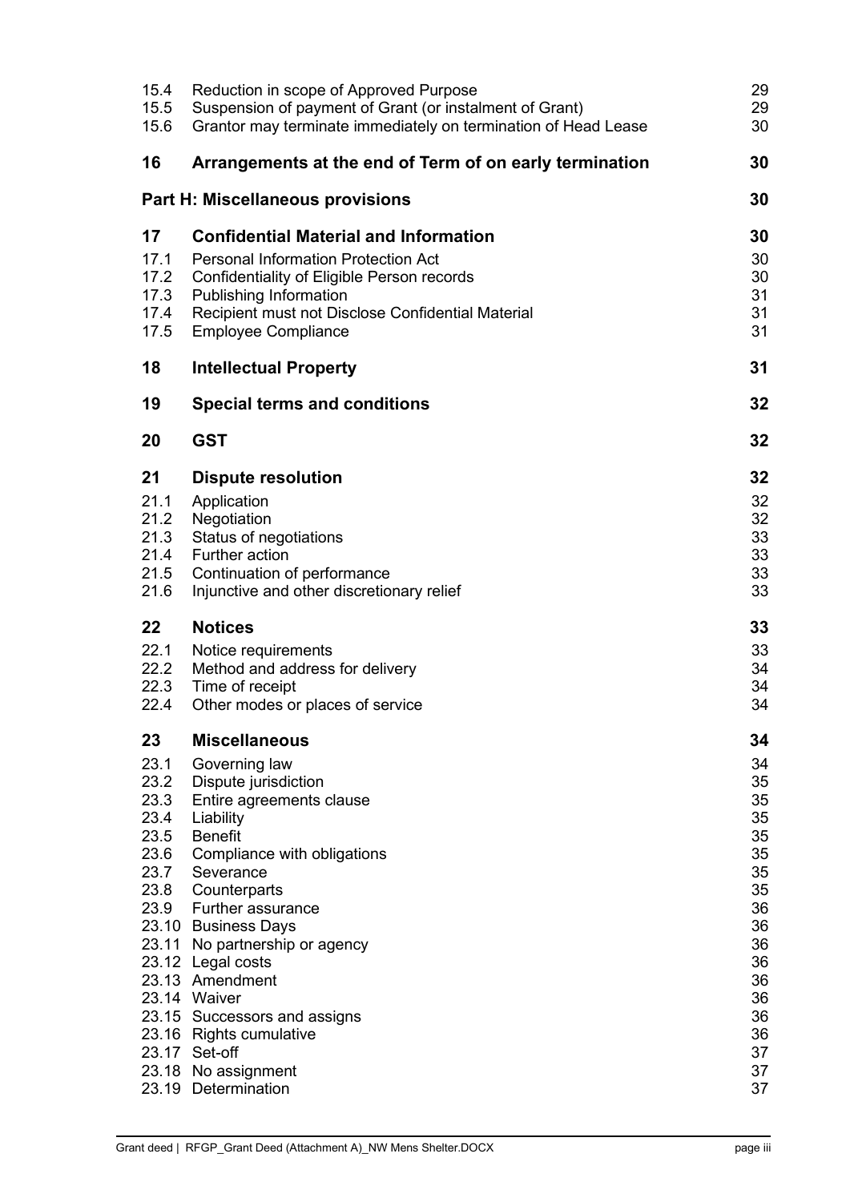| | | |
|---|---|---|
| 15.4 | Reduction in scope of Approved Purpose | 29 |
| 15.5 | Suspension of payment of Grant (or instalment of Grant) | 29 |
| 15.6 | Grantor may terminate immediately on termination of Head Lease | 30 |
| **16** | **Arrangements at the end of Term of on early termination** | **30** |
| | **Part H: Miscellaneous provisions** | **30** |
| **17** | **Confidential Material and Information** | **30** |
| 17.1 | Personal Information Protection Act | 30 |
| 17.2 | Confidentiality of Eligible Person records | 30 |
| 17.3 | Publishing Information | 31 |
| 17.4 | Recipient must not Disclose Confidential Material | 31 |
| 17.5 | Employee Compliance | 31 |
| **18** | **Intellectual Property** | **31** |
| **19** | **Special terms and conditions** | **32** |
| **20** | **GST** | **32** |
| **21** | **Dispute resolution** | **32** |
| 21.1 | Application | 32 |
| 21.2 | Negotiation | 32 |
| 21.3 | Status of negotiations | 33 |
| 21.4 | Further action | 33 |
| 21.5 | Continuation of performance | 33 |
| 21.6 | Injunctive and other discretionary relief | 33 |
| **22** | **Notices** | **33** |
| 22.1 | Notice requirements | 33 |
| 22.2 | Method and address for delivery | 34 |
| 22.3 | Time of receipt | 34 |
| 22.4 | Other modes or places of service | 34 |
| **23** | **Miscellaneous** | **34** |
| 23.1 | Governing law | 34 |
| 23.2 | Dispute jurisdiction | 35 |
| 23.3 | Entire agreements clause | 35 |
| 23.4 | Liability | 35 |
| 23.5 | Benefit | 35 |
| 23.6 | Compliance with obligations | 35 |
| 23.7 | Severance | 35 |
| 23.8 | Counterparts | 35 |
| 23.9 | Further assurance | 36 |
| 23.10 | Business Days | 36 |
| 23.11 | No partnership or agency | 36 |
| 23.12 | Legal costs | 36 |
| 23.13 | Amendment | 36 |
| 23.14 | Waiver | 36 |
| 23.15 | Successors and assigns | 36 |
| 23.16 | Rights cumulative | 36 |
| 23.17 | Set-off | 37 |
| 23.18 | No assignment | 37 |
| 23.19 | Determination | 37 |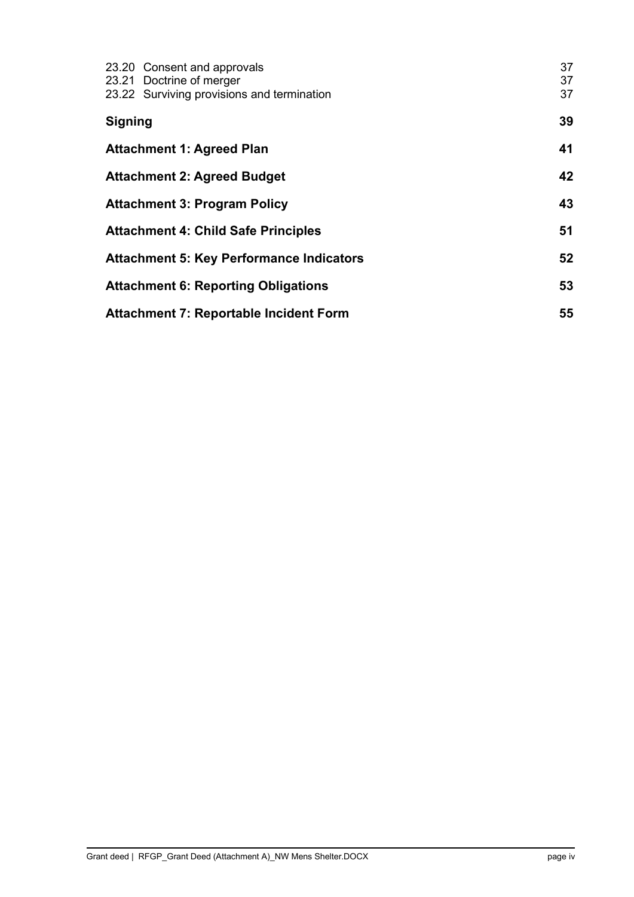23.20 Consent and approvals 37
23.21 Doctrine of merger 37
23.22 Surviving provisions and termination 37

**Signing** **39**

**Attachment 1: Agreed Plan** **41**

**Attachment 2: Agreed Budget** **42**

**Attachment 3: Program Policy** **43**

**Attachment 4: Child Safe Principles** **51**

**Attachment 5: Key Performance Indicators** **52**

**Attachment 6: Reporting Obligations** **53**

**Attachment 7: Reportable Incident Form** **55**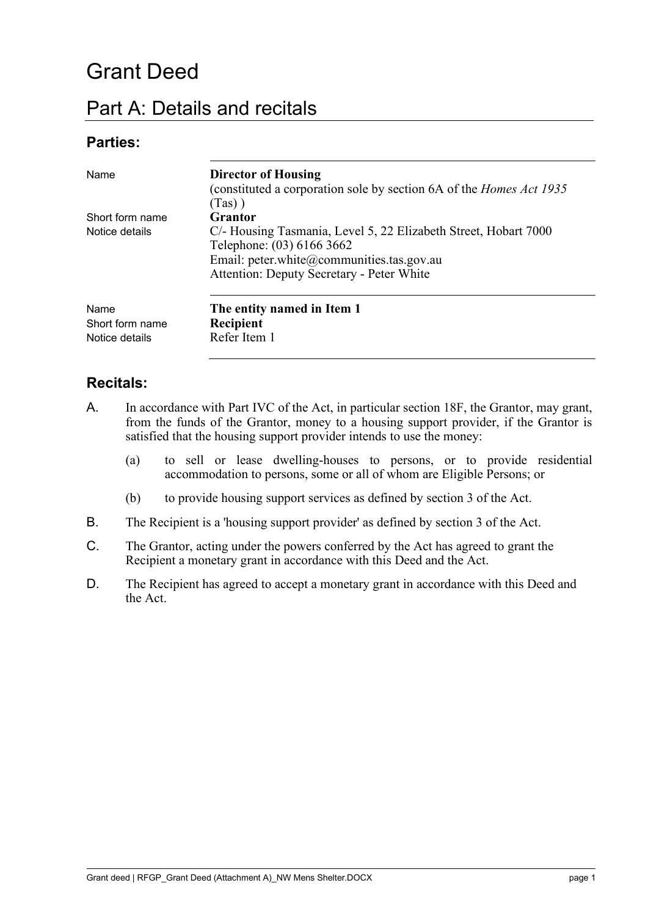# Grant Deed

## Part A: Details and recitals

### Parties:

| | |
|---|---|
| Name | **Director of Housing** (constituted a corporation sole by section 6A of the *Homes Act 1935* (Tas) ) |
| Short form name | **Grantor** |
| Notice details | C/- Housing Tasmania, Level 5, 22 Elizabeth Street, Hobart 7000<br>Telephone: (03) 6166 3662<br>Email: peter.white@communities.tas.gov.au<br>Attention: Deputy Secretary - Peter White |
| Name | **The entity named in Item 1** |
| Short form name | **Recipient** |
| Notice details | Refer Item 1 |

### Recitals:

A. In accordance with Part IVC of the Act, in particular section 18F, the Grantor, may grant, from the funds of the Grantor, money to a housing support provider, if the Grantor is satisfied that the housing support provider intends to use the money:

   (a) to sell or lease dwelling-houses to persons, or to provide residential accommodation to persons, some or all of whom are Eligible Persons; or

   (b) to provide housing support services as defined by section 3 of the Act.

B. The Recipient is a 'housing support provider' as defined by section 3 of the Act.

C. The Grantor, acting under the powers conferred by the Act has agreed to grant the Recipient a monetary grant in accordance with this Deed and the Act.

D. The Recipient has agreed to accept a monetary grant in accordance with this Deed and the Act.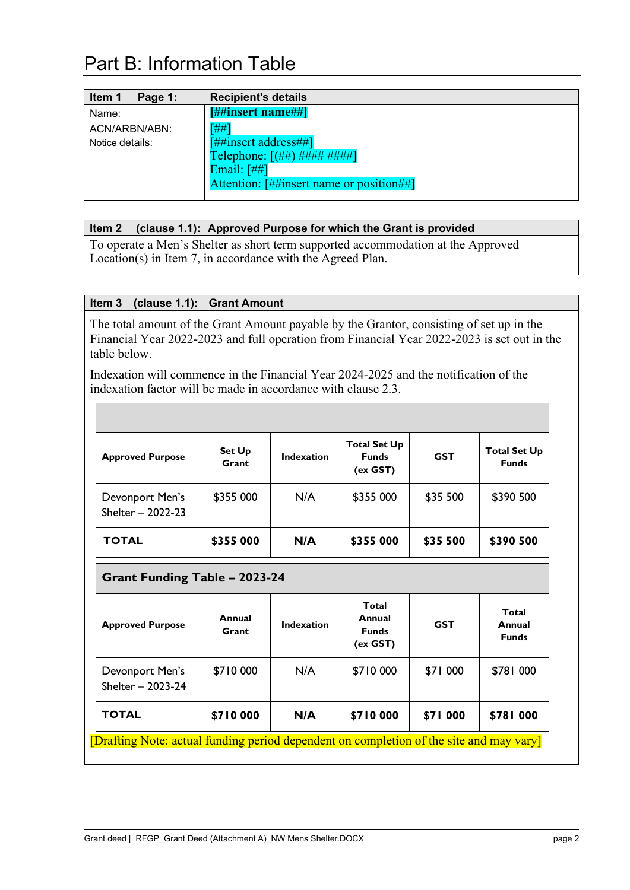# Part B: Information Table

| Item 1 Page 1: | Recipient's details |
|---|---|
| Name: | **[##insert name##]** |
| ACN/ARBN/ABN: | [##] |
| Notice details: | [##insert address##]<br>Telephone: [(##) #### ####]<br>Email: [##]<br>Attention: [##insert name or position##] |

| Item 2 (clause 1.1): Approved Purpose for which the Grant is provided |
|---|
| To operate a Men's Shelter as short term supported accommodation at the Approved Location(s) in Item 7, in accordance with the Agreed Plan. |

**Item 3 (clause 1.1): Grant Amount**

The total amount of the Grant Amount payable by the Grantor, consisting of set up in the Financial Year 2022-2023 and full operation from Financial Year 2022-2023 is set out in the table below.

Indexation will commence in the Financial Year 2024-2025 and the notification of the indexation factor will be made in accordance with clause 2.3.

| Approved Purpose | Set Up Grant | Indexation | Total Set Up Funds (ex GST) | GST | Total Set Up Funds |
|---|---|---|---|---|---|
| Devonport Men's Shelter – 2022-23 | $355 000 | N/A | $355 000 | $35 500 | $390 500 |
| **TOTAL** | **$355 000** | **N/A** | **$355 000** | **$35 500** | **$390 500** |

**Grant Funding Table – 2023-24**

| Approved Purpose | Annual Grant | Indexation | Total Annual Funds (ex GST) | GST | Total Annual Funds |
|---|---|---|---|---|---|
| Devonport Men's Shelter – 2023-24 | $710 000 | N/A | $710 000 | $71 000 | $781 000 |
| **TOTAL** | **$710 000** | **N/A** | **$710 000** | **$71 000** | **$781 000** |

[Drafting Note: actual funding period dependent on completion of the site and may vary]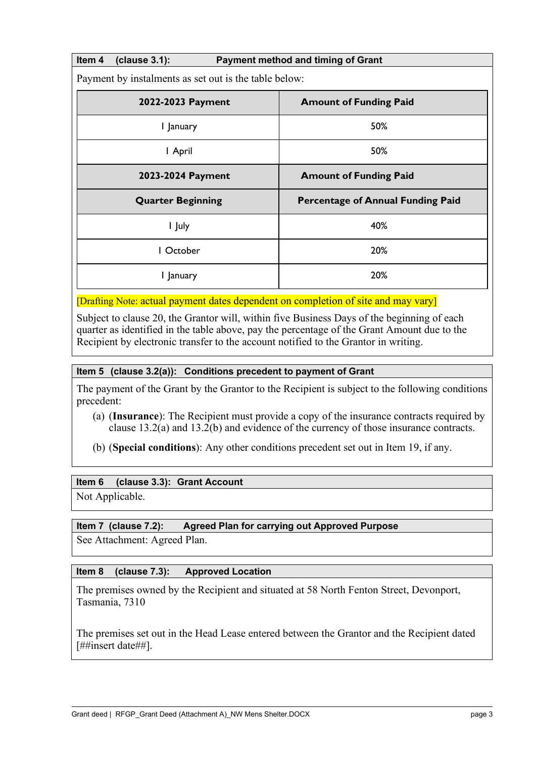| Item 4 (clause 3.1): | Payment method and timing of Grant |
|---|---|

Payment by instalments as set out is the table below:

| 2022-2023 Payment | Amount of Funding Paid |
|---|---|
| 1 January | 50% |
| 1 April | 50% |
| **2023-2024 Payment** | **Amount of Funding Paid** |
| **Quarter Beginning** | **Percentage of Annual Funding Paid** |
| 1 July | 40% |
| 1 October | 20% |
| 1 January | 20% |

[Drafting Note: actual payment dates dependent on completion of site and may vary]

Subject to clause 20, the Grantor will, within five Business Days of the beginning of each quarter as identified in the table above, pay the percentage of the Grant Amount due to the Recipient by electronic transfer to the account notified to the Grantor in writing.

| Item 5 (clause 3.2(a)): | Conditions precedent to payment of Grant |
|---|---|

The payment of the Grant by the Grantor to the Recipient is subject to the following conditions precedent:

(a) (**Insurance**): The Recipient must provide a copy of the insurance contracts required by clause 13.2(a) and 13.2(b) and evidence of the currency of those insurance contracts.

(b) (**Special conditions**): Any other conditions precedent set out in Item 19, if any.

| Item 6 (clause 3.3): | Grant Account |
|---|---|

Not Applicable.

| Item 7 (clause 7.2): | Agreed Plan for carrying out Approved Purpose |
|---|---|

See Attachment: Agreed Plan.

| Item 8 (clause 7.3): | Approved Location |
|---|---|

The premises owned by the Recipient and situated at 58 North Fenton Street, Devonport, Tasmania, 7310

The premises set out in the Head Lease entered between the Grantor and the Recipient dated [##insert date##].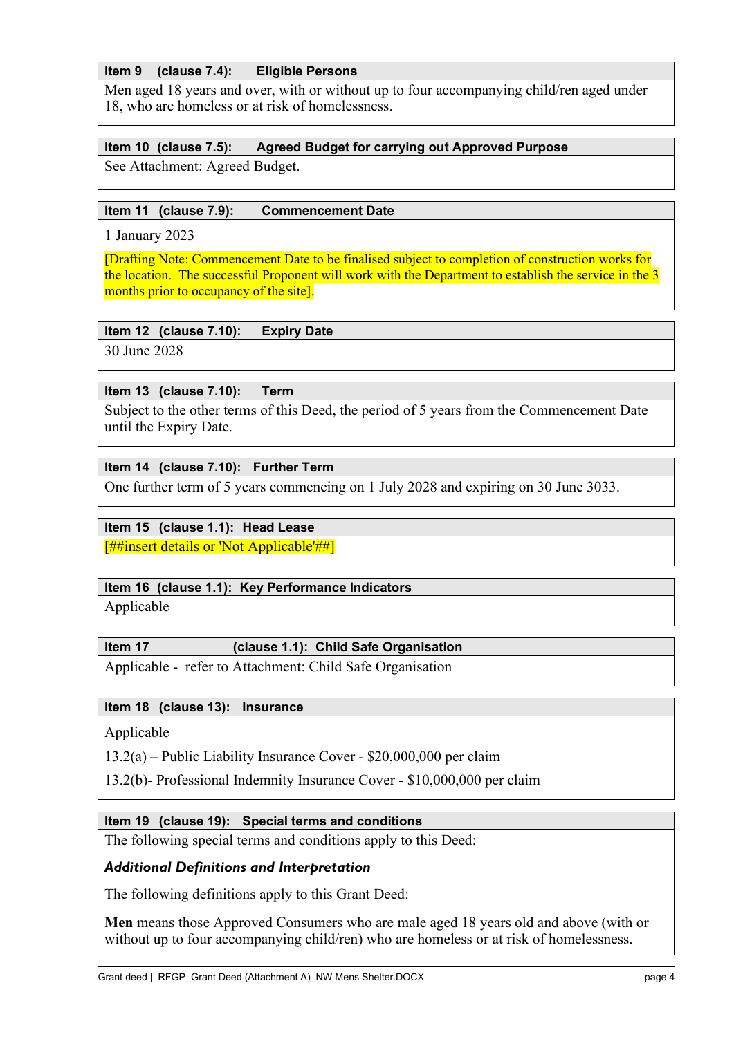**Item 9 (clause 7.4): Eligible Persons**

Men aged 18 years and over, with or without up to four accompanying child/ren aged under 18, who are homeless or at risk of homelessness.

**Item 10 (clause 7.5): Agreed Budget for carrying out Approved Purpose**

See Attachment: Agreed Budget.

**Item 11 (clause 7.9): Commencement Date**

1 January 2023

[Drafting Note: Commencement Date to be finalised subject to completion of construction works for the location. The successful Proponent will work with the Department to establish the service in the 3 months prior to occupancy of the site].

**Item 12 (clause 7.10): Expiry Date**

30 June 2028

**Item 13 (clause 7.10): Term**

Subject to the other terms of this Deed, the period of 5 years from the Commencement Date until the Expiry Date.

**Item 14 (clause 7.10): Further Term**

One further term of 5 years commencing on 1 July 2028 and expiring on 30 June 3033.

**Item 15 (clause 1.1): Head Lease**

[##insert details or 'Not Applicable'##]

**Item 16 (clause 1.1): Key Performance Indicators**

Applicable

**Item 17 (clause 1.1): Child Safe Organisation**

Applicable - refer to Attachment: Child Safe Organisation

**Item 18 (clause 13): Insurance**

Applicable

13.2(a) – Public Liability Insurance Cover - $20,000,000 per claim

13.2(b)- Professional Indemnity Insurance Cover - $10,000,000 per claim

**Item 19 (clause 19): Special terms and conditions**

The following special terms and conditions apply to this Deed:

***Additional Definitions and Interpretation***

The following definitions apply to this Grant Deed:

**Men** means those Approved Consumers who are male aged 18 years old and above (with or without up to four accompanying child/ren) who are homeless or at risk of homelessness.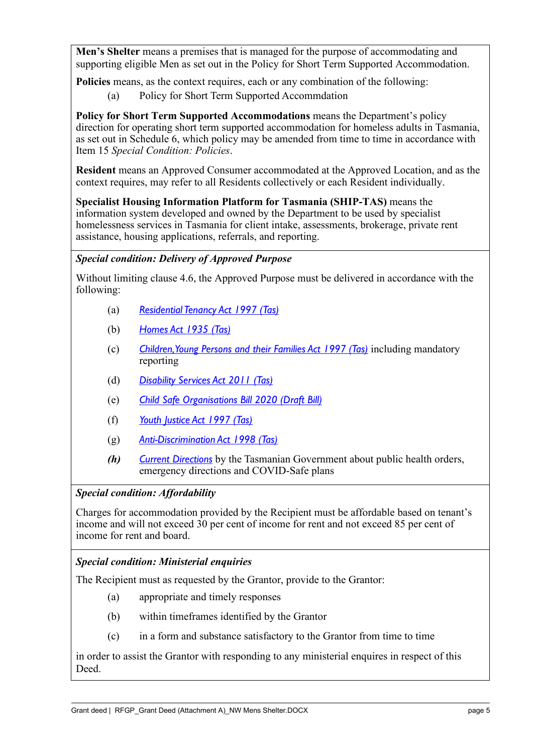**Men's Shelter** means a premises that is managed for the purpose of accommodating and supporting eligible Men as set out in the Policy for Short Term Supported Accommodation.

**Policies** means, as the context requires, each or any combination of the following:

(a) Policy for Short Term Supported Accommdation

**Policy for Short Term Supported Accommodations** means the Department's policy direction for operating short term supported accommodation for homeless adults in Tasmania, as set out in Schedule 6, which policy may be amended from time to time in accordance with Item 15 *Special Condition: Policies*.

**Resident** means an Approved Consumer accommodated at the Approved Location, and as the context requires, may refer to all Residents collectively or each Resident individually.

**Specialist Housing Information Platform for Tasmania (SHIP-TAS)** means the information system developed and owned by the Department to be used by specialist homelessness services in Tasmania for client intake, assessments, brokerage, private rent assistance, housing applications, referrals, and reporting.

***Special condition: Delivery of Approved Purpose***

Without limiting clause 4.6, the Approved Purpose must be delivered in accordance with the following:

(a) *Residential Tenancy Act 1997 (Tas)*

(b) *Homes Act 1935 (Tas)*

(c) *Children, Young Persons and their Families Act 1997 (Tas)* including mandatory reporting

(d) *Disability Services Act 2011 (Tas)*

(e) *Child Safe Organisations Bill 2020 (Draft Bill)*

(f) *Youth Justice Act 1997 (Tas)*

(g) *Anti-Discrimination Act 1998 (Tas)*

***(h)*** *Current Directions* by the Tasmanian Government about public health orders, emergency directions and COVID-Safe plans

***Special condition: Affordability***

Charges for accommodation provided by the Recipient must be affordable based on tenant's income and will not exceed 30 per cent of income for rent and not exceed 85 per cent of income for rent and board.

***Special condition: Ministerial enquiries***

The Recipient must as requested by the Grantor, provide to the Grantor:

(a) appropriate and timely responses

(b) within timeframes identified by the Grantor

(c) in a form and substance satisfactory to the Grantor from time to time

in order to assist the Grantor with responding to any ministerial enquires in respect of this Deed.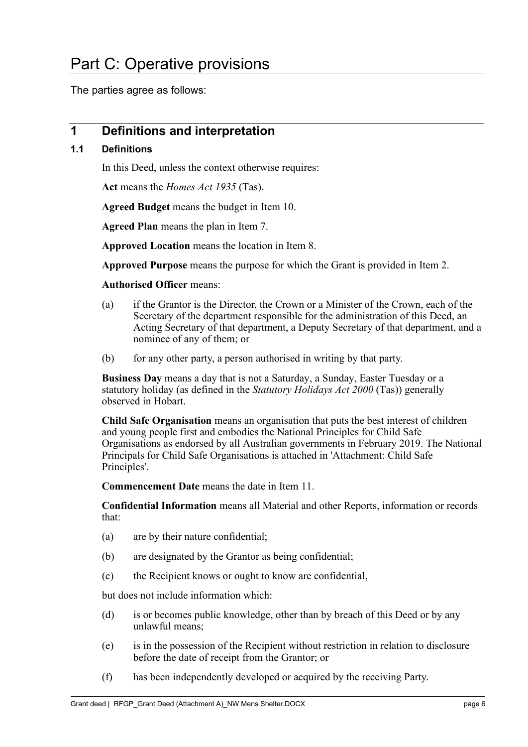# Part C: Operative provisions

The parties agree as follows:

## 1 Definitions and interpretation

### 1.1 Definitions

In this Deed, unless the context otherwise requires:

**Act** means the *Homes Act 1935* (Tas).

**Agreed Budget** means the budget in Item 10.

**Agreed Plan** means the plan in Item 7.

**Approved Location** means the location in Item 8.

**Approved Purpose** means the purpose for which the Grant is provided in Item 2.

**Authorised Officer** means:

(a) if the Grantor is the Director, the Crown or a Minister of the Crown, each of the Secretary of the department responsible for the administration of this Deed, an Acting Secretary of that department, a Deputy Secretary of that department, and a nominee of any of them; or

(b) for any other party, a person authorised in writing by that party.

**Business Day** means a day that is not a Saturday, a Sunday, Easter Tuesday or a statutory holiday (as defined in the *Statutory Holidays Act 2000* (Tas)) generally observed in Hobart.

**Child Safe Organisation** means an organisation that puts the best interest of children and young people first and embodies the National Principles for Child Safe Organisations as endorsed by all Australian governments in February 2019. The National Principals for Child Safe Organisations is attached in 'Attachment: Child Safe Principles'.

**Commencement Date** means the date in Item 11.

**Confidential Information** means all Material and other Reports, information or records that:

(a) are by their nature confidential;

(b) are designated by the Grantor as being confidential;

(c) the Recipient knows or ought to know are confidential,

but does not include information which:

(d) is or becomes public knowledge, other than by breach of this Deed or by any unlawful means;

(e) is in the possession of the Recipient without restriction in relation to disclosure before the date of receipt from the Grantor; or

(f) has been independently developed or acquired by the receiving Party.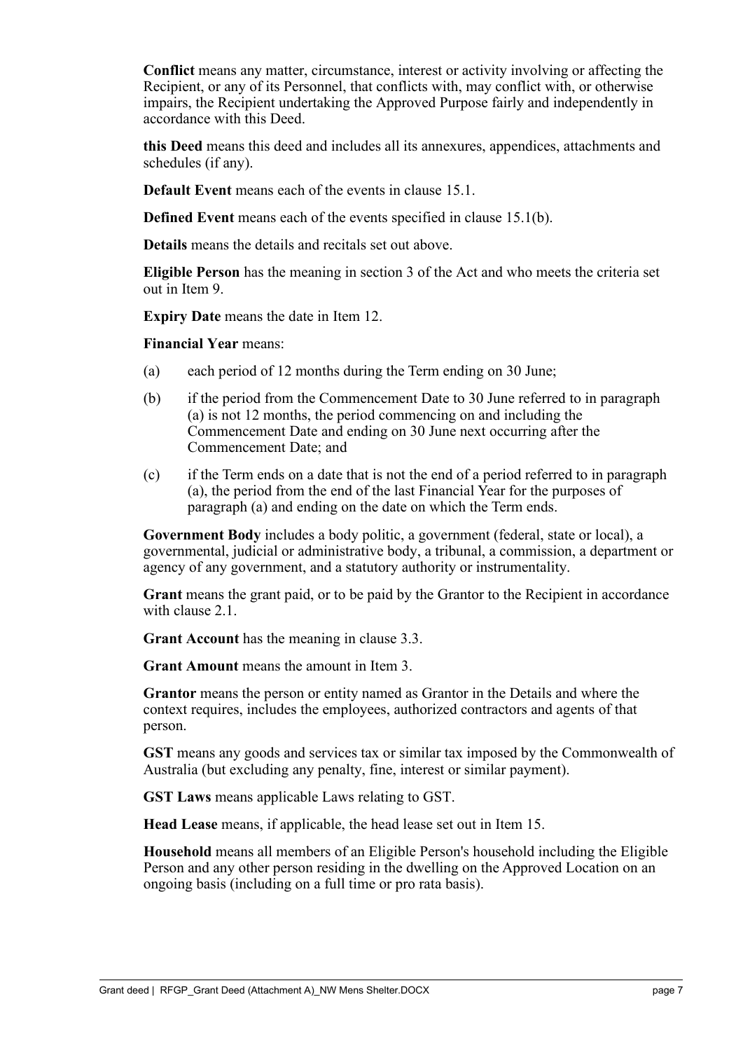**Conflict** means any matter, circumstance, interest or activity involving or affecting the Recipient, or any of its Personnel, that conflicts with, may conflict with, or otherwise impairs, the Recipient undertaking the Approved Purpose fairly and independently in accordance with this Deed.

**this Deed** means this deed and includes all its annexures, appendices, attachments and schedules (if any).

**Default Event** means each of the events in clause 15.1.

**Defined Event** means each of the events specified in clause 15.1(b).

**Details** means the details and recitals set out above.

**Eligible Person** has the meaning in section 3 of the Act and who meets the criteria set out in Item 9.

**Expiry Date** means the date in Item 12.

**Financial Year** means:

(a) each period of 12 months during the Term ending on 30 June;

(b) if the period from the Commencement Date to 30 June referred to in paragraph (a) is not 12 months, the period commencing on and including the Commencement Date and ending on 30 June next occurring after the Commencement Date; and

(c) if the Term ends on a date that is not the end of a period referred to in paragraph (a), the period from the end of the last Financial Year for the purposes of paragraph (a) and ending on the date on which the Term ends.

**Government Body** includes a body politic, a government (federal, state or local), a governmental, judicial or administrative body, a tribunal, a commission, a department or agency of any government, and a statutory authority or instrumentality.

**Grant** means the grant paid, or to be paid by the Grantor to the Recipient in accordance with clause 2.1.

**Grant Account** has the meaning in clause 3.3.

**Grant Amount** means the amount in Item 3.

**Grantor** means the person or entity named as Grantor in the Details and where the context requires, includes the employees, authorized contractors and agents of that person.

**GST** means any goods and services tax or similar tax imposed by the Commonwealth of Australia (but excluding any penalty, fine, interest or similar payment).

**GST Laws** means applicable Laws relating to GST.

**Head Lease** means, if applicable, the head lease set out in Item 15.

**Household** means all members of an Eligible Person's household including the Eligible Person and any other person residing in the dwelling on the Approved Location on an ongoing basis (including on a full time or pro rata basis).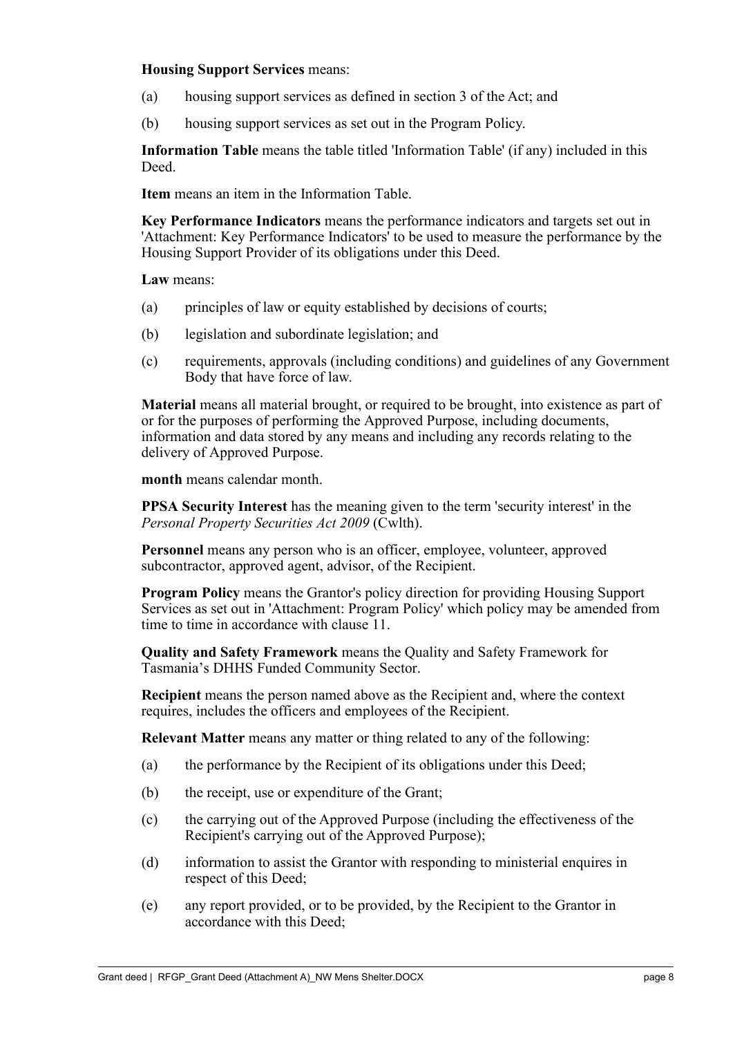**Housing Support Services** means:

(a) housing support services as defined in section 3 of the Act; and

(b) housing support services as set out in the Program Policy.

**Information Table** means the table titled 'Information Table' (if any) included in this Deed.

**Item** means an item in the Information Table.

**Key Performance Indicators** means the performance indicators and targets set out in 'Attachment: Key Performance Indicators' to be used to measure the performance by the Housing Support Provider of its obligations under this Deed.

**Law** means:

(a) principles of law or equity established by decisions of courts;

(b) legislation and subordinate legislation; and

(c) requirements, approvals (including conditions) and guidelines of any Government Body that have force of law.

**Material** means all material brought, or required to be brought, into existence as part of or for the purposes of performing the Approved Purpose, including documents, information and data stored by any means and including any records relating to the delivery of Approved Purpose.

**month** means calendar month.

**PPSA Security Interest** has the meaning given to the term 'security interest' in the *Personal Property Securities Act 2009* (Cwlth).

**Personnel** means any person who is an officer, employee, volunteer, approved subcontractor, approved agent, advisor, of the Recipient.

**Program Policy** means the Grantor's policy direction for providing Housing Support Services as set out in 'Attachment: Program Policy' which policy may be amended from time to time in accordance with clause 11.

**Quality and Safety Framework** means the Quality and Safety Framework for Tasmania's DHHS Funded Community Sector.

**Recipient** means the person named above as the Recipient and, where the context requires, includes the officers and employees of the Recipient.

**Relevant Matter** means any matter or thing related to any of the following:

(a) the performance by the Recipient of its obligations under this Deed;

(b) the receipt, use or expenditure of the Grant;

(c) the carrying out of the Approved Purpose (including the effectiveness of the Recipient's carrying out of the Approved Purpose);

(d) information to assist the Grantor with responding to ministerial enquires in respect of this Deed;

(e) any report provided, or to be provided, by the Recipient to the Grantor in accordance with this Deed;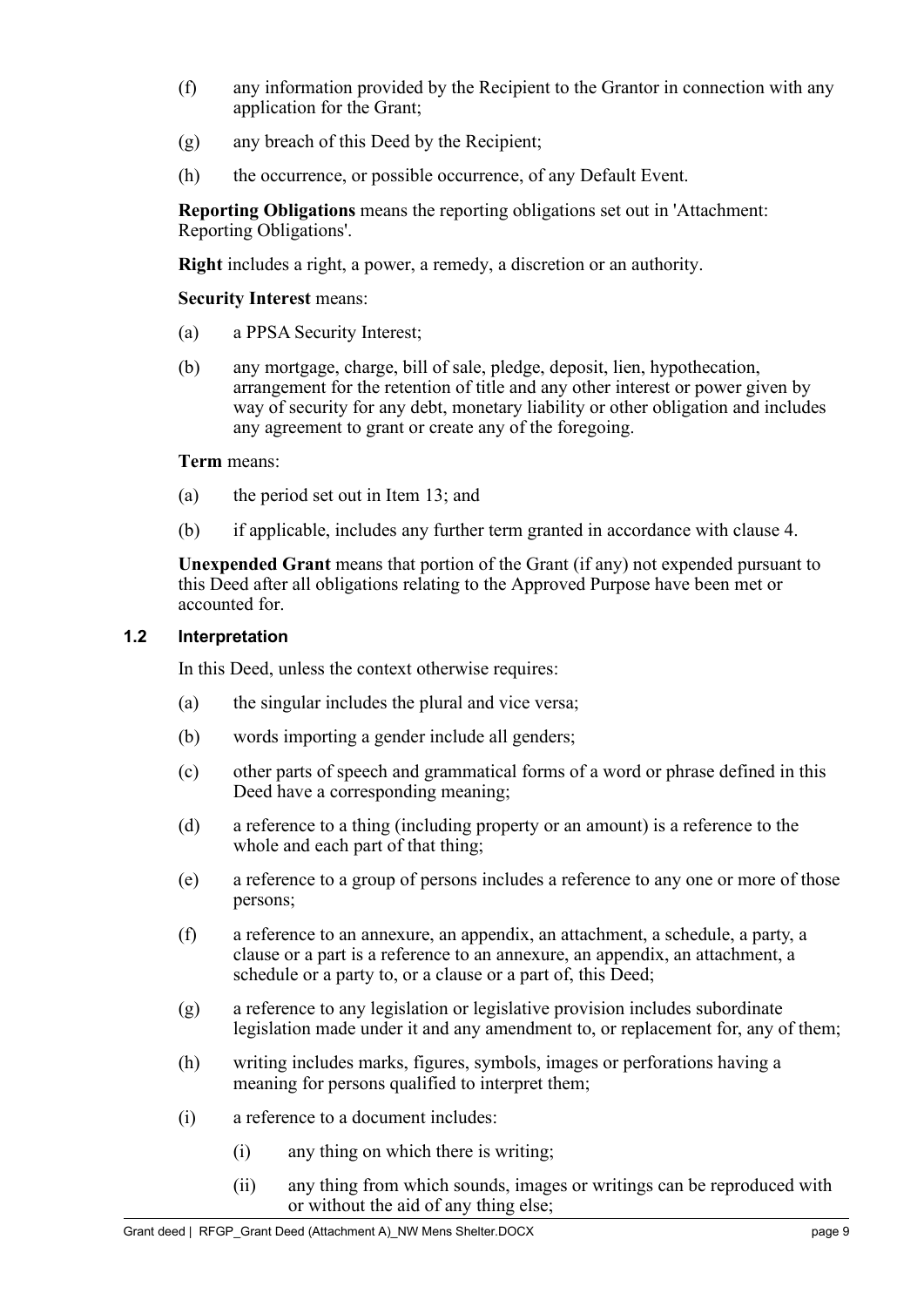(f) any information provided by the Recipient to the Grantor in connection with any application for the Grant;

(g) any breach of this Deed by the Recipient;

(h) the occurrence, or possible occurrence, of any Default Event.

**Reporting Obligations** means the reporting obligations set out in 'Attachment: Reporting Obligations'.

**Right** includes a right, a power, a remedy, a discretion or an authority.

**Security Interest** means:

(a) a PPSA Security Interest;

(b) any mortgage, charge, bill of sale, pledge, deposit, lien, hypothecation, arrangement for the retention of title and any other interest or power given by way of security for any debt, monetary liability or other obligation and includes any agreement to grant or create any of the foregoing.

**Term** means:

(a) the period set out in Item 13; and

(b) if applicable, includes any further term granted in accordance with clause 4.

**Unexpended Grant** means that portion of the Grant (if any) not expended pursuant to this Deed after all obligations relating to the Approved Purpose have been met or accounted for.

### 1.2 Interpretation

In this Deed, unless the context otherwise requires:

(a) the singular includes the plural and vice versa;

(b) words importing a gender include all genders;

(c) other parts of speech and grammatical forms of a word or phrase defined in this Deed have a corresponding meaning;

(d) a reference to a thing (including property or an amount) is a reference to the whole and each part of that thing;

(e) a reference to a group of persons includes a reference to any one or more of those persons;

(f) a reference to an annexure, an appendix, an attachment, a schedule, a party, a clause or a part is a reference to an annexure, an appendix, an attachment, a schedule or a party to, or a clause or a part of, this Deed;

(g) a reference to any legislation or legislative provision includes subordinate legislation made under it and any amendment to, or replacement for, any of them;

(h) writing includes marks, figures, symbols, images or perforations having a meaning for persons qualified to interpret them;

(i) a reference to a document includes:

(i) any thing on which there is writing;

(ii) any thing from which sounds, images or writings can be reproduced with or without the aid of any thing else;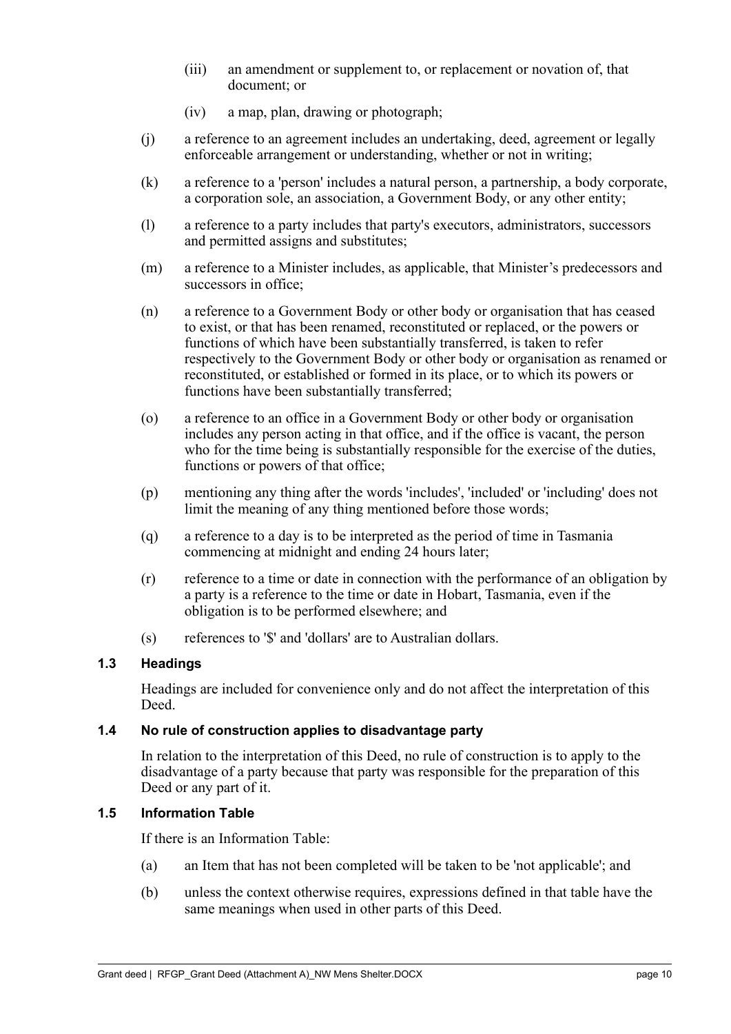- (iii) an amendment or supplement to, or replacement or novation of, that document; or
- (iv) a map, plan, drawing or photograph;

(j) a reference to an agreement includes an undertaking, deed, agreement or legally enforceable arrangement or understanding, whether or not in writing;

(k) a reference to a 'person' includes a natural person, a partnership, a body corporate, a corporation sole, an association, a Government Body, or any other entity;

(l) a reference to a party includes that party's executors, administrators, successors and permitted assigns and substitutes;

(m) a reference to a Minister includes, as applicable, that Minister's predecessors and successors in office;

(n) a reference to a Government Body or other body or organisation that has ceased to exist, or that has been renamed, reconstituted or replaced, or the powers or functions of which have been substantially transferred, is taken to refer respectively to the Government Body or other body or organisation as renamed or reconstituted, or established or formed in its place, or to which its powers or functions have been substantially transferred;

(o) a reference to an office in a Government Body or other body or organisation includes any person acting in that office, and if the office is vacant, the person who for the time being is substantially responsible for the exercise of the duties, functions or powers of that office;

(p) mentioning any thing after the words 'includes', 'included' or 'including' does not limit the meaning of any thing mentioned before those words;

(q) a reference to a day is to be interpreted as the period of time in Tasmania commencing at midnight and ending 24 hours later;

(r) reference to a time or date in connection with the performance of an obligation by a party is a reference to the time or date in Hobart, Tasmania, even if the obligation is to be performed elsewhere; and

(s) references to '$' and 'dollars' are to Australian dollars.

### 1.3 Headings

Headings are included for convenience only and do not affect the interpretation of this Deed.

### 1.4 No rule of construction applies to disadvantage party

In relation to the interpretation of this Deed, no rule of construction is to apply to the disadvantage of a party because that party was responsible for the preparation of this Deed or any part of it.

### 1.5 Information Table

If there is an Information Table:

(a) an Item that has not been completed will be taken to be 'not applicable'; and

(b) unless the context otherwise requires, expressions defined in that table have the same meanings when used in other parts of this Deed.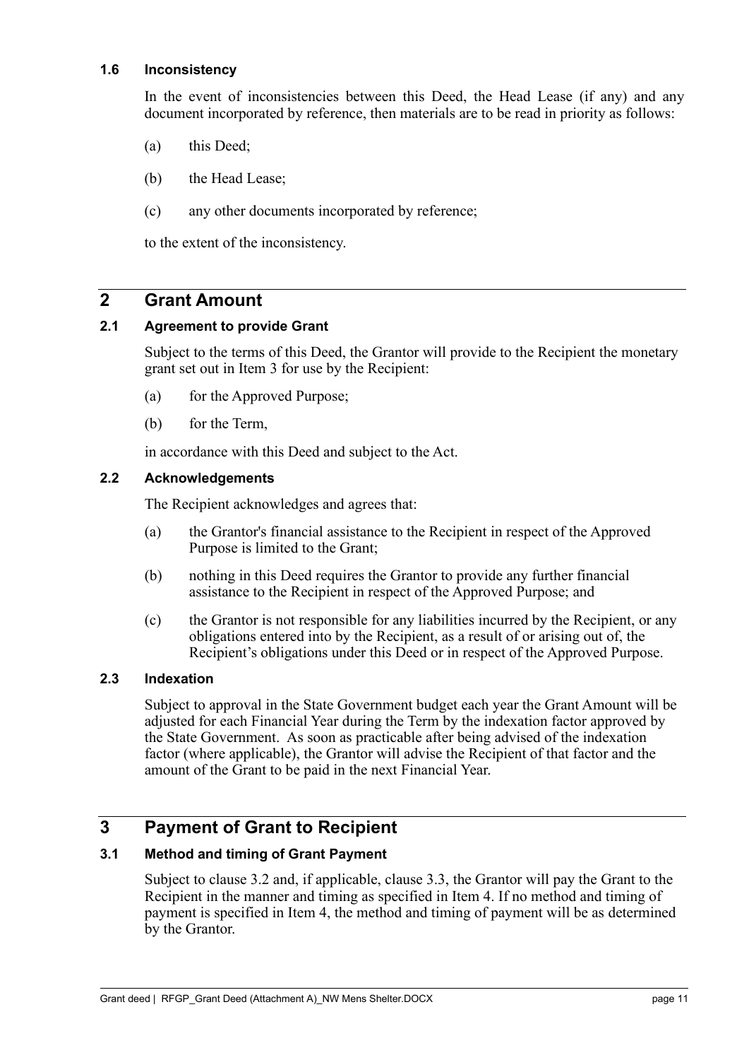### 1.6 Inconsistency

In the event of inconsistencies between this Deed, the Head Lease (if any) and any document incorporated by reference, then materials are to be read in priority as follows:

(a) this Deed;

(b) the Head Lease;

(c) any other documents incorporated by reference;

to the extent of the inconsistency.

## 2 Grant Amount

### 2.1 Agreement to provide Grant

Subject to the terms of this Deed, the Grantor will provide to the Recipient the monetary grant set out in Item 3 for use by the Recipient:

(a) for the Approved Purpose;

(b) for the Term,

in accordance with this Deed and subject to the Act.

### 2.2 Acknowledgements

The Recipient acknowledges and agrees that:

(a) the Grantor's financial assistance to the Recipient in respect of the Approved Purpose is limited to the Grant;

(b) nothing in this Deed requires the Grantor to provide any further financial assistance to the Recipient in respect of the Approved Purpose; and

(c) the Grantor is not responsible for any liabilities incurred by the Recipient, or any obligations entered into by the Recipient, as a result of or arising out of, the Recipient's obligations under this Deed or in respect of the Approved Purpose.

### 2.3 Indexation

Subject to approval in the State Government budget each year the Grant Amount will be adjusted for each Financial Year during the Term by the indexation factor approved by the State Government. As soon as practicable after being advised of the indexation factor (where applicable), the Grantor will advise the Recipient of that factor and the amount of the Grant to be paid in the next Financial Year.

## 3 Payment of Grant to Recipient

### 3.1 Method and timing of Grant Payment

Subject to clause 3.2 and, if applicable, clause 3.3, the Grantor will pay the Grant to the Recipient in the manner and timing as specified in Item 4. If no method and timing of payment is specified in Item 4, the method and timing of payment will be as determined by the Grantor.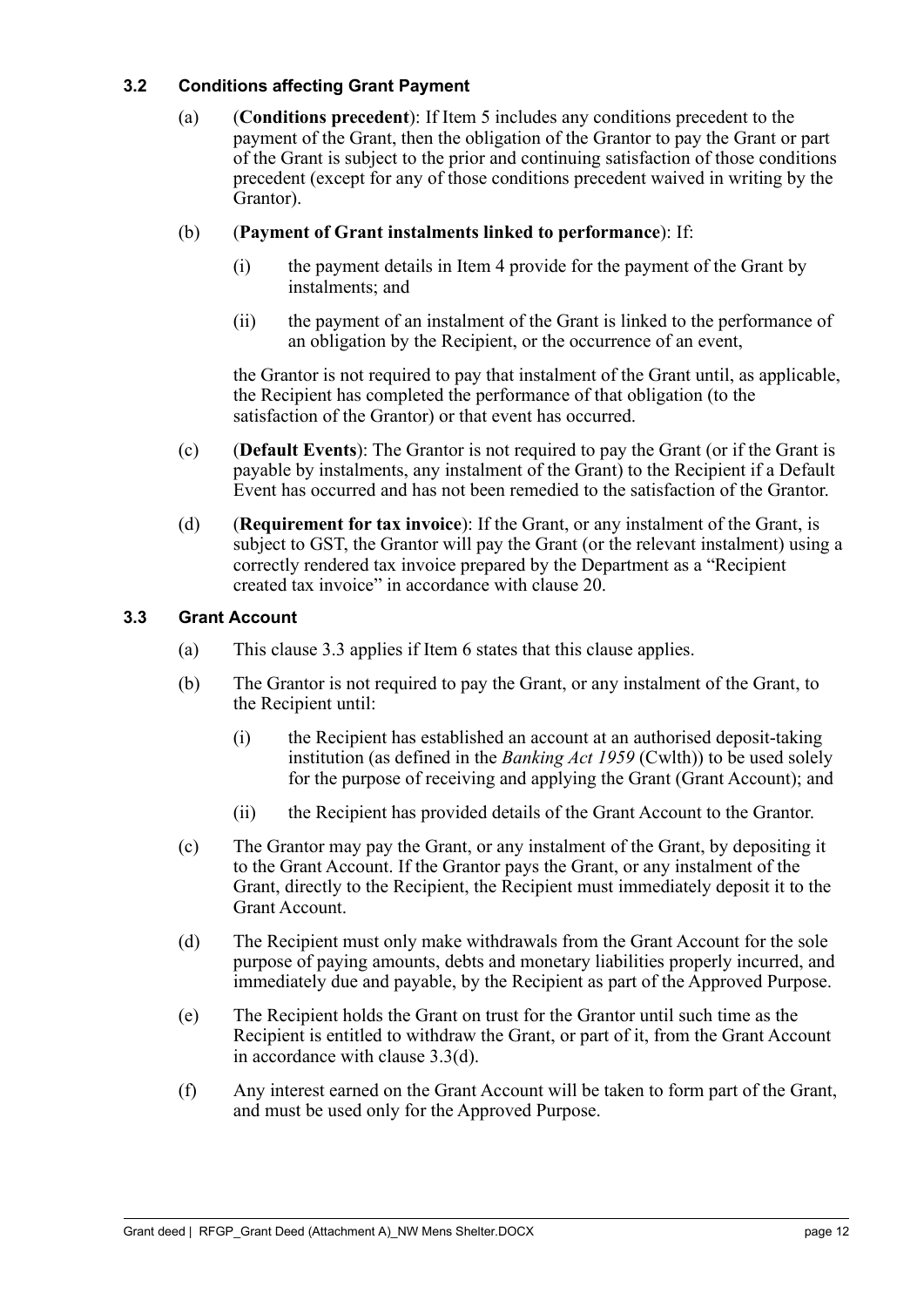### 3.2 Conditions affecting Grant Payment

(a) (**Conditions precedent**): If Item 5 includes any conditions precedent to the payment of the Grant, then the obligation of the Grantor to pay the Grant or part of the Grant is subject to the prior and continuing satisfaction of those conditions precedent (except for any of those conditions precedent waived in writing by the Grantor).

(b) (**Payment of Grant instalments linked to performance**): If:

(i) the payment details in Item 4 provide for the payment of the Grant by instalments; and

(ii) the payment of an instalment of the Grant is linked to the performance of an obligation by the Recipient, or the occurrence of an event,

the Grantor is not required to pay that instalment of the Grant until, as applicable, the Recipient has completed the performance of that obligation (to the satisfaction of the Grantor) or that event has occurred.

(c) (**Default Events**): The Grantor is not required to pay the Grant (or if the Grant is payable by instalments, any instalment of the Grant) to the Recipient if a Default Event has occurred and has not been remedied to the satisfaction of the Grantor.

(d) (**Requirement for tax invoice**): If the Grant, or any instalment of the Grant, is subject to GST, the Grantor will pay the Grant (or the relevant instalment) using a correctly rendered tax invoice prepared by the Department as a "Recipient created tax invoice" in accordance with clause 20.

### 3.3 Grant Account

(a) This clause 3.3 applies if Item 6 states that this clause applies.

(b) The Grantor is not required to pay the Grant, or any instalment of the Grant, to the Recipient until:

(i) the Recipient has established an account at an authorised deposit-taking institution (as defined in the *Banking Act 1959* (Cwlth)) to be used solely for the purpose of receiving and applying the Grant (Grant Account); and

(ii) the Recipient has provided details of the Grant Account to the Grantor.

(c) The Grantor may pay the Grant, or any instalment of the Grant, by depositing it to the Grant Account. If the Grantor pays the Grant, or any instalment of the Grant, directly to the Recipient, the Recipient must immediately deposit it to the Grant Account.

(d) The Recipient must only make withdrawals from the Grant Account for the sole purpose of paying amounts, debts and monetary liabilities properly incurred, and immediately due and payable, by the Recipient as part of the Approved Purpose.

(e) The Recipient holds the Grant on trust for the Grantor until such time as the Recipient is entitled to withdraw the Grant, or part of it, from the Grant Account in accordance with clause 3.3(d).

(f) Any interest earned on the Grant Account will be taken to form part of the Grant, and must be used only for the Approved Purpose.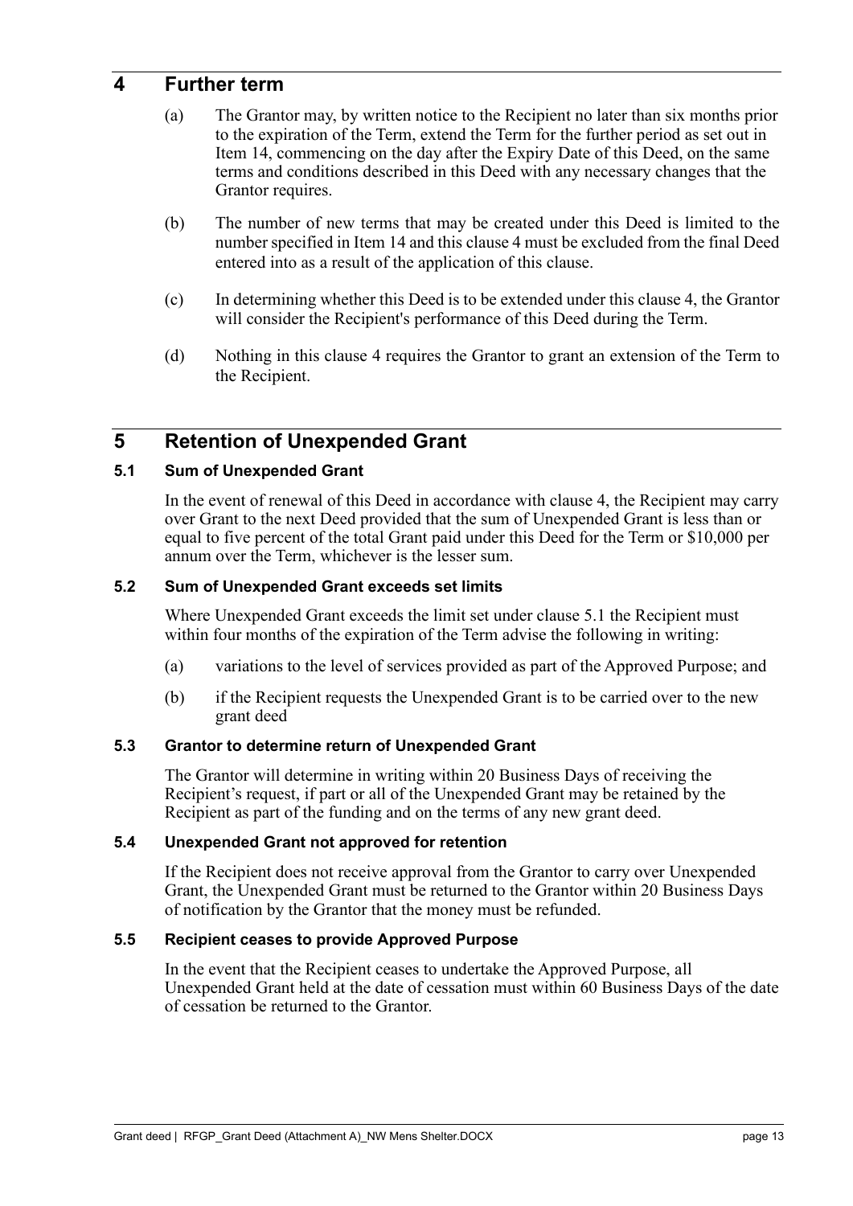# 4 Further term

(a) The Grantor may, by written notice to the Recipient no later than six months prior to the expiration of the Term, extend the Term for the further period as set out in Item 14, commencing on the day after the Expiry Date of this Deed, on the same terms and conditions described in this Deed with any necessary changes that the Grantor requires.

(b) The number of new terms that may be created under this Deed is limited to the number specified in Item 14 and this clause 4 must be excluded from the final Deed entered into as a result of the application of this clause.

(c) In determining whether this Deed is to be extended under this clause 4, the Grantor will consider the Recipient's performance of this Deed during the Term.

(d) Nothing in this clause 4 requires the Grantor to grant an extension of the Term to the Recipient.

# 5 Retention of Unexpended Grant

## 5.1 Sum of Unexpended Grant

In the event of renewal of this Deed in accordance with clause 4, the Recipient may carry over Grant to the next Deed provided that the sum of Unexpended Grant is less than or equal to five percent of the total Grant paid under this Deed for the Term or $10,000 per annum over the Term, whichever is the lesser sum.

## 5.2 Sum of Unexpended Grant exceeds set limits

Where Unexpended Grant exceeds the limit set under clause 5.1 the Recipient must within four months of the expiration of the Term advise the following in writing:

(a) variations to the level of services provided as part of the Approved Purpose; and

(b) if the Recipient requests the Unexpended Grant is to be carried over to the new grant deed

## 5.3 Grantor to determine return of Unexpended Grant

The Grantor will determine in writing within 20 Business Days of receiving the Recipient's request, if part or all of the Unexpended Grant may be retained by the Recipient as part of the funding and on the terms of any new grant deed.

## 5.4 Unexpended Grant not approved for retention

If the Recipient does not receive approval from the Grantor to carry over Unexpended Grant, the Unexpended Grant must be returned to the Grantor within 20 Business Days of notification by the Grantor that the money must be refunded.

## 5.5 Recipient ceases to provide Approved Purpose

In the event that the Recipient ceases to undertake the Approved Purpose, all Unexpended Grant held at the date of cessation must within 60 Business Days of the date of cessation be returned to the Grantor.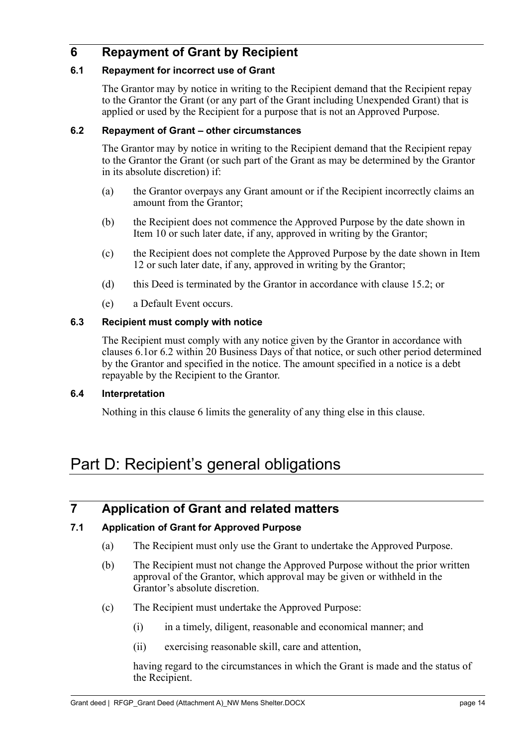## 6 Repayment of Grant by Recipient

### 6.1 Repayment for incorrect use of Grant

The Grantor may by notice in writing to the Recipient demand that the Recipient repay to the Grantor the Grant (or any part of the Grant including Unexpended Grant) that is applied or used by the Recipient for a purpose that is not an Approved Purpose.

### 6.2 Repayment of Grant – other circumstances

The Grantor may by notice in writing to the Recipient demand that the Recipient repay to the Grantor the Grant (or such part of the Grant as may be determined by the Grantor in its absolute discretion) if:

(a) the Grantor overpays any Grant amount or if the Recipient incorrectly claims an amount from the Grantor;

(b) the Recipient does not commence the Approved Purpose by the date shown in Item 10 or such later date, if any, approved in writing by the Grantor;

(c) the Recipient does not complete the Approved Purpose by the date shown in Item 12 or such later date, if any, approved in writing by the Grantor;

(d) this Deed is terminated by the Grantor in accordance with clause 15.2; or

(e) a Default Event occurs.

### 6.3 Recipient must comply with notice

The Recipient must comply with any notice given by the Grantor in accordance with clauses 6.1or 6.2 within 20 Business Days of that notice, or such other period determined by the Grantor and specified in the notice. The amount specified in a notice is a debt repayable by the Recipient to the Grantor.

### 6.4 Interpretation

Nothing in this clause 6 limits the generality of any thing else in this clause.

# Part D: Recipient's general obligations

## 7 Application of Grant and related matters

### 7.1 Application of Grant for Approved Purpose

(a) The Recipient must only use the Grant to undertake the Approved Purpose.

(b) The Recipient must not change the Approved Purpose without the prior written approval of the Grantor, which approval may be given or withheld in the Grantor's absolute discretion.

(c) The Recipient must undertake the Approved Purpose:

(i) in a timely, diligent, reasonable and economical manner; and

(ii) exercising reasonable skill, care and attention,

having regard to the circumstances in which the Grant is made and the status of the Recipient.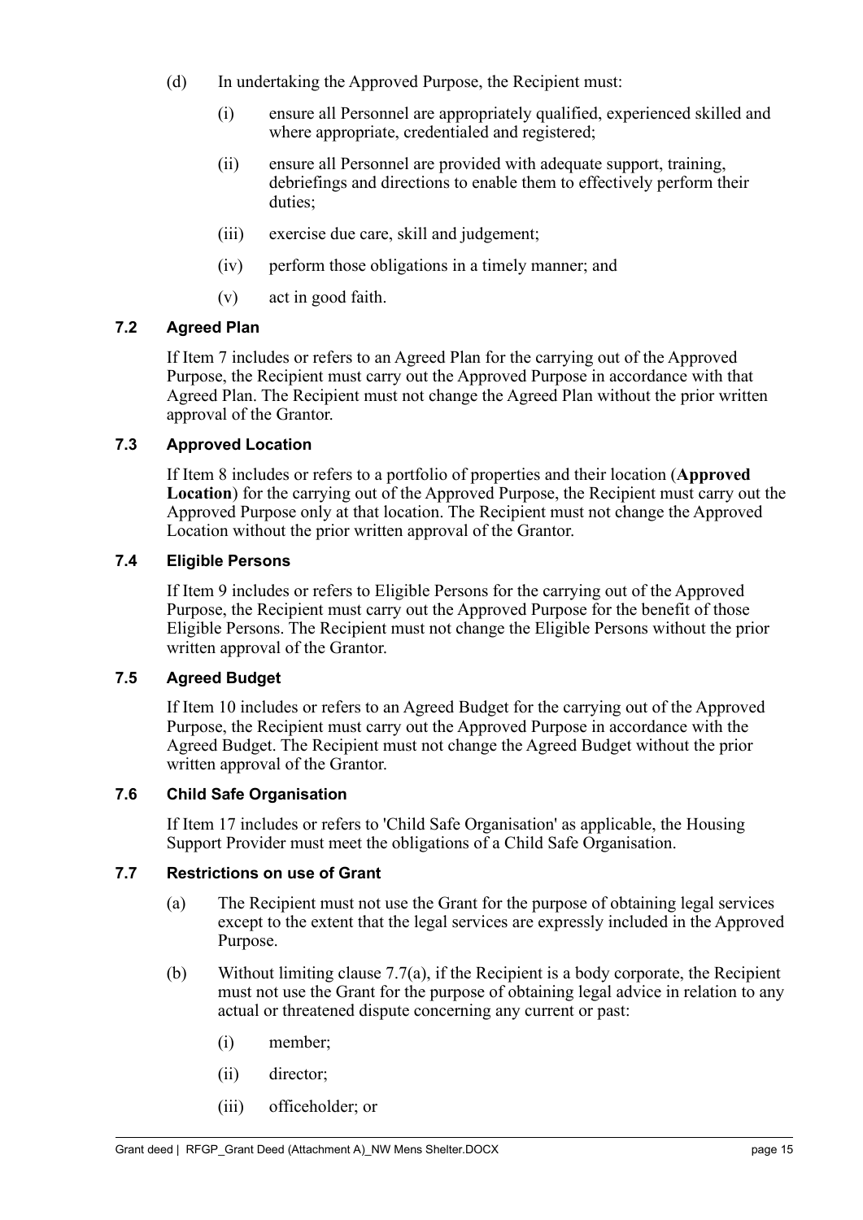(d) In undertaking the Approved Purpose, the Recipient must:

   (i) ensure all Personnel are appropriately qualified, experienced skilled and where appropriate, credentialed and registered;

   (ii) ensure all Personnel are provided with adequate support, training, debriefings and directions to enable them to effectively perform their duties;

   (iii) exercise due care, skill and judgement;

   (iv) perform those obligations in a timely manner; and

   (v) act in good faith.

### 7.2 Agreed Plan

If Item 7 includes or refers to an Agreed Plan for the carrying out of the Approved Purpose, the Recipient must carry out the Approved Purpose in accordance with that Agreed Plan. The Recipient must not change the Agreed Plan without the prior written approval of the Grantor.

### 7.3 Approved Location

If Item 8 includes or refers to a portfolio of properties and their location (**Approved Location**) for the carrying out of the Approved Purpose, the Recipient must carry out the Approved Purpose only at that location. The Recipient must not change the Approved Location without the prior written approval of the Grantor.

### 7.4 Eligible Persons

If Item 9 includes or refers to Eligible Persons for the carrying out of the Approved Purpose, the Recipient must carry out the Approved Purpose for the benefit of those Eligible Persons. The Recipient must not change the Eligible Persons without the prior written approval of the Grantor.

### 7.5 Agreed Budget

If Item 10 includes or refers to an Agreed Budget for the carrying out of the Approved Purpose, the Recipient must carry out the Approved Purpose in accordance with the Agreed Budget. The Recipient must not change the Agreed Budget without the prior written approval of the Grantor.

### 7.6 Child Safe Organisation

If Item 17 includes or refers to 'Child Safe Organisation' as applicable, the Housing Support Provider must meet the obligations of a Child Safe Organisation.

### 7.7 Restrictions on use of Grant

(a) The Recipient must not use the Grant for the purpose of obtaining legal services except to the extent that the legal services are expressly included in the Approved Purpose.

(b) Without limiting clause 7.7(a), if the Recipient is a body corporate, the Recipient must not use the Grant for the purpose of obtaining legal advice in relation to any actual or threatened dispute concerning any current or past:

   (i) member;

   (ii) director;

   (iii) officeholder; or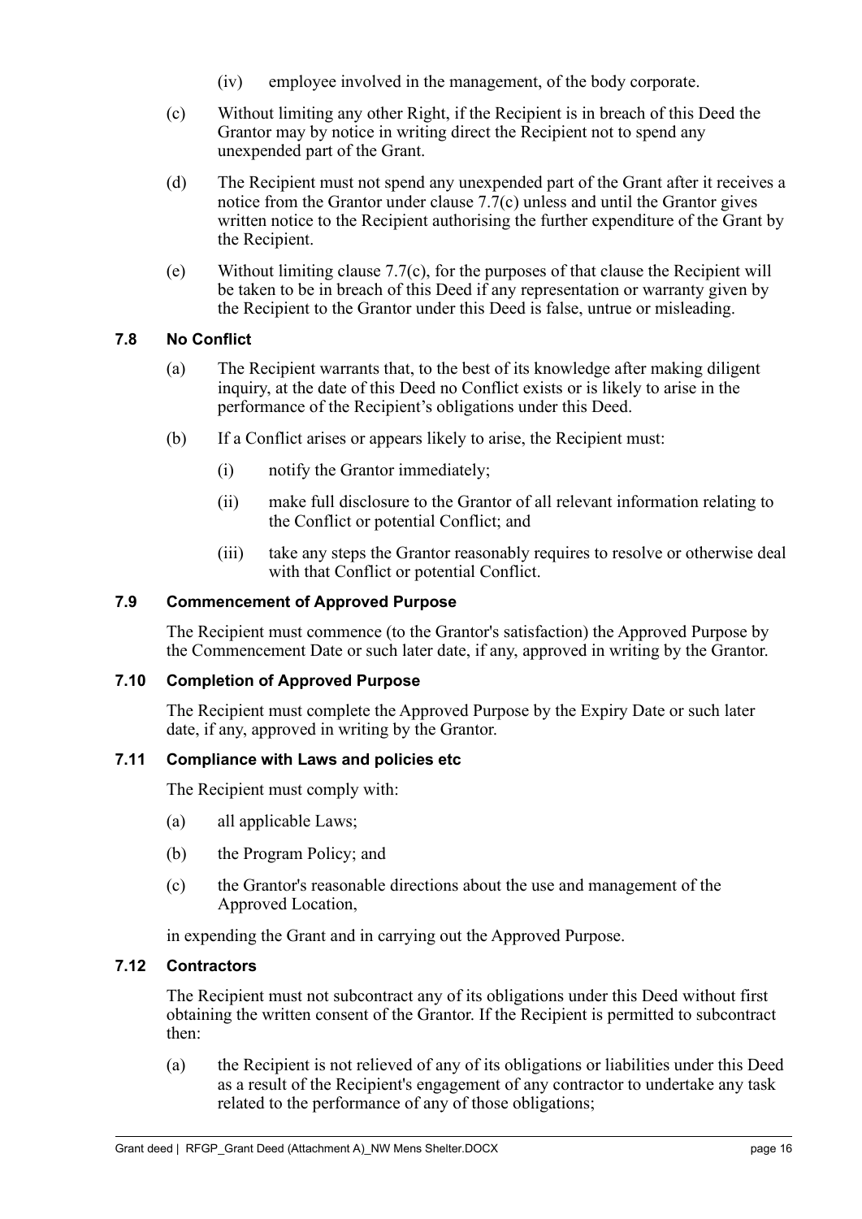(iv) employee involved in the management, of the body corporate.

(c) Without limiting any other Right, if the Recipient is in breach of this Deed the Grantor may by notice in writing direct the Recipient not to spend any unexpended part of the Grant.

(d) The Recipient must not spend any unexpended part of the Grant after it receives a notice from the Grantor under clause 7.7(c) unless and until the Grantor gives written notice to the Recipient authorising the further expenditure of the Grant by the Recipient.

(e) Without limiting clause 7.7(c), for the purposes of that clause the Recipient will be taken to be in breach of this Deed if any representation or warranty given by the Recipient to the Grantor under this Deed is false, untrue or misleading.

### 7.8 No Conflict

(a) The Recipient warrants that, to the best of its knowledge after making diligent inquiry, at the date of this Deed no Conflict exists or is likely to arise in the performance of the Recipient's obligations under this Deed.

(b) If a Conflict arises or appears likely to arise, the Recipient must:

(i) notify the Grantor immediately;

(ii) make full disclosure to the Grantor of all relevant information relating to the Conflict or potential Conflict; and

(iii) take any steps the Grantor reasonably requires to resolve or otherwise deal with that Conflict or potential Conflict.

### 7.9 Commencement of Approved Purpose

The Recipient must commence (to the Grantor's satisfaction) the Approved Purpose by the Commencement Date or such later date, if any, approved in writing by the Grantor.

### 7.10 Completion of Approved Purpose

The Recipient must complete the Approved Purpose by the Expiry Date or such later date, if any, approved in writing by the Grantor.

### 7.11 Compliance with Laws and policies etc

The Recipient must comply with:

(a) all applicable Laws;

(b) the Program Policy; and

(c) the Grantor's reasonable directions about the use and management of the Approved Location,

in expending the Grant and in carrying out the Approved Purpose.

### 7.12 Contractors

The Recipient must not subcontract any of its obligations under this Deed without first obtaining the written consent of the Grantor. If the Recipient is permitted to subcontract then:

(a) the Recipient is not relieved of any of its obligations or liabilities under this Deed as a result of the Recipient's engagement of any contractor to undertake any task related to the performance of any of those obligations;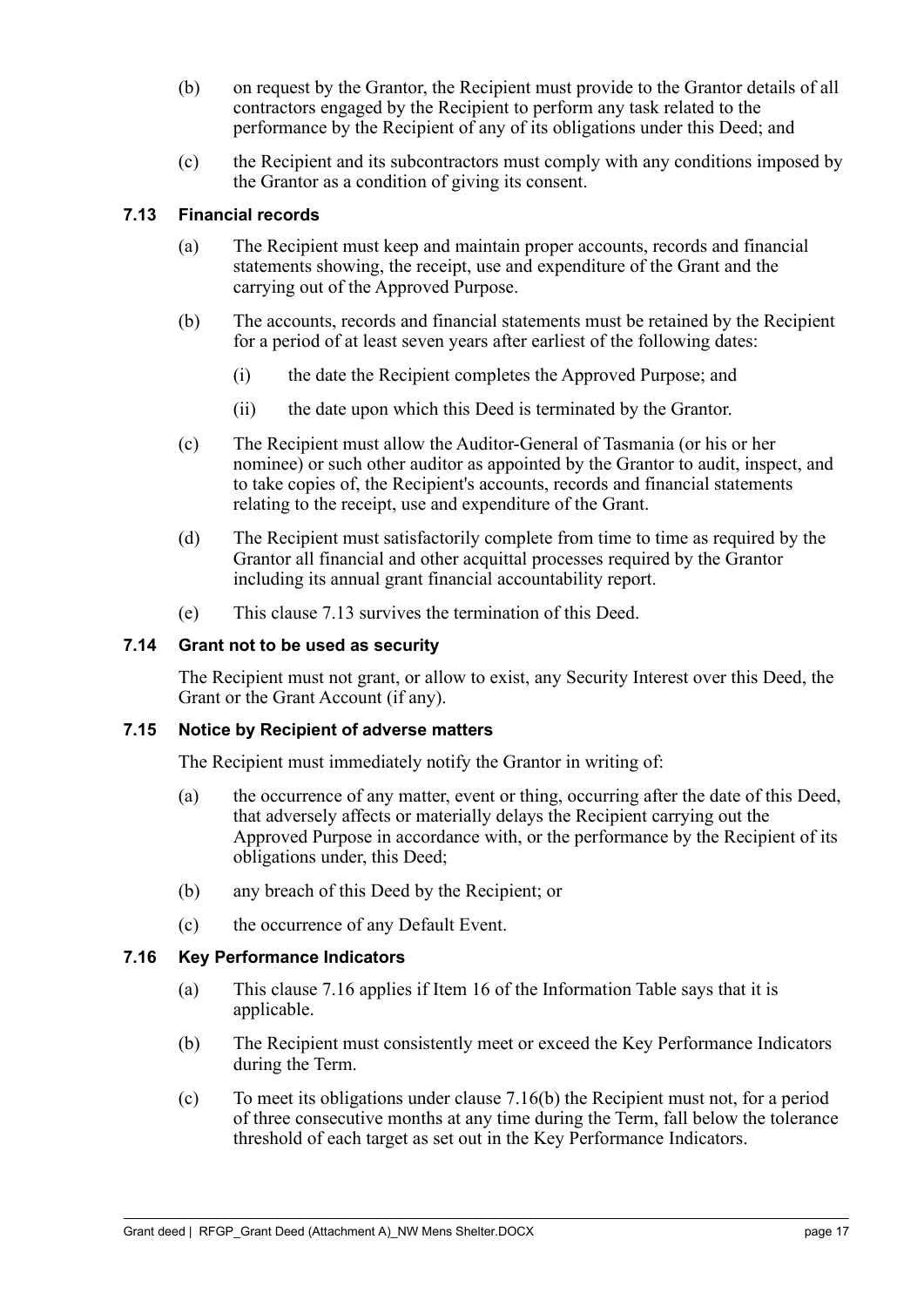(b) on request by the Grantor, the Recipient must provide to the Grantor details of all contractors engaged by the Recipient to perform any task related to the performance by the Recipient of any of its obligations under this Deed; and

(c) the Recipient and its subcontractors must comply with any conditions imposed by the Grantor as a condition of giving its consent.

### 7.13 Financial records

(a) The Recipient must keep and maintain proper accounts, records and financial statements showing, the receipt, use and expenditure of the Grant and the carrying out of the Approved Purpose.

(b) The accounts, records and financial statements must be retained by the Recipient for a period of at least seven years after earliest of the following dates:

(i) the date the Recipient completes the Approved Purpose; and

(ii) the date upon which this Deed is terminated by the Grantor.

(c) The Recipient must allow the Auditor-General of Tasmania (or his or her nominee) or such other auditor as appointed by the Grantor to audit, inspect, and to take copies of, the Recipient's accounts, records and financial statements relating to the receipt, use and expenditure of the Grant.

(d) The Recipient must satisfactorily complete from time to time as required by the Grantor all financial and other acquittal processes required by the Grantor including its annual grant financial accountability report.

(e) This clause 7.13 survives the termination of this Deed.

### 7.14 Grant not to be used as security

The Recipient must not grant, or allow to exist, any Security Interest over this Deed, the Grant or the Grant Account (if any).

### 7.15 Notice by Recipient of adverse matters

The Recipient must immediately notify the Grantor in writing of:

(a) the occurrence of any matter, event or thing, occurring after the date of this Deed, that adversely affects or materially delays the Recipient carrying out the Approved Purpose in accordance with, or the performance by the Recipient of its obligations under, this Deed;

(b) any breach of this Deed by the Recipient; or

(c) the occurrence of any Default Event.

### 7.16 Key Performance Indicators

(a) This clause 7.16 applies if Item 16 of the Information Table says that it is applicable.

(b) The Recipient must consistently meet or exceed the Key Performance Indicators during the Term.

(c) To meet its obligations under clause 7.16(b) the Recipient must not, for a period of three consecutive months at any time during the Term, fall below the tolerance threshold of each target as set out in the Key Performance Indicators.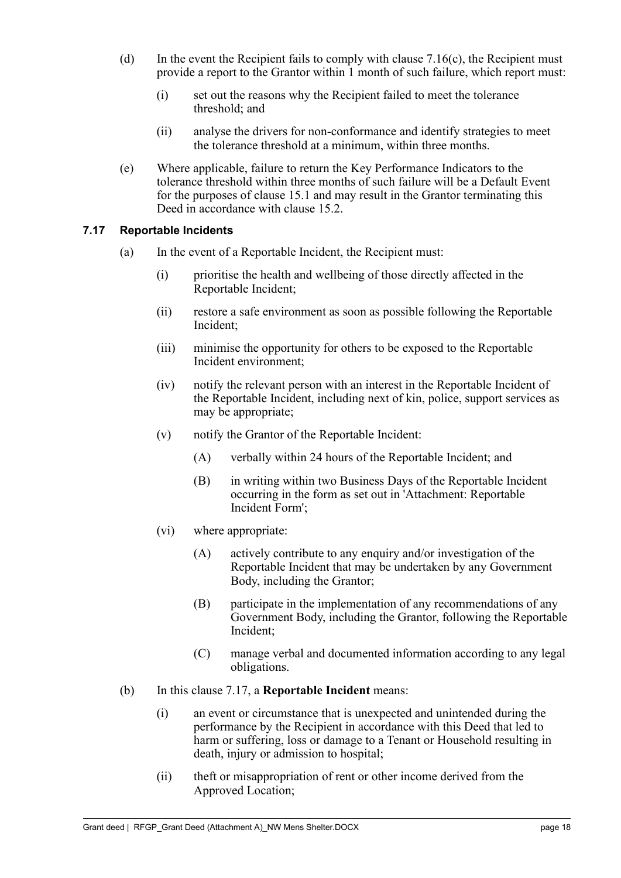(d) In the event the Recipient fails to comply with clause 7.16(c), the Recipient must provide a report to the Grantor within 1 month of such failure, which report must:

  (i) set out the reasons why the Recipient failed to meet the tolerance threshold; and

  (ii) analyse the drivers for non-conformance and identify strategies to meet the tolerance threshold at a minimum, within three months.

(e) Where applicable, failure to return the Key Performance Indicators to the tolerance threshold within three months of such failure will be a Default Event for the purposes of clause 15.1 and may result in the Grantor terminating this Deed in accordance with clause 15.2.

### 7.17 Reportable Incidents

(a) In the event of a Reportable Incident, the Recipient must:

  (i) prioritise the health and wellbeing of those directly affected in the Reportable Incident;

  (ii) restore a safe environment as soon as possible following the Reportable Incident;

  (iii) minimise the opportunity for others to be exposed to the Reportable Incident environment;

  (iv) notify the relevant person with an interest in the Reportable Incident of the Reportable Incident, including next of kin, police, support services as may be appropriate;

  (v) notify the Grantor of the Reportable Incident:

    (A) verbally within 24 hours of the Reportable Incident; and

    (B) in writing within two Business Days of the Reportable Incident occurring in the form as set out in 'Attachment: Reportable Incident Form';

  (vi) where appropriate:

    (A) actively contribute to any enquiry and/or investigation of the Reportable Incident that may be undertaken by any Government Body, including the Grantor;

    (B) participate in the implementation of any recommendations of any Government Body, including the Grantor, following the Reportable Incident;

    (C) manage verbal and documented information according to any legal obligations.

(b) In this clause 7.17, a **Reportable Incident** means:

  (i) an event or circumstance that is unexpected and unintended during the performance by the Recipient in accordance with this Deed that led to harm or suffering, loss or damage to a Tenant or Household resulting in death, injury or admission to hospital;

  (ii) theft or misappropriation of rent or other income derived from the Approved Location;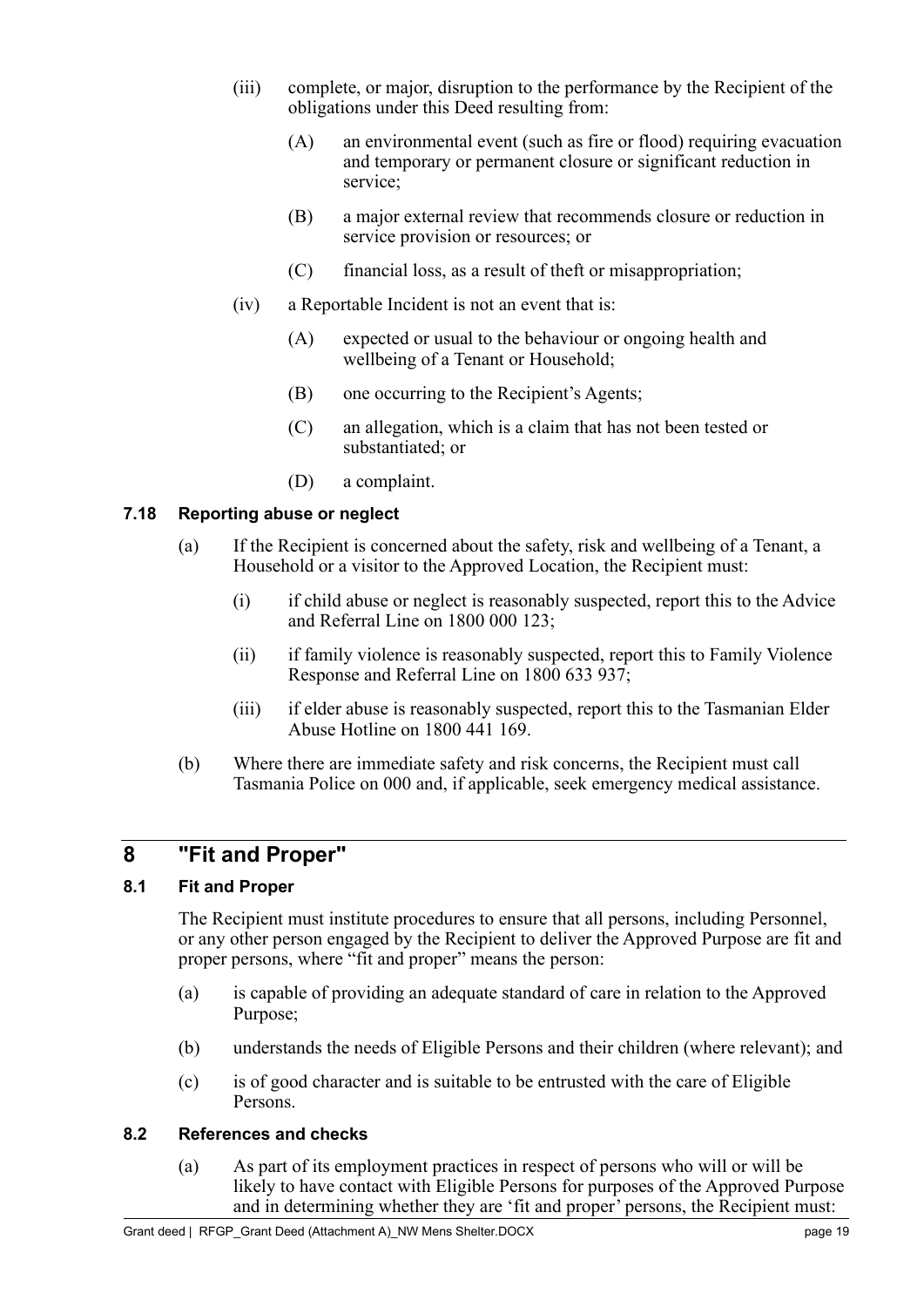(iii) complete, or major, disruption to the performance by the Recipient of the obligations under this Deed resulting from:

(A) an environmental event (such as fire or flood) requiring evacuation and temporary or permanent closure or significant reduction in service;

(B) a major external review that recommends closure or reduction in service provision or resources; or

(C) financial loss, as a result of theft or misappropriation;

(iv) a Reportable Incident is not an event that is:

(A) expected or usual to the behaviour or ongoing health and wellbeing of a Tenant or Household;

(B) one occurring to the Recipient's Agents;

(C) an allegation, which is a claim that has not been tested or substantiated; or

(D) a complaint.

### 7.18 Reporting abuse or neglect

(a) If the Recipient is concerned about the safety, risk and wellbeing of a Tenant, a Household or a visitor to the Approved Location, the Recipient must:

(i) if child abuse or neglect is reasonably suspected, report this to the Advice and Referral Line on 1800 000 123;

(ii) if family violence is reasonably suspected, report this to Family Violence Response and Referral Line on 1800 633 937;

(iii) if elder abuse is reasonably suspected, report this to the Tasmanian Elder Abuse Hotline on 1800 441 169.

(b) Where there are immediate safety and risk concerns, the Recipient must call Tasmania Police on 000 and, if applicable, seek emergency medical assistance.

## 8 "Fit and Proper"

### 8.1 Fit and Proper

The Recipient must institute procedures to ensure that all persons, including Personnel, or any other person engaged by the Recipient to deliver the Approved Purpose are fit and proper persons, where "fit and proper" means the person:

(a) is capable of providing an adequate standard of care in relation to the Approved Purpose;

(b) understands the needs of Eligible Persons and their children (where relevant); and

(c) is of good character and is suitable to be entrusted with the care of Eligible Persons.

### 8.2 References and checks

(a) As part of its employment practices in respect of persons who will or will be likely to have contact with Eligible Persons for purposes of the Approved Purpose and in determining whether they are 'fit and proper' persons, the Recipient must: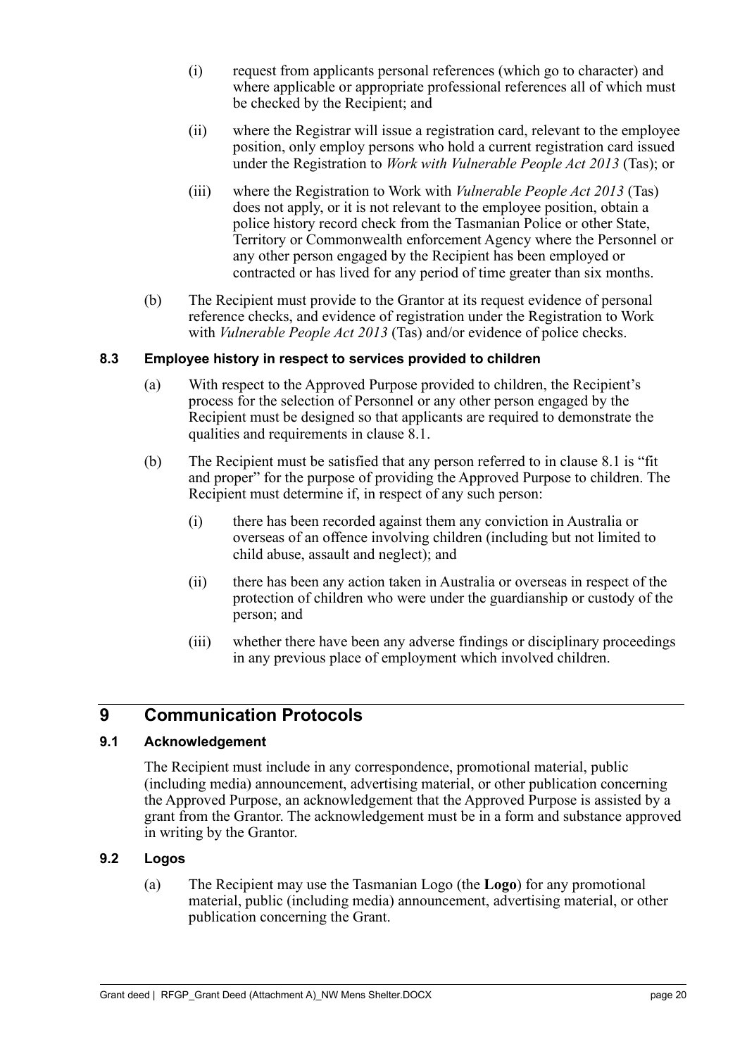(i) request from applicants personal references (which go to character) and where applicable or appropriate professional references all of which must be checked by the Recipient; and

(ii) where the Registrar will issue a registration card, relevant to the employee position, only employ persons who hold a current registration card issued under the Registration to *Work with Vulnerable People Act 2013* (Tas); or

(iii) where the Registration to Work with *Vulnerable People Act 2013* (Tas) does not apply, or it is not relevant to the employee position, obtain a police history record check from the Tasmanian Police or other State, Territory or Commonwealth enforcement Agency where the Personnel or any other person engaged by the Recipient has been employed or contracted or has lived for any period of time greater than six months.

(b) The Recipient must provide to the Grantor at its request evidence of personal reference checks, and evidence of registration under the Registration to Work with *Vulnerable People Act 2013* (Tas) and/or evidence of police checks.

### 8.3 Employee history in respect to services provided to children

(a) With respect to the Approved Purpose provided to children, the Recipient's process for the selection of Personnel or any other person engaged by the Recipient must be designed so that applicants are required to demonstrate the qualities and requirements in clause 8.1.

(b) The Recipient must be satisfied that any person referred to in clause 8.1 is "fit and proper" for the purpose of providing the Approved Purpose to children. The Recipient must determine if, in respect of any such person:

(i) there has been recorded against them any conviction in Australia or overseas of an offence involving children (including but not limited to child abuse, assault and neglect); and

(ii) there has been any action taken in Australia or overseas in respect of the protection of children who were under the guardianship or custody of the person; and

(iii) whether there have been any adverse findings or disciplinary proceedings in any previous place of employment which involved children.

## 9 Communication Protocols

### 9.1 Acknowledgement

The Recipient must include in any correspondence, promotional material, public (including media) announcement, advertising material, or other publication concerning the Approved Purpose, an acknowledgement that the Approved Purpose is assisted by a grant from the Grantor. The acknowledgement must be in a form and substance approved in writing by the Grantor.

### 9.2 Logos

(a) The Recipient may use the Tasmanian Logo (the **Logo**) for any promotional material, public (including media) announcement, advertising material, or other publication concerning the Grant.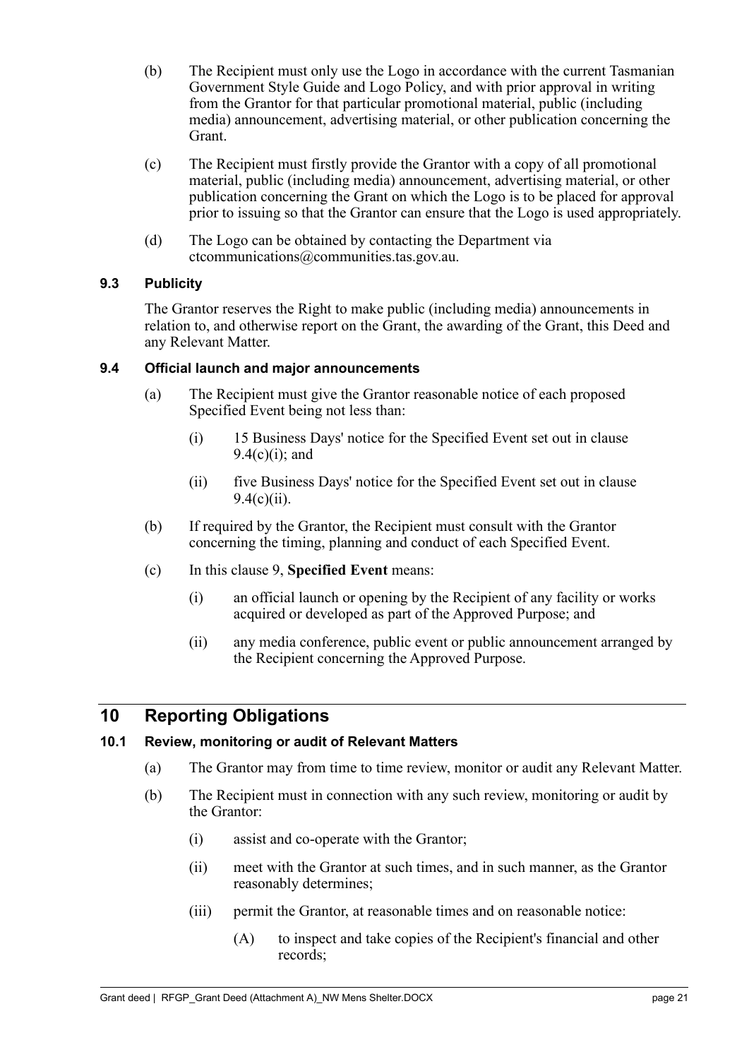(b) The Recipient must only use the Logo in accordance with the current Tasmanian Government Style Guide and Logo Policy, and with prior approval in writing from the Grantor for that particular promotional material, public (including media) announcement, advertising material, or other publication concerning the Grant.

(c) The Recipient must firstly provide the Grantor with a copy of all promotional material, public (including media) announcement, advertising material, or other publication concerning the Grant on which the Logo is to be placed for approval prior to issuing so that the Grantor can ensure that the Logo is used appropriately.

(d) The Logo can be obtained by contacting the Department via ctcommunications@communities.tas.gov.au.

### 9.3 Publicity

The Grantor reserves the Right to make public (including media) announcements in relation to, and otherwise report on the Grant, the awarding of the Grant, this Deed and any Relevant Matter.

### 9.4 Official launch and major announcements

(a) The Recipient must give the Grantor reasonable notice of each proposed Specified Event being not less than:

(i) 15 Business Days' notice for the Specified Event set out in clause 9.4(c)(i); and

(ii) five Business Days' notice for the Specified Event set out in clause 9.4(c)(ii).

(b) If required by the Grantor, the Recipient must consult with the Grantor concerning the timing, planning and conduct of each Specified Event.

(c) In this clause 9, **Specified Event** means:

(i) an official launch or opening by the Recipient of any facility or works acquired or developed as part of the Approved Purpose; and

(ii) any media conference, public event or public announcement arranged by the Recipient concerning the Approved Purpose.

## 10 Reporting Obligations

### 10.1 Review, monitoring or audit of Relevant Matters

(a) The Grantor may from time to time review, monitor or audit any Relevant Matter.

(b) The Recipient must in connection with any such review, monitoring or audit by the Grantor:

(i) assist and co-operate with the Grantor;

(ii) meet with the Grantor at such times, and in such manner, as the Grantor reasonably determines;

(iii) permit the Grantor, at reasonable times and on reasonable notice:

(A) to inspect and take copies of the Recipient's financial and other records;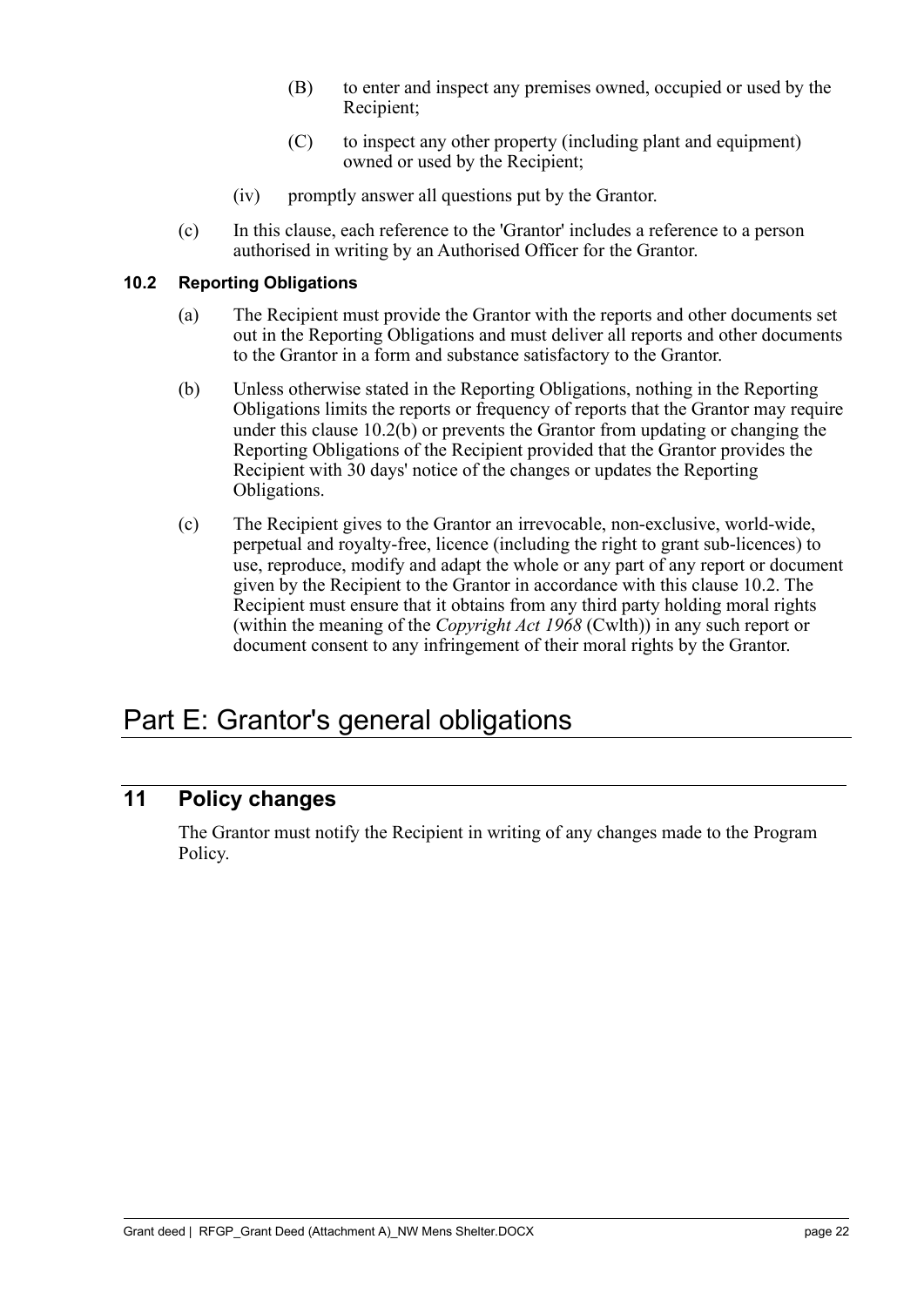(B) to enter and inspect any premises owned, occupied or used by the Recipient;

(C) to inspect any other property (including plant and equipment) owned or used by the Recipient;

(iv) promptly answer all questions put by the Grantor.

(c) In this clause, each reference to the 'Grantor' includes a reference to a person authorised in writing by an Authorised Officer for the Grantor.

### 10.2 Reporting Obligations

(a) The Recipient must provide the Grantor with the reports and other documents set out in the Reporting Obligations and must deliver all reports and other documents to the Grantor in a form and substance satisfactory to the Grantor.

(b) Unless otherwise stated in the Reporting Obligations, nothing in the Reporting Obligations limits the reports or frequency of reports that the Grantor may require under this clause 10.2(b) or prevents the Grantor from updating or changing the Reporting Obligations of the Recipient provided that the Grantor provides the Recipient with 30 days' notice of the changes or updates the Reporting Obligations.

(c) The Recipient gives to the Grantor an irrevocable, non-exclusive, world-wide, perpetual and royalty-free, licence (including the right to grant sub-licences) to use, reproduce, modify and adapt the whole or any part of any report or document given by the Recipient to the Grantor in accordance with this clause 10.2. The Recipient must ensure that it obtains from any third party holding moral rights (within the meaning of the *Copyright Act 1968* (Cwlth)) in any such report or document consent to any infringement of their moral rights by the Grantor.

# Part E: Grantor's general obligations

## 11 Policy changes

The Grantor must notify the Recipient in writing of any changes made to the Program Policy.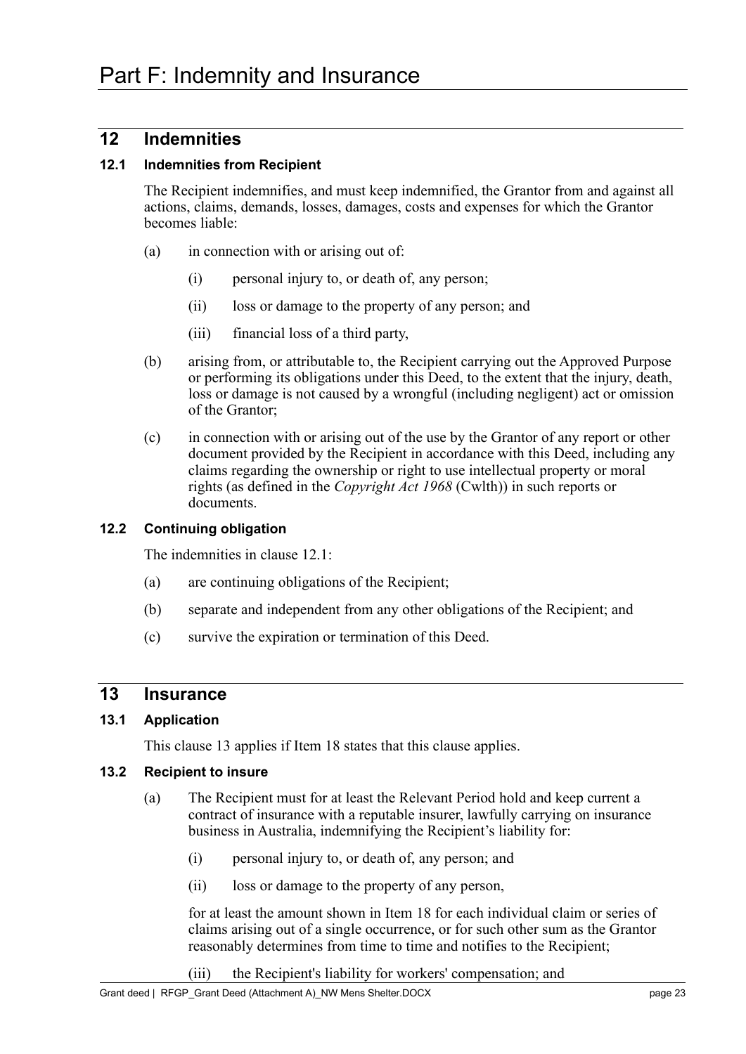# Part F: Indemnity and Insurance

## 12 Indemnities

### 12.1 Indemnities from Recipient

The Recipient indemnifies, and must keep indemnified, the Grantor from and against all actions, claims, demands, losses, damages, costs and expenses for which the Grantor becomes liable:

(a) in connection with or arising out of:

(i) personal injury to, or death of, any person;

(ii) loss or damage to the property of any person; and

(iii) financial loss of a third party,

(b) arising from, or attributable to, the Recipient carrying out the Approved Purpose or performing its obligations under this Deed, to the extent that the injury, death, loss or damage is not caused by a wrongful (including negligent) act or omission of the Grantor;

(c) in connection with or arising out of the use by the Grantor of any report or other document provided by the Recipient in accordance with this Deed, including any claims regarding the ownership or right to use intellectual property or moral rights (as defined in the *Copyright Act 1968* (Cwlth)) in such reports or documents.

### 12.2 Continuing obligation

The indemnities in clause 12.1:

(a) are continuing obligations of the Recipient;

(b) separate and independent from any other obligations of the Recipient; and

(c) survive the expiration or termination of this Deed.

## 13 Insurance

### 13.1 Application

This clause 13 applies if Item 18 states that this clause applies.

### 13.2 Recipient to insure

(a) The Recipient must for at least the Relevant Period hold and keep current a contract of insurance with a reputable insurer, lawfully carrying on insurance business in Australia, indemnifying the Recipient's liability for:

(i) personal injury to, or death of, any person; and

(ii) loss or damage to the property of any person,

for at least the amount shown in Item 18 for each individual claim or series of claims arising out of a single occurrence, or for such other sum as the Grantor reasonably determines from time to time and notifies to the Recipient;

(iii) the Recipient's liability for workers' compensation; and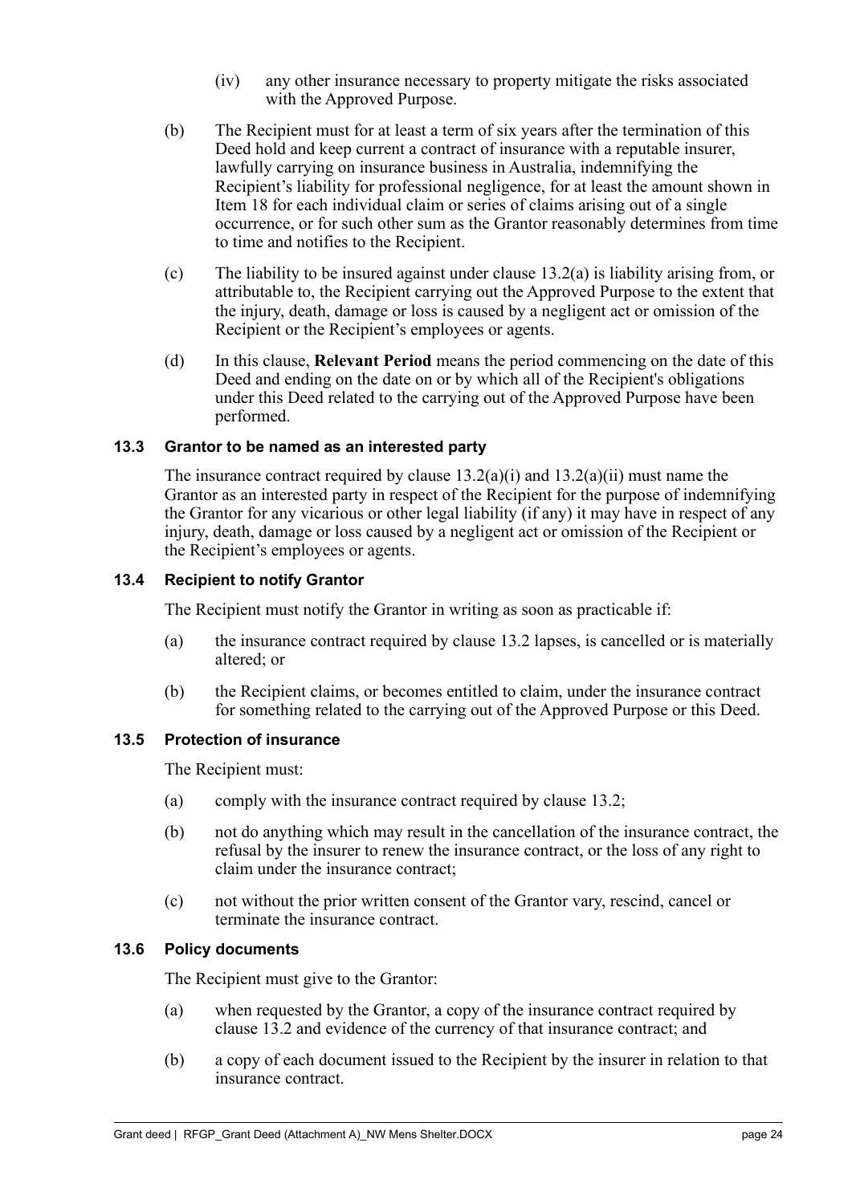(iv) any other insurance necessary to property mitigate the risks associated with the Approved Purpose.

(b) The Recipient must for at least a term of six years after the termination of this Deed hold and keep current a contract of insurance with a reputable insurer, lawfully carrying on insurance business in Australia, indemnifying the Recipient's liability for professional negligence, for at least the amount shown in Item 18 for each individual claim or series of claims arising out of a single occurrence, or for such other sum as the Grantor reasonably determines from time to time and notifies to the Recipient.

(c) The liability to be insured against under clause 13.2(a) is liability arising from, or attributable to, the Recipient carrying out the Approved Purpose to the extent that the injury, death, damage or loss is caused by a negligent act or omission of the Recipient or the Recipient's employees or agents.

(d) In this clause, **Relevant Period** means the period commencing on the date of this Deed and ending on the date on or by which all of the Recipient's obligations under this Deed related to the carrying out of the Approved Purpose have been performed.

### 13.3 Grantor to be named as an interested party

The insurance contract required by clause 13.2(a)(i) and 13.2(a)(ii) must name the Grantor as an interested party in respect of the Recipient for the purpose of indemnifying the Grantor for any vicarious or other legal liability (if any) it may have in respect of any injury, death, damage or loss caused by a negligent act or omission of the Recipient or the Recipient's employees or agents.

### 13.4 Recipient to notify Grantor

The Recipient must notify the Grantor in writing as soon as practicable if:

(a) the insurance contract required by clause 13.2 lapses, is cancelled or is materially altered; or

(b) the Recipient claims, or becomes entitled to claim, under the insurance contract for something related to the carrying out of the Approved Purpose or this Deed.

### 13.5 Protection of insurance

The Recipient must:

(a) comply with the insurance contract required by clause 13.2;

(b) not do anything which may result in the cancellation of the insurance contract, the refusal by the insurer to renew the insurance contract, or the loss of any right to claim under the insurance contract;

(c) not without the prior written consent of the Grantor vary, rescind, cancel or terminate the insurance contract.

### 13.6 Policy documents

The Recipient must give to the Grantor:

(a) when requested by the Grantor, a copy of the insurance contract required by clause 13.2 and evidence of the currency of that insurance contract; and

(b) a copy of each document issued to the Recipient by the insurer in relation to that insurance contract.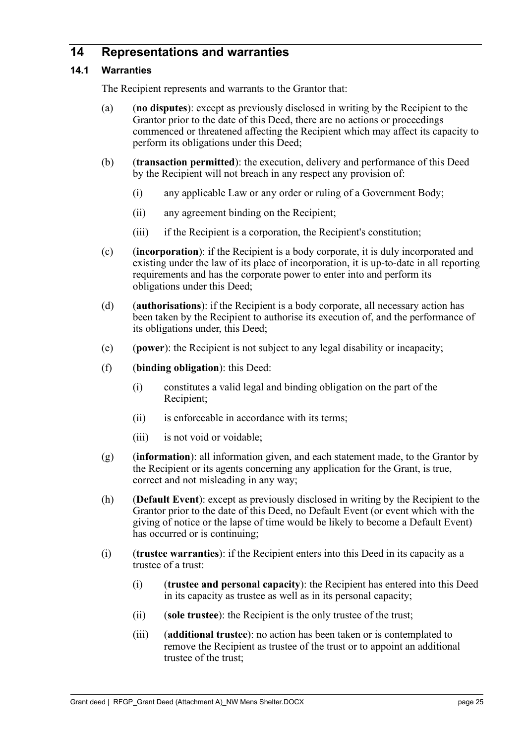## 14 Representations and warranties

### 14.1 Warranties

The Recipient represents and warrants to the Grantor that:

(a) (**no disputes**): except as previously disclosed in writing by the Recipient to the Grantor prior to the date of this Deed, there are no actions or proceedings commenced or threatened affecting the Recipient which may affect its capacity to perform its obligations under this Deed;

(b) (**transaction permitted**): the execution, delivery and performance of this Deed by the Recipient will not breach in any respect any provision of:

   (i) any applicable Law or any order or ruling of a Government Body;

   (ii) any agreement binding on the Recipient;

   (iii) if the Recipient is a corporation, the Recipient's constitution;

(c) (**incorporation**): if the Recipient is a body corporate, it is duly incorporated and existing under the law of its place of incorporation, it is up-to-date in all reporting requirements and has the corporate power to enter into and perform its obligations under this Deed;

(d) (**authorisations**): if the Recipient is a body corporate, all necessary action has been taken by the Recipient to authorise its execution of, and the performance of its obligations under, this Deed;

(e) (**power**): the Recipient is not subject to any legal disability or incapacity;

(f) (**binding obligation**): this Deed:

   (i) constitutes a valid legal and binding obligation on the part of the Recipient;

   (ii) is enforceable in accordance with its terms;

   (iii) is not void or voidable;

(g) (**information**): all information given, and each statement made, to the Grantor by the Recipient or its agents concerning any application for the Grant, is true, correct and not misleading in any way;

(h) (**Default Event**): except as previously disclosed in writing by the Recipient to the Grantor prior to the date of this Deed, no Default Event (or event which with the giving of notice or the lapse of time would be likely to become a Default Event) has occurred or is continuing;

(i) (**trustee warranties**): if the Recipient enters into this Deed in its capacity as a trustee of a trust:

   (i) (**trustee and personal capacity**): the Recipient has entered into this Deed in its capacity as trustee as well as in its personal capacity;

   (ii) (**sole trustee**): the Recipient is the only trustee of the trust;

   (iii) (**additional trustee**): no action has been taken or is contemplated to remove the Recipient as trustee of the trust or to appoint an additional trustee of the trust;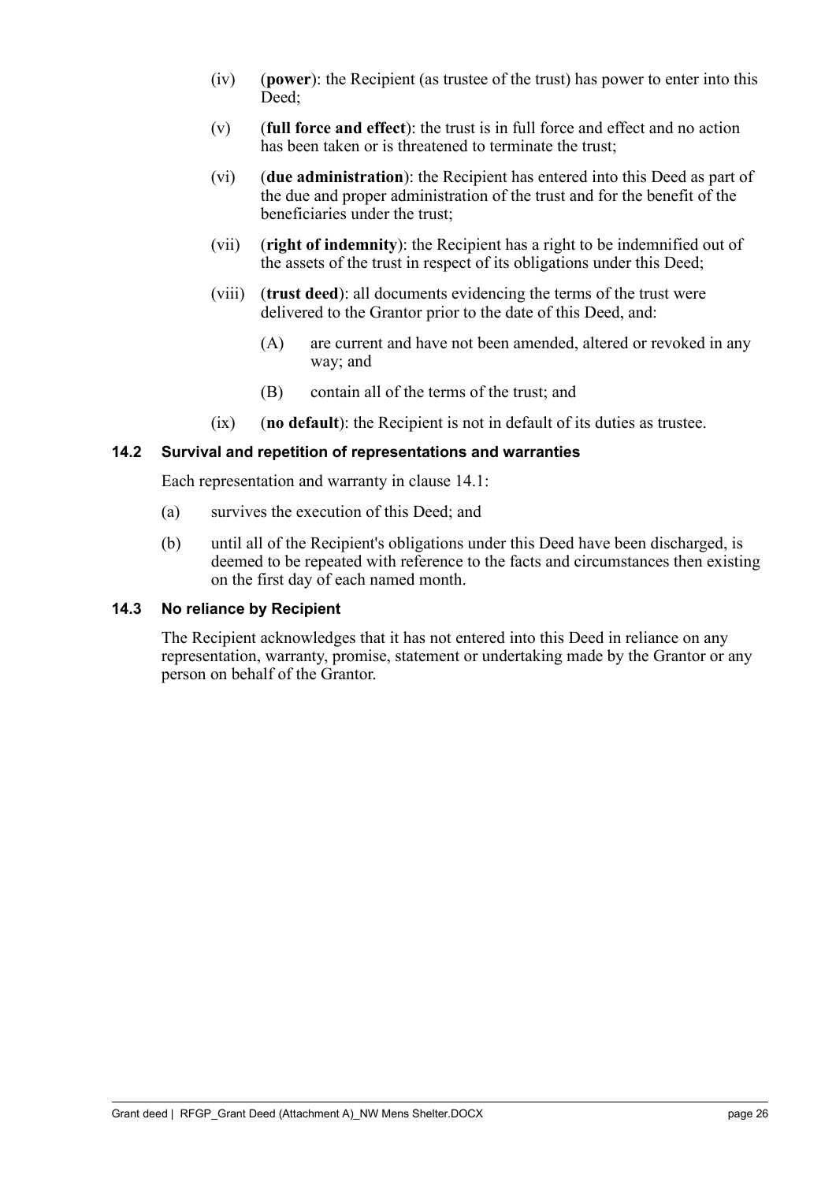(iv) (**power**): the Recipient (as trustee of the trust) has power to enter into this Deed;

(v) (**full force and effect**): the trust is in full force and effect and no action has been taken or is threatened to terminate the trust;

(vi) (**due administration**): the Recipient has entered into this Deed as part of the due and proper administration of the trust and for the benefit of the beneficiaries under the trust;

(vii) (**right of indemnity**): the Recipient has a right to be indemnified out of the assets of the trust in respect of its obligations under this Deed;

(viii) (**trust deed**): all documents evidencing the terms of the trust were delivered to the Grantor prior to the date of this Deed, and:

(A) are current and have not been amended, altered or revoked in any way; and

(B) contain all of the terms of the trust; and

(ix) (**no default**): the Recipient is not in default of its duties as trustee.

### 14.2 Survival and repetition of representations and warranties

Each representation and warranty in clause 14.1:

(a) survives the execution of this Deed; and

(b) until all of the Recipient's obligations under this Deed have been discharged, is deemed to be repeated with reference to the facts and circumstances then existing on the first day of each named month.

### 14.3 No reliance by Recipient

The Recipient acknowledges that it has not entered into this Deed in reliance on any representation, warranty, promise, statement or undertaking made by the Grantor or any person on behalf of the Grantor.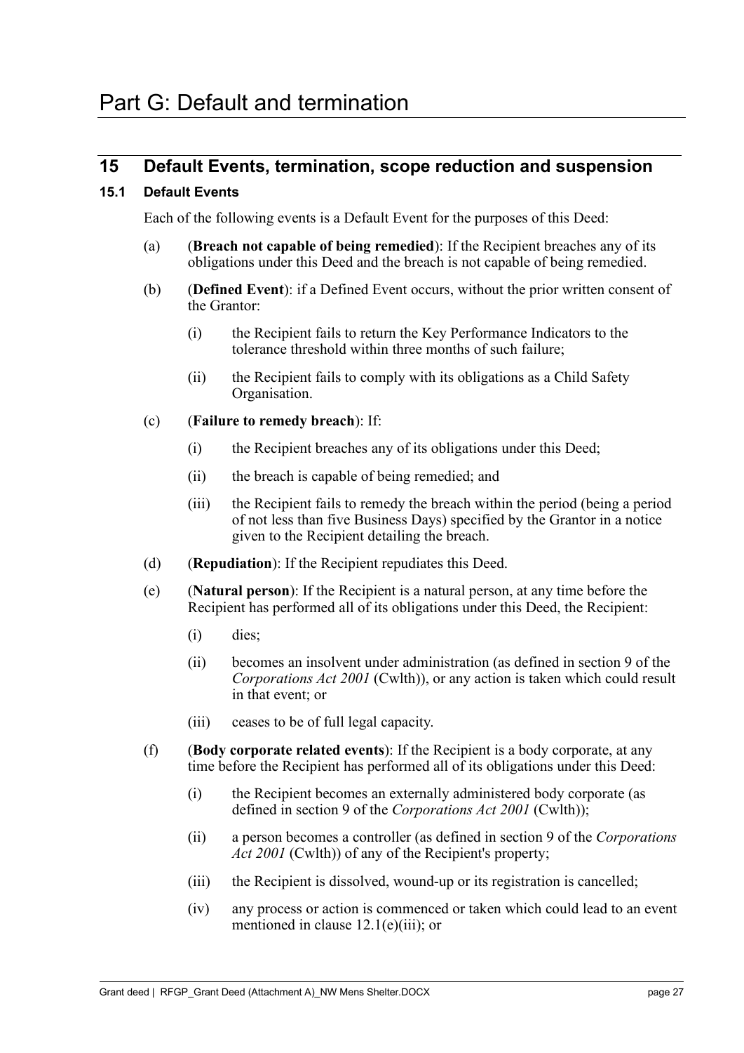# Part G: Default and termination

## 15 Default Events, termination, scope reduction and suspension

### 15.1 Default Events

Each of the following events is a Default Event for the purposes of this Deed:

(a) (**Breach not capable of being remedied**): If the Recipient breaches any of its obligations under this Deed and the breach is not capable of being remedied.

(b) (**Defined Event**): if a Defined Event occurs, without the prior written consent of the Grantor:

(i) the Recipient fails to return the Key Performance Indicators to the tolerance threshold within three months of such failure;

(ii) the Recipient fails to comply with its obligations as a Child Safety Organisation.

(c) (**Failure to remedy breach**): If:

(i) the Recipient breaches any of its obligations under this Deed;

(ii) the breach is capable of being remedied; and

(iii) the Recipient fails to remedy the breach within the period (being a period of not less than five Business Days) specified by the Grantor in a notice given to the Recipient detailing the breach.

(d) (**Repudiation**): If the Recipient repudiates this Deed.

(e) (**Natural person**): If the Recipient is a natural person, at any time before the Recipient has performed all of its obligations under this Deed, the Recipient:

(i) dies;

(ii) becomes an insolvent under administration (as defined in section 9 of the *Corporations Act 2001* (Cwlth)), or any action is taken which could result in that event; or

(iii) ceases to be of full legal capacity.

(f) (**Body corporate related events**): If the Recipient is a body corporate, at any time before the Recipient has performed all of its obligations under this Deed:

(i) the Recipient becomes an externally administered body corporate (as defined in section 9 of the *Corporations Act 2001* (Cwlth));

(ii) a person becomes a controller (as defined in section 9 of the *Corporations Act 2001* (Cwlth)) of any of the Recipient's property;

(iii) the Recipient is dissolved, wound-up or its registration is cancelled;

(iv) any process or action is commenced or taken which could lead to an event mentioned in clause 12.1(e)(iii); or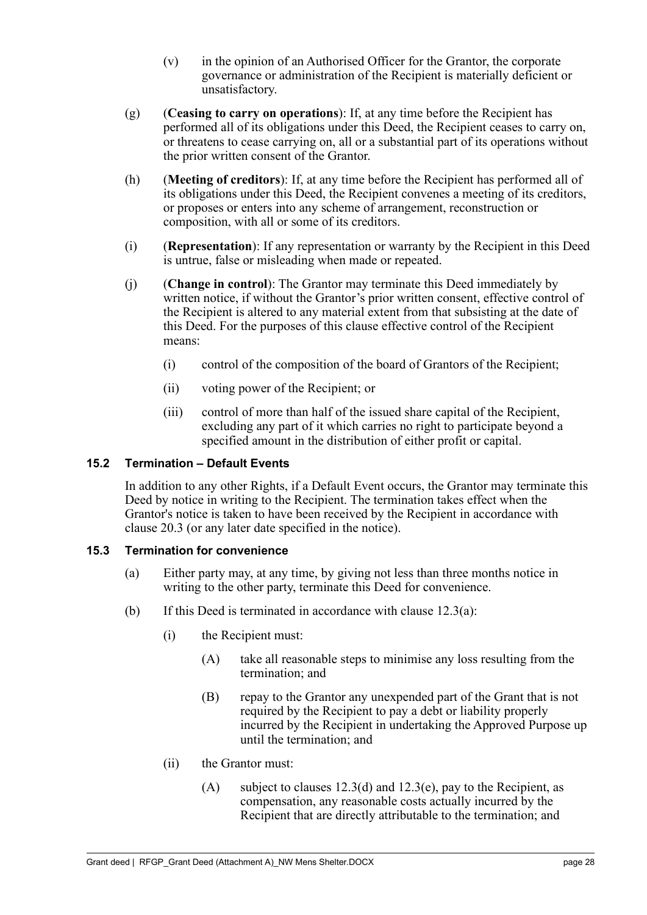(v) in the opinion of an Authorised Officer for the Grantor, the corporate governance or administration of the Recipient is materially deficient or unsatisfactory.

(g) (**Ceasing to carry on operations**): If, at any time before the Recipient has performed all of its obligations under this Deed, the Recipient ceases to carry on, or threatens to cease carrying on, all or a substantial part of its operations without the prior written consent of the Grantor.

(h) (**Meeting of creditors**): If, at any time before the Recipient has performed all of its obligations under this Deed, the Recipient convenes a meeting of its creditors, or proposes or enters into any scheme of arrangement, reconstruction or composition, with all or some of its creditors.

(i) (**Representation**): If any representation or warranty by the Recipient in this Deed is untrue, false or misleading when made or repeated.

(j) (**Change in control**): The Grantor may terminate this Deed immediately by written notice, if without the Grantor's prior written consent, effective control of the Recipient is altered to any material extent from that subsisting at the date of this Deed. For the purposes of this clause effective control of the Recipient means:

(i) control of the composition of the board of Grantors of the Recipient;

(ii) voting power of the Recipient; or

(iii) control of more than half of the issued share capital of the Recipient, excluding any part of it which carries no right to participate beyond a specified amount in the distribution of either profit or capital.

### 15.2 Termination – Default Events

In addition to any other Rights, if a Default Event occurs, the Grantor may terminate this Deed by notice in writing to the Recipient. The termination takes effect when the Grantor's notice is taken to have been received by the Recipient in accordance with clause 20.3 (or any later date specified in the notice).

### 15.3 Termination for convenience

(a) Either party may, at any time, by giving not less than three months notice in writing to the other party, terminate this Deed for convenience.

(b) If this Deed is terminated in accordance with clause 12.3(a):

(i) the Recipient must:

(A) take all reasonable steps to minimise any loss resulting from the termination; and

(B) repay to the Grantor any unexpended part of the Grant that is not required by the Recipient to pay a debt or liability properly incurred by the Recipient in undertaking the Approved Purpose up until the termination; and

(ii) the Grantor must:

(A) subject to clauses 12.3(d) and 12.3(e), pay to the Recipient, as compensation, any reasonable costs actually incurred by the Recipient that are directly attributable to the termination; and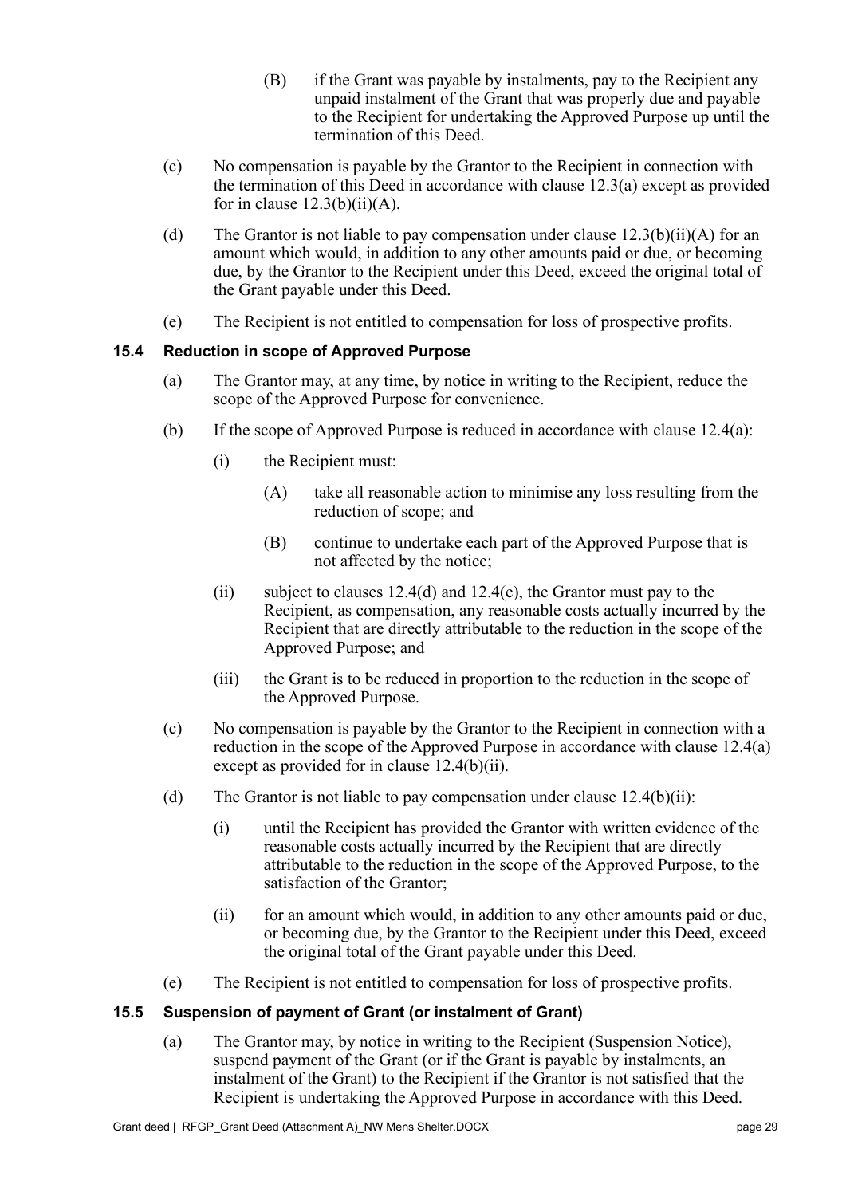(B) if the Grant was payable by instalments, pay to the Recipient any unpaid instalment of the Grant that was properly due and payable to the Recipient for undertaking the Approved Purpose up until the termination of this Deed.

(c) No compensation is payable by the Grantor to the Recipient in connection with the termination of this Deed in accordance with clause 12.3(a) except as provided for in clause 12.3(b)(ii)(A).

(d) The Grantor is not liable to pay compensation under clause 12.3(b)(ii)(A) for an amount which would, in addition to any other amounts paid or due, or becoming due, by the Grantor to the Recipient under this Deed, exceed the original total of the Grant payable under this Deed.

(e) The Recipient is not entitled to compensation for loss of prospective profits.

### 15.4 Reduction in scope of Approved Purpose

(a) The Grantor may, at any time, by notice in writing to the Recipient, reduce the scope of the Approved Purpose for convenience.

(b) If the scope of Approved Purpose is reduced in accordance with clause 12.4(a):

(i) the Recipient must:

(A) take all reasonable action to minimise any loss resulting from the reduction of scope; and

(B) continue to undertake each part of the Approved Purpose that is not affected by the notice;

(ii) subject to clauses 12.4(d) and 12.4(e), the Grantor must pay to the Recipient, as compensation, any reasonable costs actually incurred by the Recipient that are directly attributable to the reduction in the scope of the Approved Purpose; and

(iii) the Grant is to be reduced in proportion to the reduction in the scope of the Approved Purpose.

(c) No compensation is payable by the Grantor to the Recipient in connection with a reduction in the scope of the Approved Purpose in accordance with clause 12.4(a) except as provided for in clause 12.4(b)(ii).

(d) The Grantor is not liable to pay compensation under clause 12.4(b)(ii):

(i) until the Recipient has provided the Grantor with written evidence of the reasonable costs actually incurred by the Recipient that are directly attributable to the reduction in the scope of the Approved Purpose, to the satisfaction of the Grantor;

(ii) for an amount which would, in addition to any other amounts paid or due, or becoming due, by the Grantor to the Recipient under this Deed, exceed the original total of the Grant payable under this Deed.

(e) The Recipient is not entitled to compensation for loss of prospective profits.

### 15.5 Suspension of payment of Grant (or instalment of Grant)

(a) The Grantor may, by notice in writing to the Recipient (Suspension Notice), suspend payment of the Grant (or if the Grant is payable by instalments, an instalment of the Grant) to the Recipient if the Grantor is not satisfied that the Recipient is undertaking the Approved Purpose in accordance with this Deed.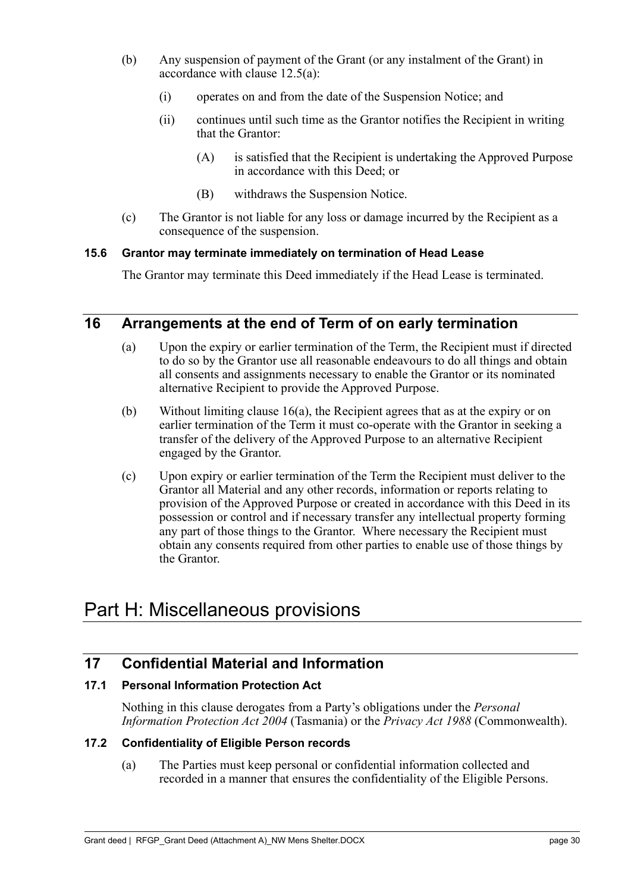(b) Any suspension of payment of the Grant (or any instalment of the Grant) in accordance with clause 12.5(a):

(i) operates on and from the date of the Suspension Notice; and

(ii) continues until such time as the Grantor notifies the Recipient in writing that the Grantor:

(A) is satisfied that the Recipient is undertaking the Approved Purpose in accordance with this Deed; or

(B) withdraws the Suspension Notice.

(c) The Grantor is not liable for any loss or damage incurred by the Recipient as a consequence of the suspension.

### 15.6 Grantor may terminate immediately on termination of Head Lease

The Grantor may terminate this Deed immediately if the Head Lease is terminated.

## 16 Arrangements at the end of Term of on early termination

(a) Upon the expiry or earlier termination of the Term, the Recipient must if directed to do so by the Grantor use all reasonable endeavours to do all things and obtain all consents and assignments necessary to enable the Grantor or its nominated alternative Recipient to provide the Approved Purpose.

(b) Without limiting clause 16(a), the Recipient agrees that as at the expiry or on earlier termination of the Term it must co-operate with the Grantor in seeking a transfer of the delivery of the Approved Purpose to an alternative Recipient engaged by the Grantor.

(c) Upon expiry or earlier termination of the Term the Recipient must deliver to the Grantor all Material and any other records, information or reports relating to provision of the Approved Purpose or created in accordance with this Deed in its possession or control and if necessary transfer any intellectual property forming any part of those things to the Grantor. Where necessary the Recipient must obtain any consents required from other parties to enable use of those things by the Grantor.

# Part H: Miscellaneous provisions

## 17 Confidential Material and Information

### 17.1 Personal Information Protection Act

Nothing in this clause derogates from a Party's obligations under the *Personal Information Protection Act 2004* (Tasmania) or the *Privacy Act 1988* (Commonwealth).

### 17.2 Confidentiality of Eligible Person records

(a) The Parties must keep personal or confidential information collected and recorded in a manner that ensures the confidentiality of the Eligible Persons.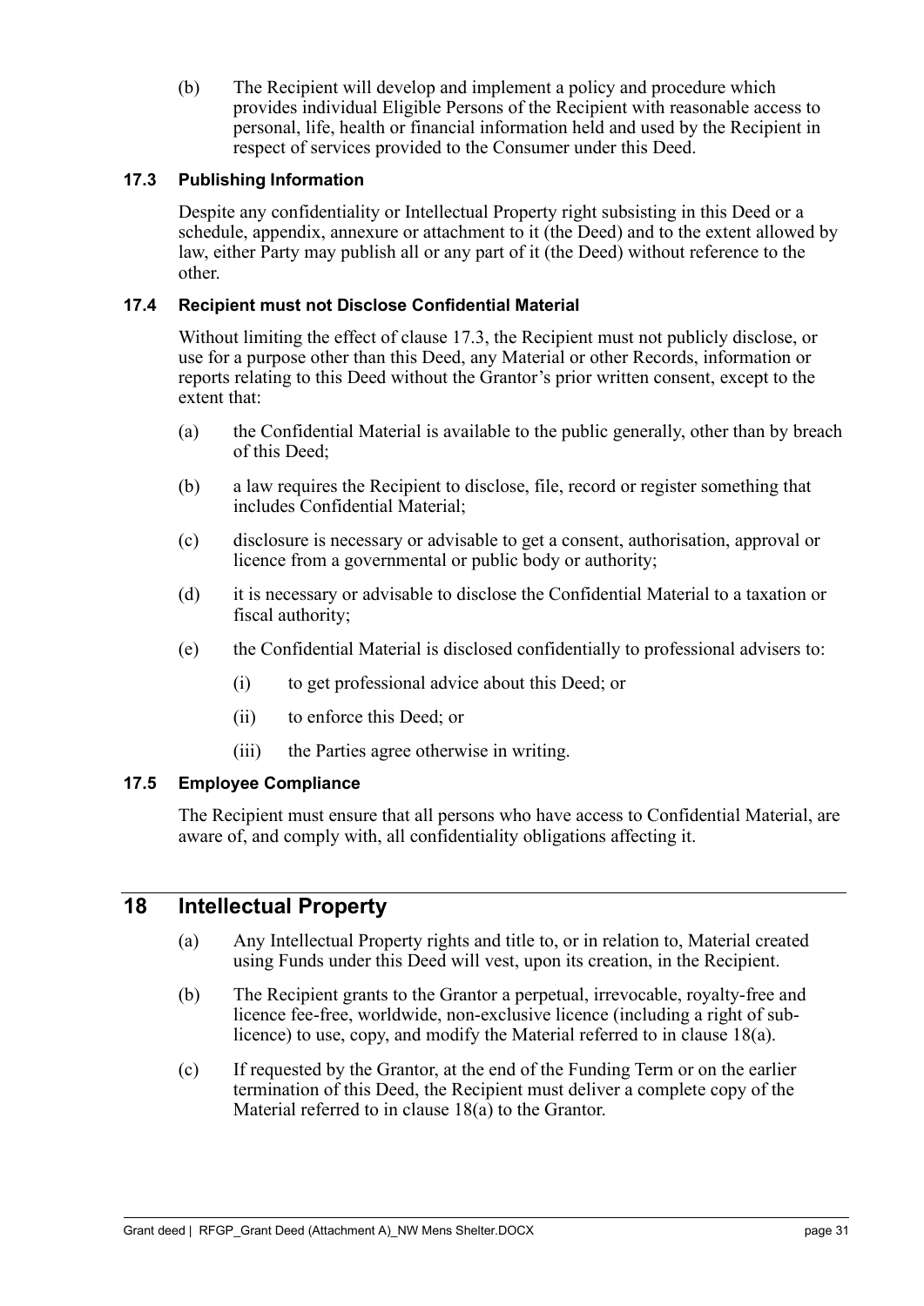(b) The Recipient will develop and implement a policy and procedure which provides individual Eligible Persons of the Recipient with reasonable access to personal, life, health or financial information held and used by the Recipient in respect of services provided to the Consumer under this Deed.

### 17.3 Publishing Information

Despite any confidentiality or Intellectual Property right subsisting in this Deed or a schedule, appendix, annexure or attachment to it (the Deed) and to the extent allowed by law, either Party may publish all or any part of it (the Deed) without reference to the other.

### 17.4 Recipient must not Disclose Confidential Material

Without limiting the effect of clause 17.3, the Recipient must not publicly disclose, or use for a purpose other than this Deed, any Material or other Records, information or reports relating to this Deed without the Grantor's prior written consent, except to the extent that:

(a) the Confidential Material is available to the public generally, other than by breach of this Deed;

(b) a law requires the Recipient to disclose, file, record or register something that includes Confidential Material;

(c) disclosure is necessary or advisable to get a consent, authorisation, approval or licence from a governmental or public body or authority;

(d) it is necessary or advisable to disclose the Confidential Material to a taxation or fiscal authority;

(e) the Confidential Material is disclosed confidentially to professional advisers to:

(i) to get professional advice about this Deed; or

(ii) to enforce this Deed; or

(iii) the Parties agree otherwise in writing.

### 17.5 Employee Compliance

The Recipient must ensure that all persons who have access to Confidential Material, are aware of, and comply with, all confidentiality obligations affecting it.

## 18 Intellectual Property

(a) Any Intellectual Property rights and title to, or in relation to, Material created using Funds under this Deed will vest, upon its creation, in the Recipient.

(b) The Recipient grants to the Grantor a perpetual, irrevocable, royalty-free and licence fee-free, worldwide, non-exclusive licence (including a right of sub-licence) to use, copy, and modify the Material referred to in clause 18(a).

(c) If requested by the Grantor, at the end of the Funding Term or on the earlier termination of this Deed, the Recipient must deliver a complete copy of the Material referred to in clause 18(a) to the Grantor.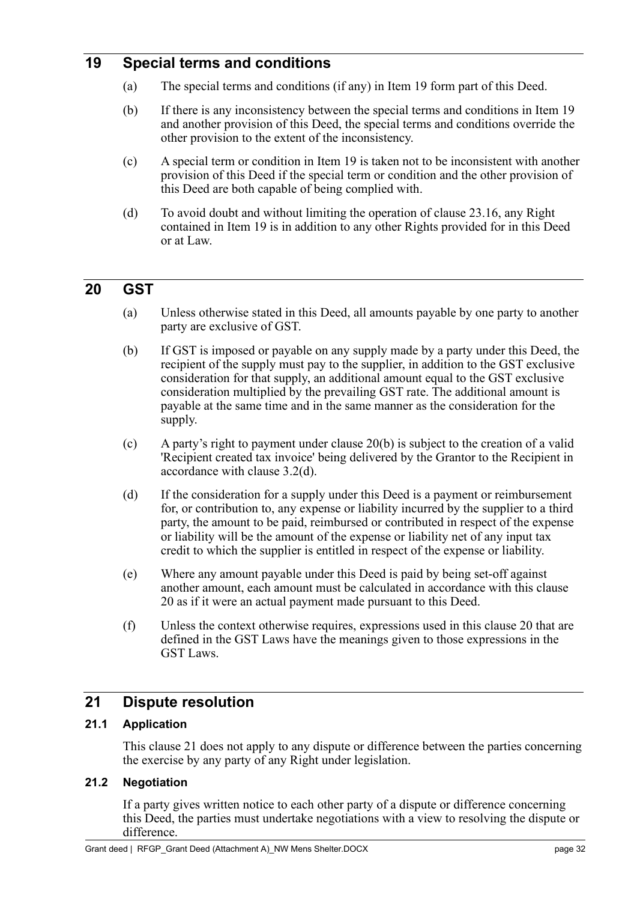# 19 Special terms and conditions

(a) The special terms and conditions (if any) in Item 19 form part of this Deed.

(b) If there is any inconsistency between the special terms and conditions in Item 19 and another provision of this Deed, the special terms and conditions override the other provision to the extent of the inconsistency.

(c) A special term or condition in Item 19 is taken not to be inconsistent with another provision of this Deed if the special term or condition and the other provision of this Deed are both capable of being complied with.

(d) To avoid doubt and without limiting the operation of clause 23.16, any Right contained in Item 19 is in addition to any other Rights provided for in this Deed or at Law.

# 20 GST

(a) Unless otherwise stated in this Deed, all amounts payable by one party to another party are exclusive of GST.

(b) If GST is imposed or payable on any supply made by a party under this Deed, the recipient of the supply must pay to the supplier, in addition to the GST exclusive consideration for that supply, an additional amount equal to the GST exclusive consideration multiplied by the prevailing GST rate. The additional amount is payable at the same time and in the same manner as the consideration for the supply.

(c) A party's right to payment under clause 20(b) is subject to the creation of a valid 'Recipient created tax invoice' being delivered by the Grantor to the Recipient in accordance with clause 3.2(d).

(d) If the consideration for a supply under this Deed is a payment or reimbursement for, or contribution to, any expense or liability incurred by the supplier to a third party, the amount to be paid, reimbursed or contributed in respect of the expense or liability will be the amount of the expense or liability net of any input tax credit to which the supplier is entitled in respect of the expense or liability.

(e) Where any amount payable under this Deed is paid by being set-off against another amount, each amount must be calculated in accordance with this clause 20 as if it were an actual payment made pursuant to this Deed.

(f) Unless the context otherwise requires, expressions used in this clause 20 that are defined in the GST Laws have the meanings given to those expressions in the GST Laws.

# 21 Dispute resolution

## 21.1 Application

This clause 21 does not apply to any dispute or difference between the parties concerning the exercise by any party of any Right under legislation.

## 21.2 Negotiation

If a party gives written notice to each other party of a dispute or difference concerning this Deed, the parties must undertake negotiations with a view to resolving the dispute or difference.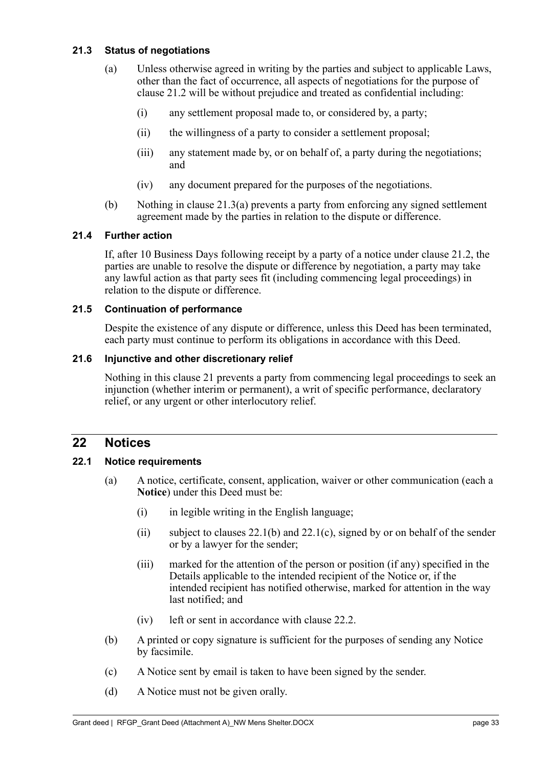### 21.3 Status of negotiations

(a) Unless otherwise agreed in writing by the parties and subject to applicable Laws, other than the fact of occurrence, all aspects of negotiations for the purpose of clause 21.2 will be without prejudice and treated as confidential including:

   (i) any settlement proposal made to, or considered by, a party;

   (ii) the willingness of a party to consider a settlement proposal;

   (iii) any statement made by, or on behalf of, a party during the negotiations; and

   (iv) any document prepared for the purposes of the negotiations.

(b) Nothing in clause 21.3(a) prevents a party from enforcing any signed settlement agreement made by the parties in relation to the dispute or difference.

### 21.4 Further action

If, after 10 Business Days following receipt by a party of a notice under clause 21.2, the parties are unable to resolve the dispute or difference by negotiation, a party may take any lawful action as that party sees fit (including commencing legal proceedings) in relation to the dispute or difference.

### 21.5 Continuation of performance

Despite the existence of any dispute or difference, unless this Deed has been terminated, each party must continue to perform its obligations in accordance with this Deed.

### 21.6 Injunctive and other discretionary relief

Nothing in this clause 21 prevents a party from commencing legal proceedings to seek an injunction (whether interim or permanent), a writ of specific performance, declaratory relief, or any urgent or other interlocutory relief.

## 22 Notices

### 22.1 Notice requirements

(a) A notice, certificate, consent, application, waiver or other communication (each a **Notice**) under this Deed must be:

   (i) in legible writing in the English language;

   (ii) subject to clauses 22.1(b) and 22.1(c), signed by or on behalf of the sender or by a lawyer for the sender;

   (iii) marked for the attention of the person or position (if any) specified in the Details applicable to the intended recipient of the Notice or, if the intended recipient has notified otherwise, marked for attention in the way last notified; and

   (iv) left or sent in accordance with clause 22.2.

(b) A printed or copy signature is sufficient for the purposes of sending any Notice by facsimile.

(c) A Notice sent by email is taken to have been signed by the sender.

(d) A Notice must not be given orally.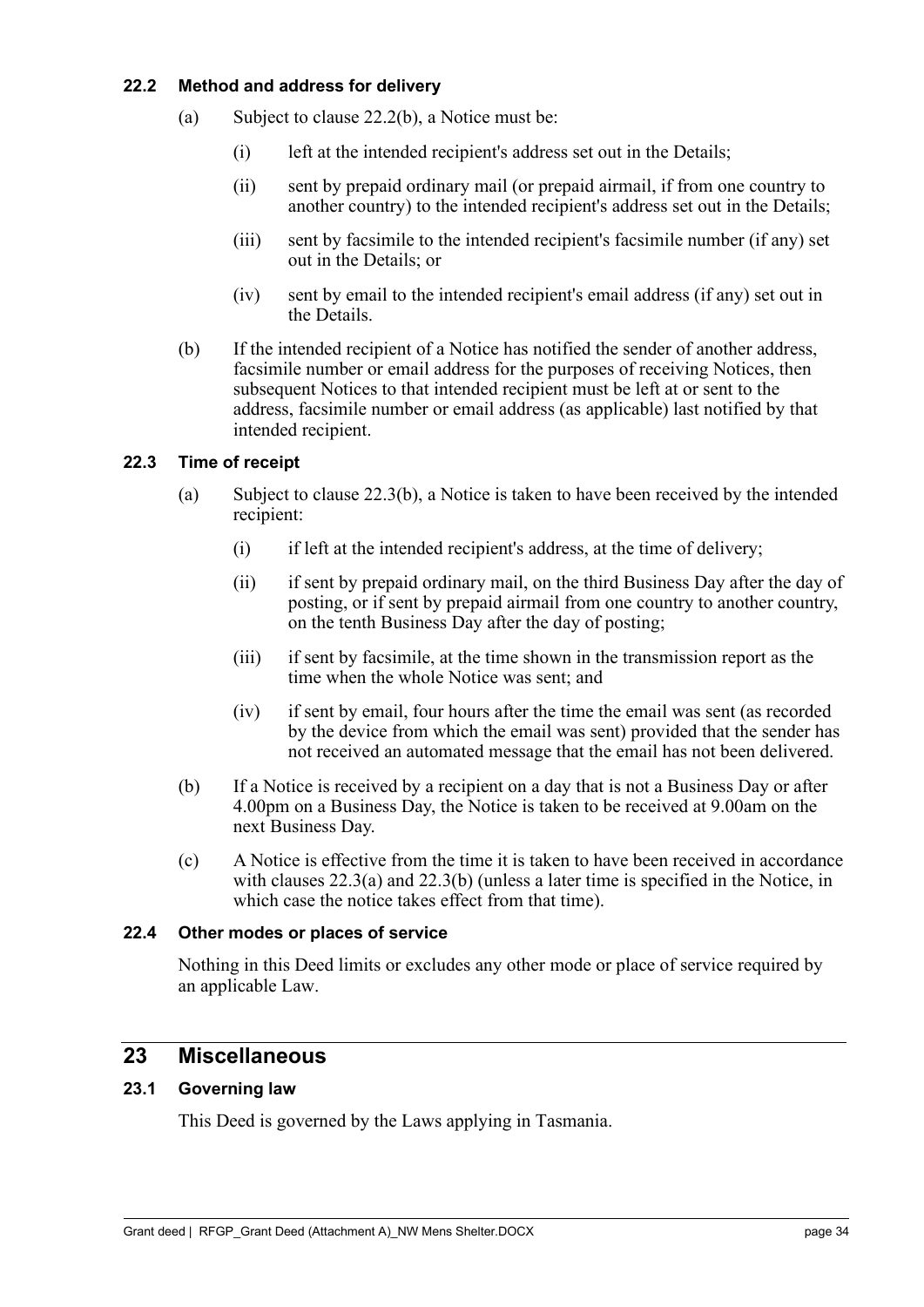### 22.2 Method and address for delivery

(a) Subject to clause 22.2(b), a Notice must be:

(i) left at the intended recipient's address set out in the Details;

(ii) sent by prepaid ordinary mail (or prepaid airmail, if from one country to another country) to the intended recipient's address set out in the Details;

(iii) sent by facsimile to the intended recipient's facsimile number (if any) set out in the Details; or

(iv) sent by email to the intended recipient's email address (if any) set out in the Details.

(b) If the intended recipient of a Notice has notified the sender of another address, facsimile number or email address for the purposes of receiving Notices, then subsequent Notices to that intended recipient must be left at or sent to the address, facsimile number or email address (as applicable) last notified by that intended recipient.

### 22.3 Time of receipt

(a) Subject to clause 22.3(b), a Notice is taken to have been received by the intended recipient:

(i) if left at the intended recipient's address, at the time of delivery;

(ii) if sent by prepaid ordinary mail, on the third Business Day after the day of posting, or if sent by prepaid airmail from one country to another country, on the tenth Business Day after the day of posting;

(iii) if sent by facsimile, at the time shown in the transmission report as the time when the whole Notice was sent; and

(iv) if sent by email, four hours after the time the email was sent (as recorded by the device from which the email was sent) provided that the sender has not received an automated message that the email has not been delivered.

(b) If a Notice is received by a recipient on a day that is not a Business Day or after 4.00pm on a Business Day, the Notice is taken to be received at 9.00am on the next Business Day.

(c) A Notice is effective from the time it is taken to have been received in accordance with clauses 22.3(a) and 22.3(b) (unless a later time is specified in the Notice, in which case the notice takes effect from that time).

### 22.4 Other modes or places of service

Nothing in this Deed limits or excludes any other mode or place of service required by an applicable Law.

## 23 Miscellaneous

### 23.1 Governing law

This Deed is governed by the Laws applying in Tasmania.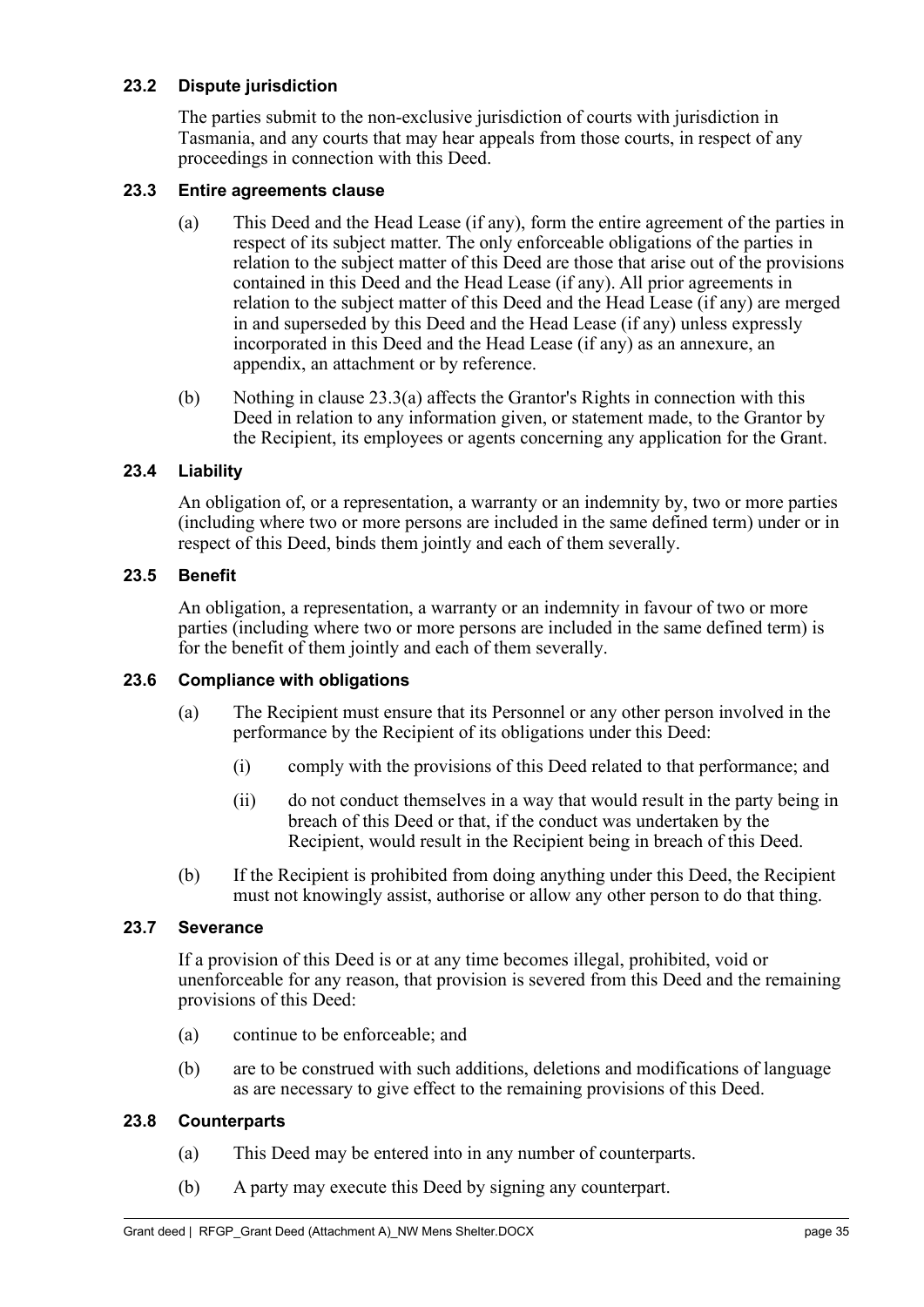### 23.2 Dispute jurisdiction

The parties submit to the non-exclusive jurisdiction of courts with jurisdiction in Tasmania, and any courts that may hear appeals from those courts, in respect of any proceedings in connection with this Deed.

### 23.3 Entire agreements clause

(a) This Deed and the Head Lease (if any), form the entire agreement of the parties in respect of its subject matter. The only enforceable obligations of the parties in relation to the subject matter of this Deed are those that arise out of the provisions contained in this Deed and the Head Lease (if any). All prior agreements in relation to the subject matter of this Deed and the Head Lease (if any) are merged in and superseded by this Deed and the Head Lease (if any) unless expressly incorporated in this Deed and the Head Lease (if any) as an annexure, an appendix, an attachment or by reference.

(b) Nothing in clause 23.3(a) affects the Grantor's Rights in connection with this Deed in relation to any information given, or statement made, to the Grantor by the Recipient, its employees or agents concerning any application for the Grant.

### 23.4 Liability

An obligation of, or a representation, a warranty or an indemnity by, two or more parties (including where two or more persons are included in the same defined term) under or in respect of this Deed, binds them jointly and each of them severally.

### 23.5 Benefit

An obligation, a representation, a warranty or an indemnity in favour of two or more parties (including where two or more persons are included in the same defined term) is for the benefit of them jointly and each of them severally.

### 23.6 Compliance with obligations

(a) The Recipient must ensure that its Personnel or any other person involved in the performance by the Recipient of its obligations under this Deed:

(i) comply with the provisions of this Deed related to that performance; and

(ii) do not conduct themselves in a way that would result in the party being in breach of this Deed or that, if the conduct was undertaken by the Recipient, would result in the Recipient being in breach of this Deed.

(b) If the Recipient is prohibited from doing anything under this Deed, the Recipient must not knowingly assist, authorise or allow any other person to do that thing.

### 23.7 Severance

If a provision of this Deed is or at any time becomes illegal, prohibited, void or unenforceable for any reason, that provision is severed from this Deed and the remaining provisions of this Deed:

(a) continue to be enforceable; and

(b) are to be construed with such additions, deletions and modifications of language as are necessary to give effect to the remaining provisions of this Deed.

### 23.8 Counterparts

(a) This Deed may be entered into in any number of counterparts.

(b) A party may execute this Deed by signing any counterpart.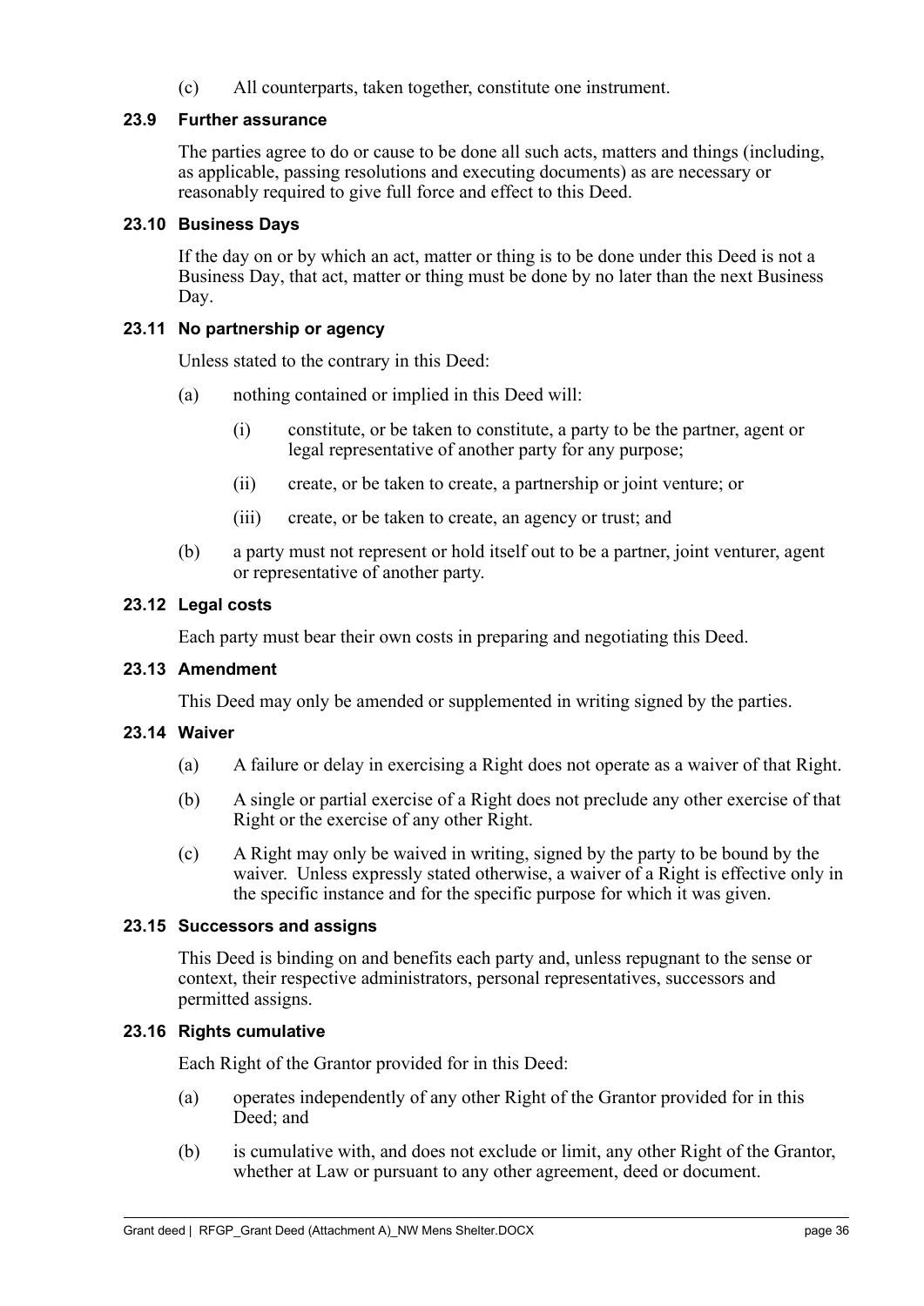(c) All counterparts, taken together, constitute one instrument.

### 23.9 Further assurance

The parties agree to do or cause to be done all such acts, matters and things (including, as applicable, passing resolutions and executing documents) as are necessary or reasonably required to give full force and effect to this Deed.

### 23.10 Business Days

If the day on or by which an act, matter or thing is to be done under this Deed is not a Business Day, that act, matter or thing must be done by no later than the next Business Day.

### 23.11 No partnership or agency

Unless stated to the contrary in this Deed:

(a) nothing contained or implied in this Deed will:

(i) constitute, or be taken to constitute, a party to be the partner, agent or legal representative of another party for any purpose;

(ii) create, or be taken to create, a partnership or joint venture; or

(iii) create, or be taken to create, an agency or trust; and

(b) a party must not represent or hold itself out to be a partner, joint venturer, agent or representative of another party.

### 23.12 Legal costs

Each party must bear their own costs in preparing and negotiating this Deed.

### 23.13 Amendment

This Deed may only be amended or supplemented in writing signed by the parties.

### 23.14 Waiver

(a) A failure or delay in exercising a Right does not operate as a waiver of that Right.

(b) A single or partial exercise of a Right does not preclude any other exercise of that Right or the exercise of any other Right.

(c) A Right may only be waived in writing, signed by the party to be bound by the waiver. Unless expressly stated otherwise, a waiver of a Right is effective only in the specific instance and for the specific purpose for which it was given.

### 23.15 Successors and assigns

This Deed is binding on and benefits each party and, unless repugnant to the sense or context, their respective administrators, personal representatives, successors and permitted assigns.

### 23.16 Rights cumulative

Each Right of the Grantor provided for in this Deed:

(a) operates independently of any other Right of the Grantor provided for in this Deed; and

(b) is cumulative with, and does not exclude or limit, any other Right of the Grantor, whether at Law or pursuant to any other agreement, deed or document.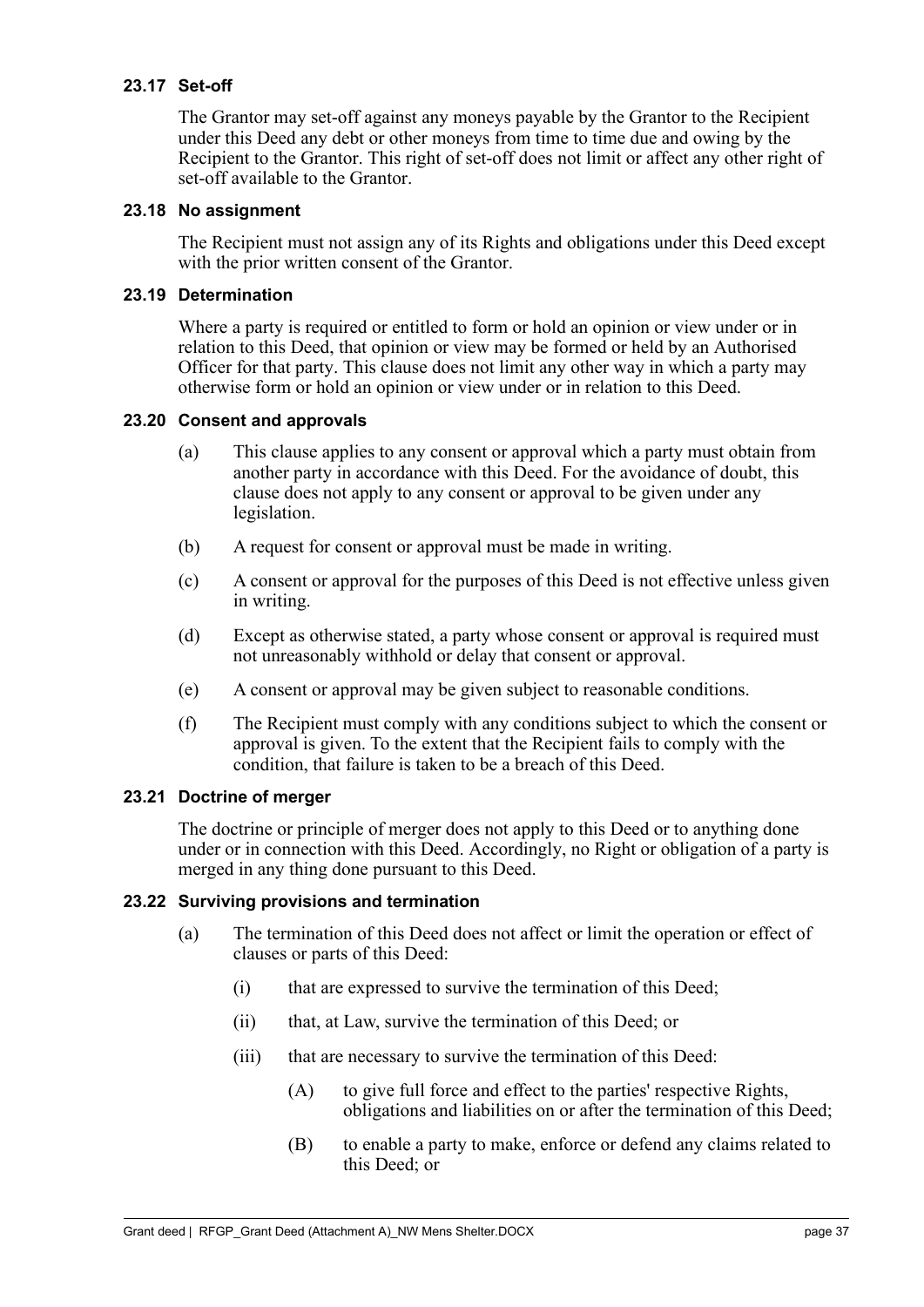### 23.17 Set-off

The Grantor may set-off against any moneys payable by the Grantor to the Recipient under this Deed any debt or other moneys from time to time due and owing by the Recipient to the Grantor. This right of set-off does not limit or affect any other right of set-off available to the Grantor.

### 23.18 No assignment

The Recipient must not assign any of its Rights and obligations under this Deed except with the prior written consent of the Grantor.

### 23.19 Determination

Where a party is required or entitled to form or hold an opinion or view under or in relation to this Deed, that opinion or view may be formed or held by an Authorised Officer for that party. This clause does not limit any other way in which a party may otherwise form or hold an opinion or view under or in relation to this Deed.

### 23.20 Consent and approvals

(a) This clause applies to any consent or approval which a party must obtain from another party in accordance with this Deed. For the avoidance of doubt, this clause does not apply to any consent or approval to be given under any legislation.

(b) A request for consent or approval must be made in writing.

(c) A consent or approval for the purposes of this Deed is not effective unless given in writing.

(d) Except as otherwise stated, a party whose consent or approval is required must not unreasonably withhold or delay that consent or approval.

(e) A consent or approval may be given subject to reasonable conditions.

(f) The Recipient must comply with any conditions subject to which the consent or approval is given. To the extent that the Recipient fails to comply with the condition, that failure is taken to be a breach of this Deed.

### 23.21 Doctrine of merger

The doctrine or principle of merger does not apply to this Deed or to anything done under or in connection with this Deed. Accordingly, no Right or obligation of a party is merged in any thing done pursuant to this Deed.

### 23.22 Surviving provisions and termination

(a) The termination of this Deed does not affect or limit the operation or effect of clauses or parts of this Deed:

  (i) that are expressed to survive the termination of this Deed;

  (ii) that, at Law, survive the termination of this Deed; or

  (iii) that are necessary to survive the termination of this Deed:

    (A) to give full force and effect to the parties' respective Rights, obligations and liabilities on or after the termination of this Deed;

    (B) to enable a party to make, enforce or defend any claims related to this Deed; or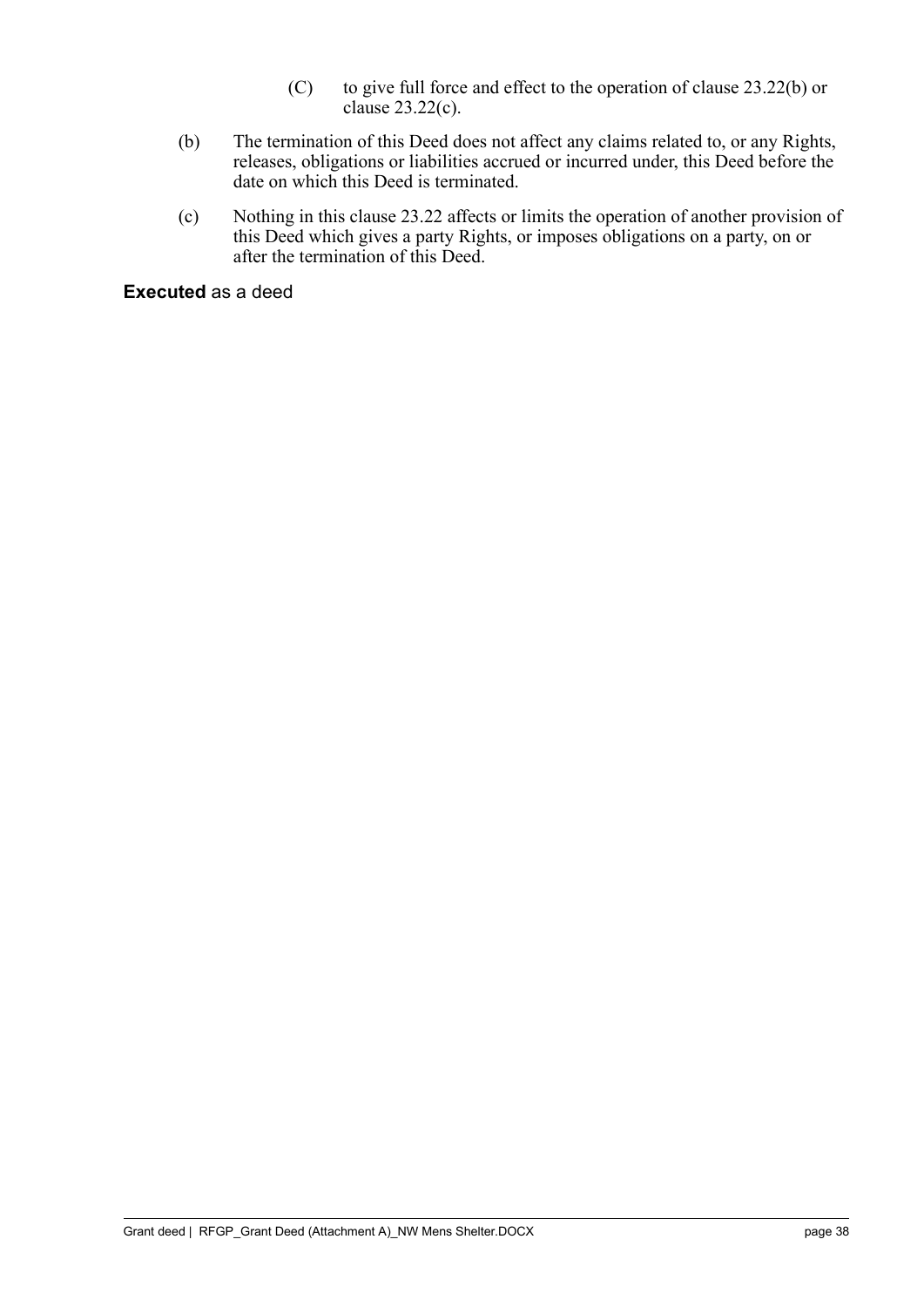(C) to give full force and effect to the operation of clause 23.22(b) or clause 23.22(c).

(b) The termination of this Deed does not affect any claims related to, or any Rights, releases, obligations or liabilities accrued or incurred under, this Deed before the date on which this Deed is terminated.

(c) Nothing in this clause 23.22 affects or limits the operation of another provision of this Deed which gives a party Rights, or imposes obligations on a party, on or after the termination of this Deed.

**Executed** as a deed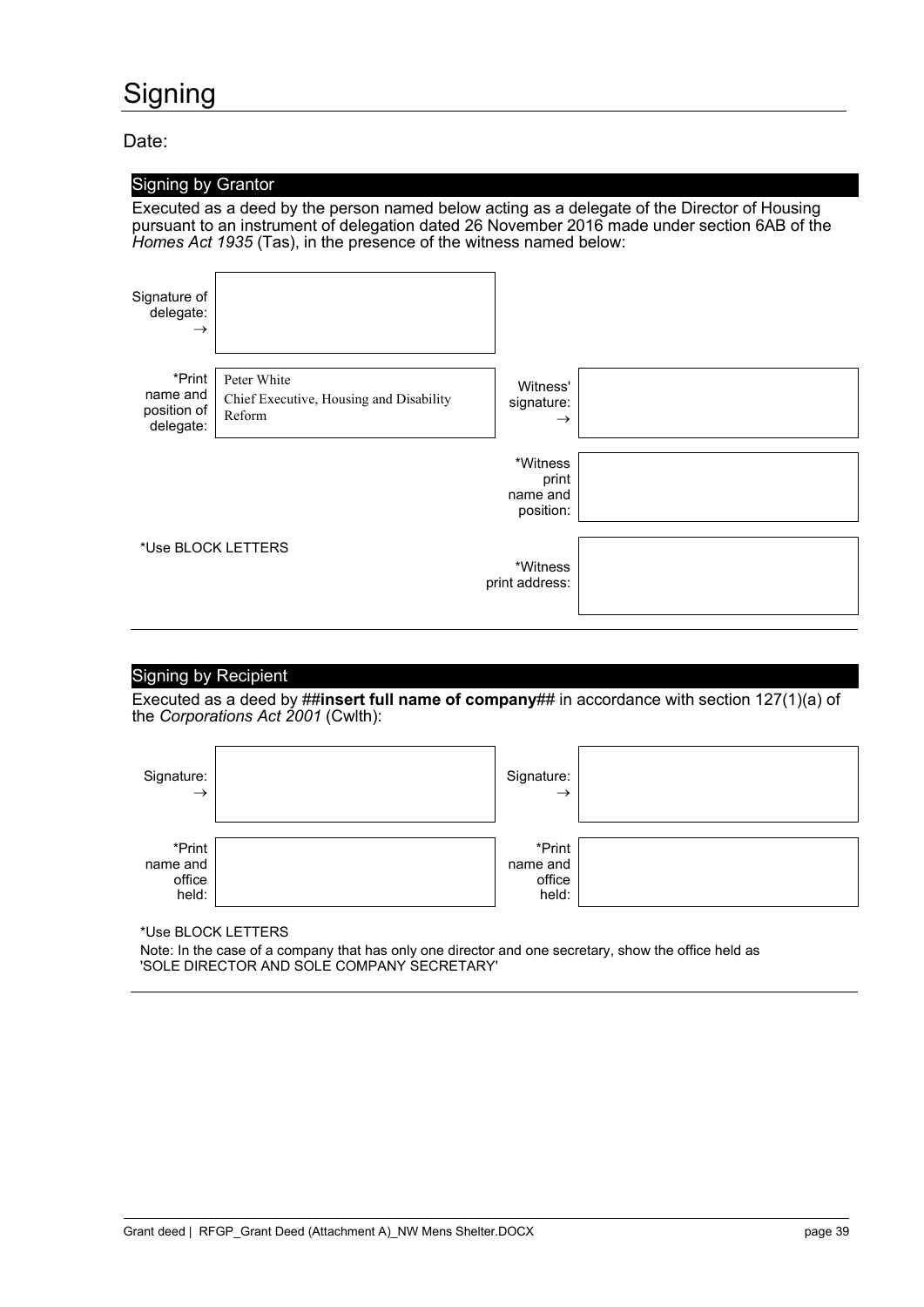# Signing

Date:

## Signing by Grantor

Executed as a deed by the person named below acting as a delegate of the Director of Housing pursuant to an instrument of delegation dated 26 November 2016 made under section 6AB of the *Homes Act 1935* (Tas), in the presence of the witness named below:

| | | | |
|---|---|---|---|
| Signature of delegate: → | | | |
| *Print name and position of delegate: | Peter White<br>Chief Executive, Housing and Disability Reform | Witness' signature: → | |
| | | *Witness print name and position: | |
| *Use BLOCK LETTERS | | *Witness print address: | |

## Signing by Recipient

Executed as a deed by ##**insert full name of company**## in accordance with section 127(1)(a) of the *Corporations Act 2001* (Cwlth):

| | | | |
|---|---|---|---|
| Signature: → | | Signature: → | |
| *Print name and office held: | | *Print name and office held: | |

*Use BLOCK LETTERS

Note: In the case of a company that has only one director and one secretary, show the office held as 'SOLE DIRECTOR AND SOLE COMPANY SECRETARY'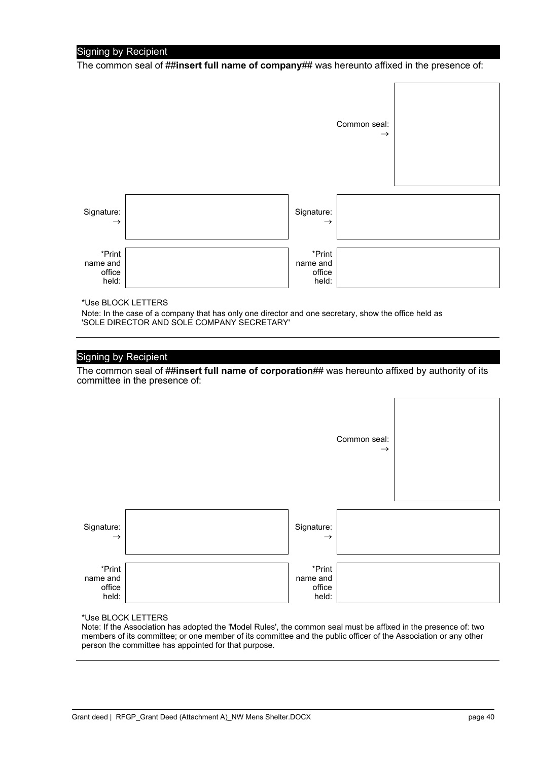## Signing by Recipient

The common seal of ##**insert full name of company**## was hereunto affixed in the presence of:

| | | | |
|---|---|---|---|
| | | Common seal: → | |
| Signature: → | | Signature: → | |
| *Print name and office held: | | *Print name and office held: | |

*Use BLOCK LETTERS

Note: In the case of a company that has only one director and one secretary, show the office held as 'SOLE DIRECTOR AND SOLE COMPANY SECRETARY'

---

## Signing by Recipient

The common seal of ##**insert full name of corporation**## was hereunto affixed by authority of its committee in the presence of:

| | | | |
|---|---|---|---|
| | | Common seal: → | |
| Signature: → | | Signature: → | |
| *Print name and office held: | | *Print name and office held: | |

*Use BLOCK LETTERS

Note: If the Association has adopted the 'Model Rules', the common seal must be affixed in the presence of: two members of its committee; or one member of its committee and the public officer of the Association or any other person the committee has appointed for that purpose.

---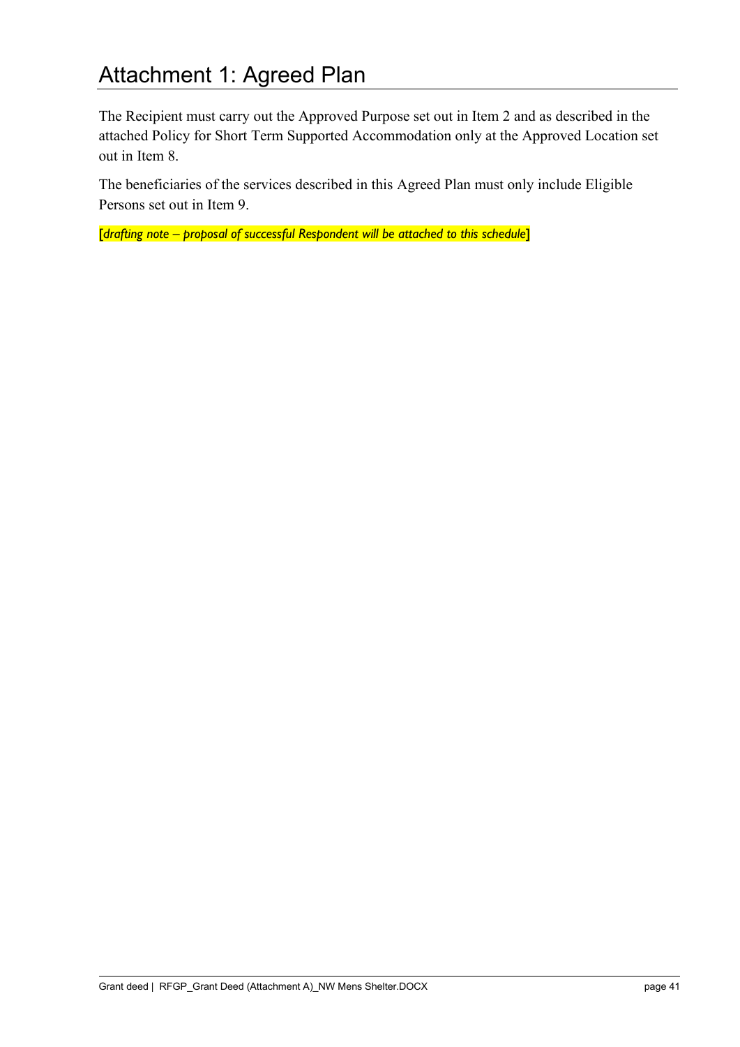# Attachment 1: Agreed Plan

The Recipient must carry out the Approved Purpose set out in Item 2 and as described in the attached Policy for Short Term Supported Accommodation only at the Approved Location set out in Item 8.

The beneficiaries of the services described in this Agreed Plan must only include Eligible Persons set out in Item 9.

[*drafting note – proposal of successful Respondent will be attached to this schedule*]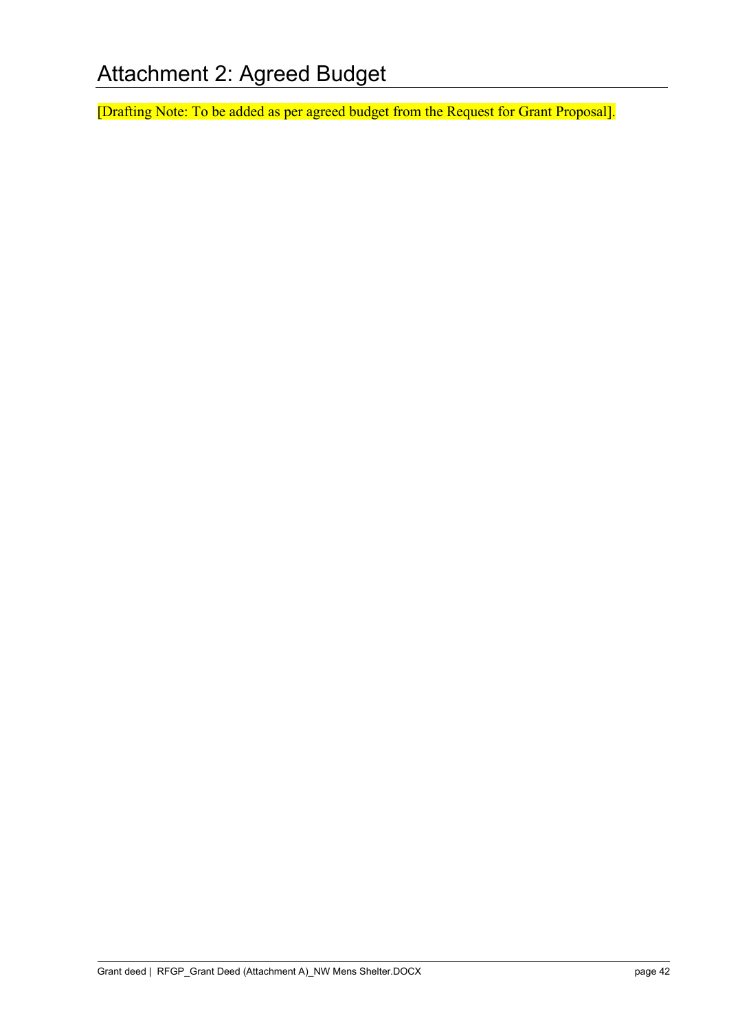# Attachment 2: Agreed Budget

[Drafting Note: To be added as per agreed budget from the Request for Grant Proposal].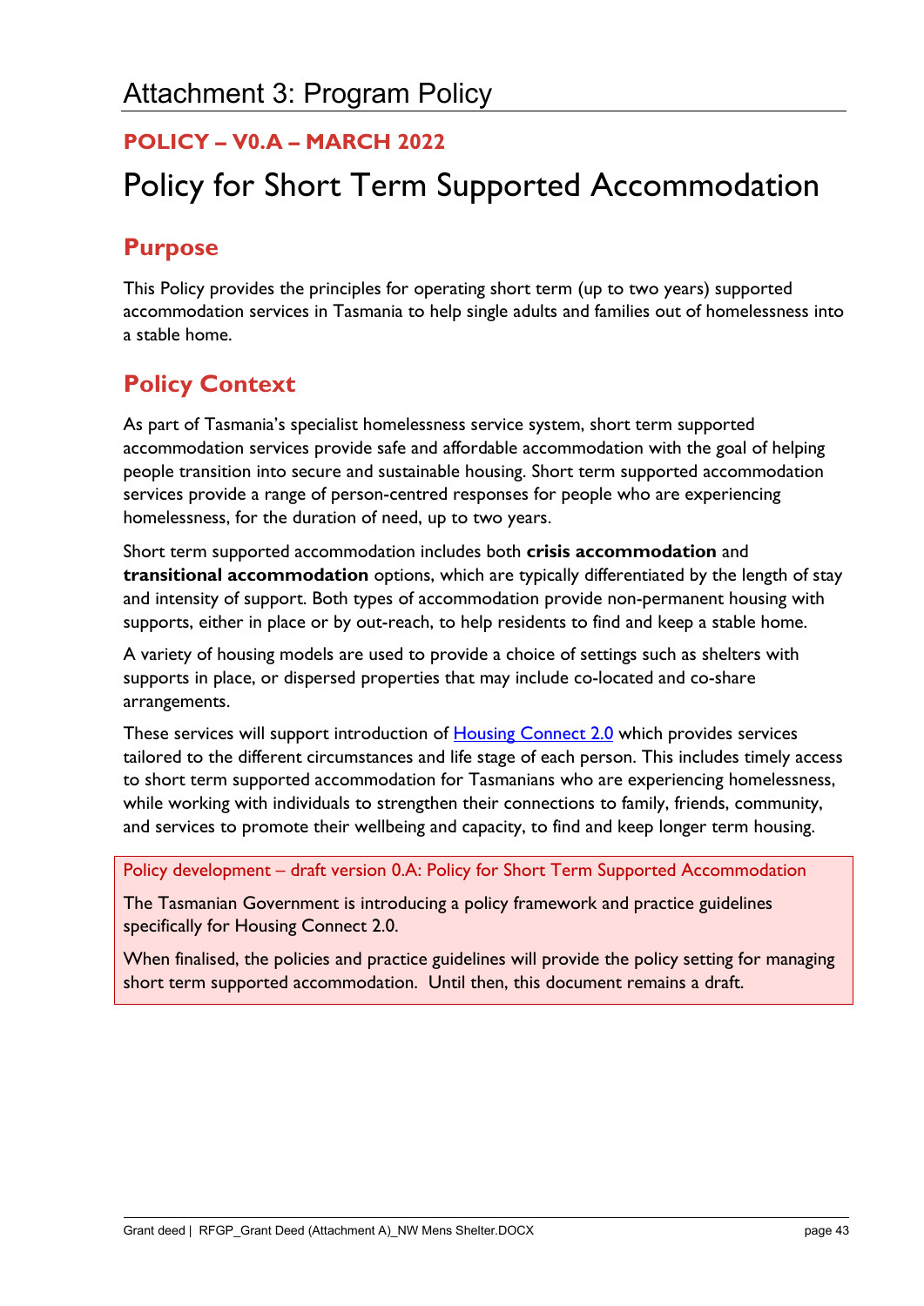# Attachment 3: Program Policy

**POLICY – V0.A – MARCH 2022**

# Policy for Short Term Supported Accommodation

## Purpose

This Policy provides the principles for operating short term (up to two years) supported accommodation services in Tasmania to help single adults and families out of homelessness into a stable home.

## Policy Context

As part of Tasmania's specialist homelessness service system, short term supported accommodation services provide safe and affordable accommodation with the goal of helping people transition into secure and sustainable housing. Short term supported accommodation services provide a range of person-centred responses for people who are experiencing homelessness, for the duration of need, up to two years.

Short term supported accommodation includes both **crisis accommodation** and **transitional accommodation** options, which are typically differentiated by the length of stay and intensity of support. Both types of accommodation provide non-permanent housing with supports, either in place or by out-reach, to help residents to find and keep a stable home.

A variety of housing models are used to provide a choice of settings such as shelters with supports in place, or dispersed properties that may include co-located and co-share arrangements.

These services will support introduction of [Housing Connect 2.0](Housing Connect 2.0) which provides services tailored to the different circumstances and life stage of each person. This includes timely access to short term supported accommodation for Tasmanians who are experiencing homelessness, while working with individuals to strengthen their connections to family, friends, community, and services to promote their wellbeing and capacity, to find and keep longer term housing.

> Policy development – draft version 0.A: Policy for Short Term Supported Accommodation
>
> The Tasmanian Government is introducing a policy framework and practice guidelines specifically for Housing Connect 2.0.
>
> When finalised, the policies and practice guidelines will provide the policy setting for managing short term supported accommodation. Until then, this document remains a draft.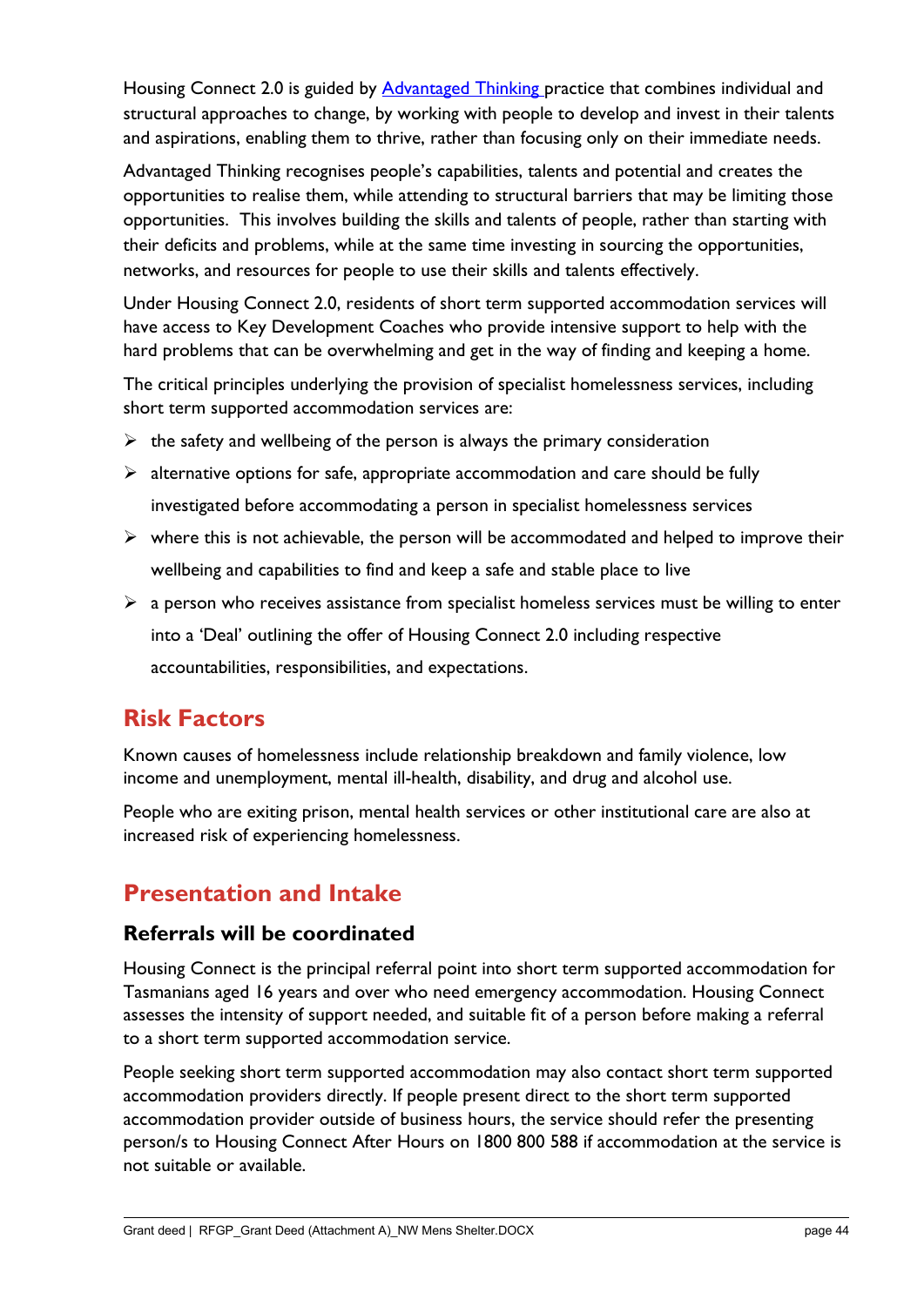Housing Connect 2.0 is guided by [Advantaged Thinking](#) practice that combines individual and structural approaches to change, by working with people to develop and invest in their talents and aspirations, enabling them to thrive, rather than focusing only on their immediate needs.

Advantaged Thinking recognises people's capabilities, talents and potential and creates the opportunities to realise them, while attending to structural barriers that may be limiting those opportunities. This involves building the skills and talents of people, rather than starting with their deficits and problems, while at the same time investing in sourcing the opportunities, networks, and resources for people to use their skills and talents effectively.

Under Housing Connect 2.0, residents of short term supported accommodation services will have access to Key Development Coaches who provide intensive support to help with the hard problems that can be overwhelming and get in the way of finding and keeping a home.

The critical principles underlying the provision of specialist homelessness services, including short term supported accommodation services are:

- the safety and wellbeing of the person is always the primary consideration
- alternative options for safe, appropriate accommodation and care should be fully investigated before accommodating a person in specialist homelessness services
- where this is not achievable, the person will be accommodated and helped to improve their wellbeing and capabilities to find and keep a safe and stable place to live
- a person who receives assistance from specialist homeless services must be willing to enter into a 'Deal' outlining the offer of Housing Connect 2.0 including respective accountabilities, responsibilities, and expectations.

## Risk Factors

Known causes of homelessness include relationship breakdown and family violence, low income and unemployment, mental ill-health, disability, and drug and alcohol use.

People who are exiting prison, mental health services or other institutional care are also at increased risk of experiencing homelessness.

## Presentation and Intake

### Referrals will be coordinated

Housing Connect is the principal referral point into short term supported accommodation for Tasmanians aged 16 years and over who need emergency accommodation. Housing Connect assesses the intensity of support needed, and suitable fit of a person before making a referral to a short term supported accommodation service.

People seeking short term supported accommodation may also contact short term supported accommodation providers directly. If people present direct to the short term supported accommodation provider outside of business hours, the service should refer the presenting person/s to Housing Connect After Hours on 1800 800 588 if accommodation at the service is not suitable or available.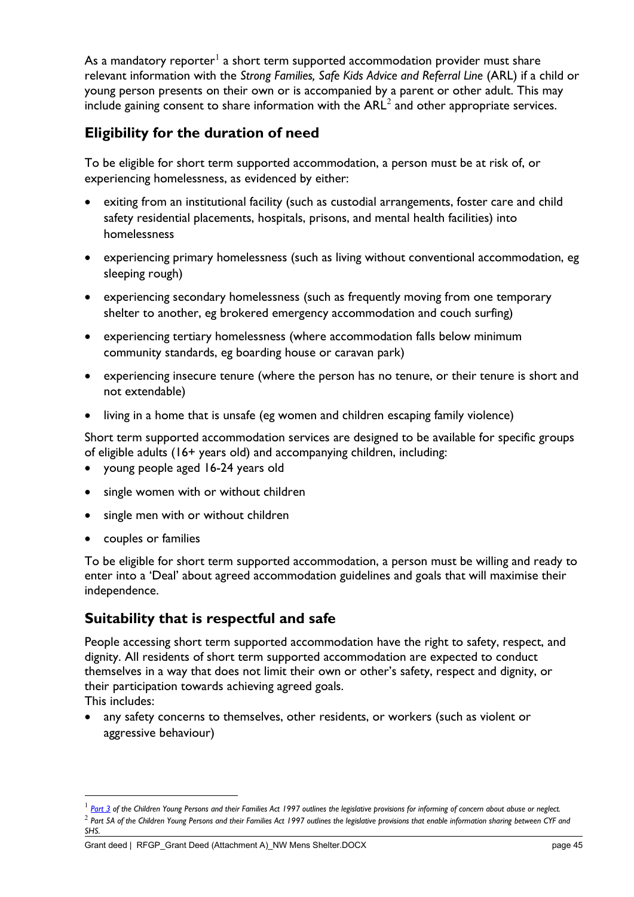As a mandatory reporter[1] a short term supported accommodation provider must share relevant information with the *Strong Families, Safe Kids Advice and Referral Line* (ARL) if a child or young person presents on their own or is accompanied by a parent or other adult. This may include gaining consent to share information with the ARL[2] and other appropriate services.

## Eligibility for the duration of need

To be eligible for short term supported accommodation, a person must be at risk of, or experiencing homelessness, as evidenced by either:

- exiting from an institutional facility (such as custodial arrangements, foster care and child safety residential placements, hospitals, prisons, and mental health facilities) into homelessness
- experiencing primary homelessness (such as living without conventional accommodation, eg sleeping rough)
- experiencing secondary homelessness (such as frequently moving from one temporary shelter to another, eg brokered emergency accommodation and couch surfing)
- experiencing tertiary homelessness (where accommodation falls below minimum community standards, eg boarding house or caravan park)
- experiencing insecure tenure (where the person has no tenure, or their tenure is short and not extendable)
- living in a home that is unsafe (eg women and children escaping family violence)

Short term supported accommodation services are designed to be available for specific groups of eligible adults (16+ years old) and accompanying children, including:

- young people aged 16-24 years old
- single women with or without children
- single men with or without children
- couples or families

To be eligible for short term supported accommodation, a person must be willing and ready to enter into a 'Deal' about agreed accommodation guidelines and goals that will maximise their independence.

## Suitability that is respectful and safe

People accessing short term supported accommodation have the right to safety, respect, and dignity. All residents of short term supported accommodation are expected to conduct themselves in a way that does not limit their own or other's safety, respect and dignity, or their participation towards achieving agreed goals.
This includes:

- any safety concerns to themselves, other residents, or workers (such as violent or aggressive behaviour)

---

[1] *Part 3 of the Children Young Persons and their Families Act 1997 outlines the legislative provisions for informing of concern about abuse or neglect.*

[2] *Part 5A of the Children Young Persons and their Families Act 1997 outlines the legislative provisions that enable information sharing between CYF and SHS.*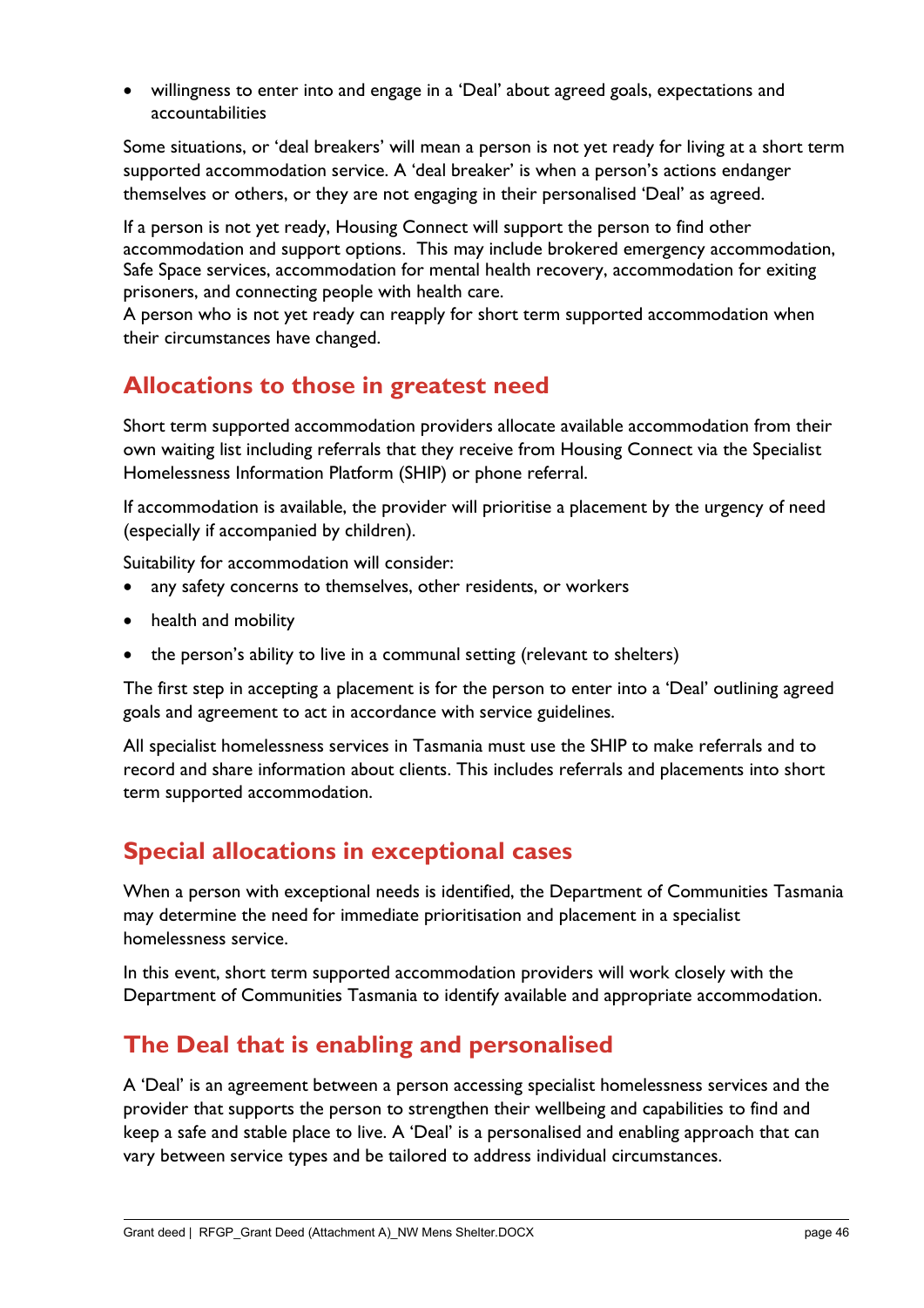- willingness to enter into and engage in a 'Deal' about agreed goals, expectations and accountabilities

Some situations, or 'deal breakers' will mean a person is not yet ready for living at a short term supported accommodation service. A 'deal breaker' is when a person's actions endanger themselves or others, or they are not engaging in their personalised 'Deal' as agreed.

If a person is not yet ready, Housing Connect will support the person to find other accommodation and support options. This may include brokered emergency accommodation, Safe Space services, accommodation for mental health recovery, accommodation for exiting prisoners, and connecting people with health care.
A person who is not yet ready can reapply for short term supported accommodation when their circumstances have changed.

## Allocations to those in greatest need

Short term supported accommodation providers allocate available accommodation from their own waiting list including referrals that they receive from Housing Connect via the Specialist Homelessness Information Platform (SHIP) or phone referral.

If accommodation is available, the provider will prioritise a placement by the urgency of need (especially if accompanied by children).

Suitability for accommodation will consider:

- any safety concerns to themselves, other residents, or workers
- health and mobility
- the person's ability to live in a communal setting (relevant to shelters)

The first step in accepting a placement is for the person to enter into a 'Deal' outlining agreed goals and agreement to act in accordance with service guidelines.

All specialist homelessness services in Tasmania must use the SHIP to make referrals and to record and share information about clients. This includes referrals and placements into short term supported accommodation.

## Special allocations in exceptional cases

When a person with exceptional needs is identified, the Department of Communities Tasmania may determine the need for immediate prioritisation and placement in a specialist homelessness service.

In this event, short term supported accommodation providers will work closely with the Department of Communities Tasmania to identify available and appropriate accommodation.

## The Deal that is enabling and personalised

A 'Deal' is an agreement between a person accessing specialist homelessness services and the provider that supports the person to strengthen their wellbeing and capabilities to find and keep a safe and stable place to live. A 'Deal' is a personalised and enabling approach that can vary between service types and be tailored to address individual circumstances.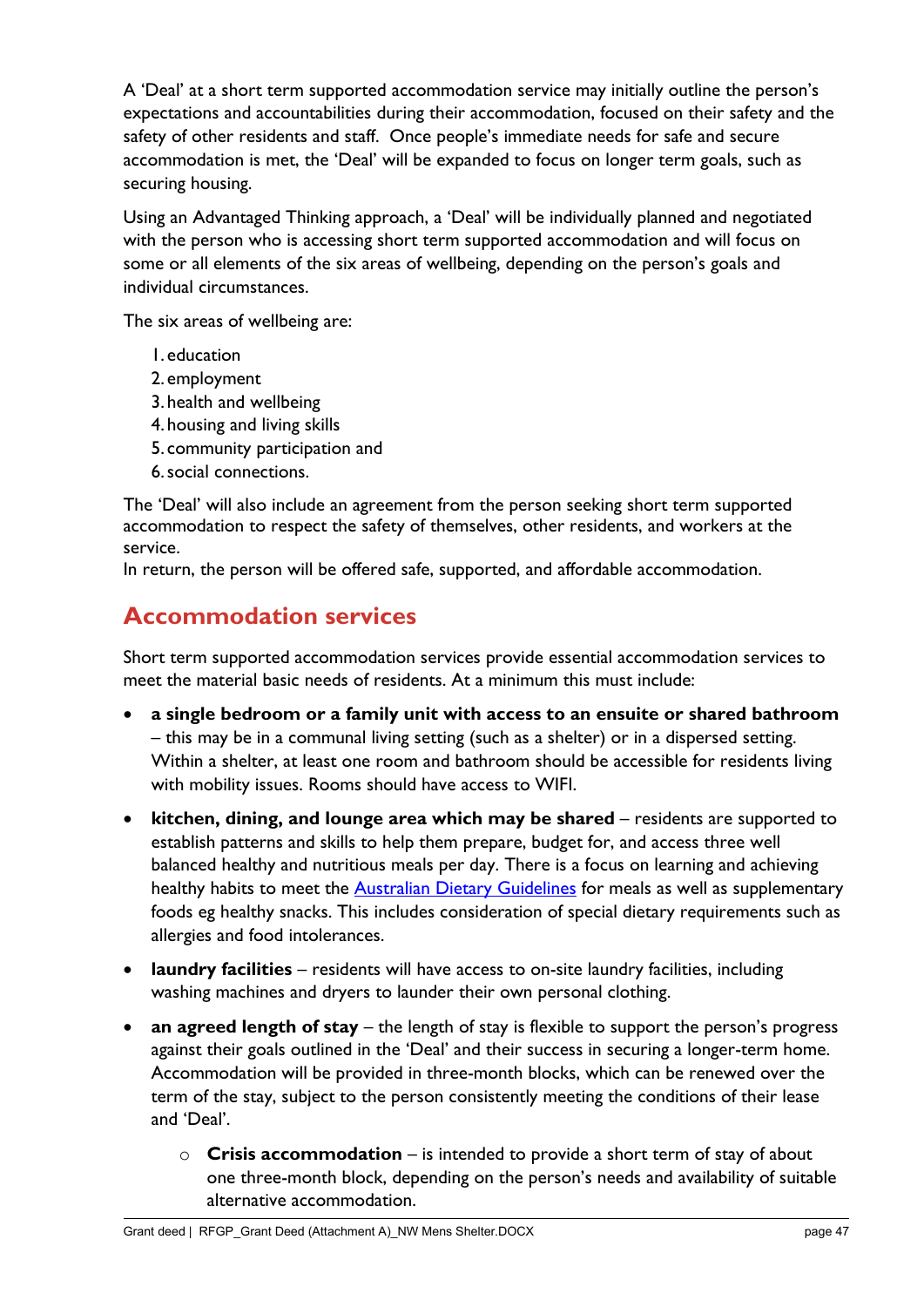A 'Deal' at a short term supported accommodation service may initially outline the person's expectations and accountabilities during their accommodation, focused on their safety and the safety of other residents and staff. Once people's immediate needs for safe and secure accommodation is met, the 'Deal' will be expanded to focus on longer term goals, such as securing housing.

Using an Advantaged Thinking approach, a 'Deal' will be individually planned and negotiated with the person who is accessing short term supported accommodation and will focus on some or all elements of the six areas of wellbeing, depending on the person's goals and individual circumstances.

The six areas of wellbeing are:

1. education
2. employment
3. health and wellbeing
4. housing and living skills
5. community participation and
6. social connections.

The 'Deal' will also include an agreement from the person seeking short term supported accommodation to respect the safety of themselves, other residents, and workers at the service.
In return, the person will be offered safe, supported, and affordable accommodation.

## Accommodation services

Short term supported accommodation services provide essential accommodation services to meet the material basic needs of residents. At a minimum this must include:

- **a single bedroom or a family unit with access to an ensuite or shared bathroom** – this may be in a communal living setting (such as a shelter) or in a dispersed setting. Within a shelter, at least one room and bathroom should be accessible for residents living with mobility issues. Rooms should have access to WIFI.
- **kitchen, dining, and lounge area which may be shared** – residents are supported to establish patterns and skills to help them prepare, budget for, and access three well balanced healthy and nutritious meals per day. There is a focus on learning and achieving healthy habits to meet the Australian Dietary Guidelines for meals as well as supplementary foods eg healthy snacks. This includes consideration of special dietary requirements such as allergies and food intolerances.
- **laundry facilities** – residents will have access to on-site laundry facilities, including washing machines and dryers to launder their own personal clothing.
- **an agreed length of stay** – the length of stay is flexible to support the person's progress against their goals outlined in the 'Deal' and their success in securing a longer-term home. Accommodation will be provided in three-month blocks, which can be renewed over the term of the stay, subject to the person consistently meeting the conditions of their lease and 'Deal'.
    - **Crisis accommodation** – is intended to provide a short term of stay of about one three-month block, depending on the person's needs and availability of suitable alternative accommodation.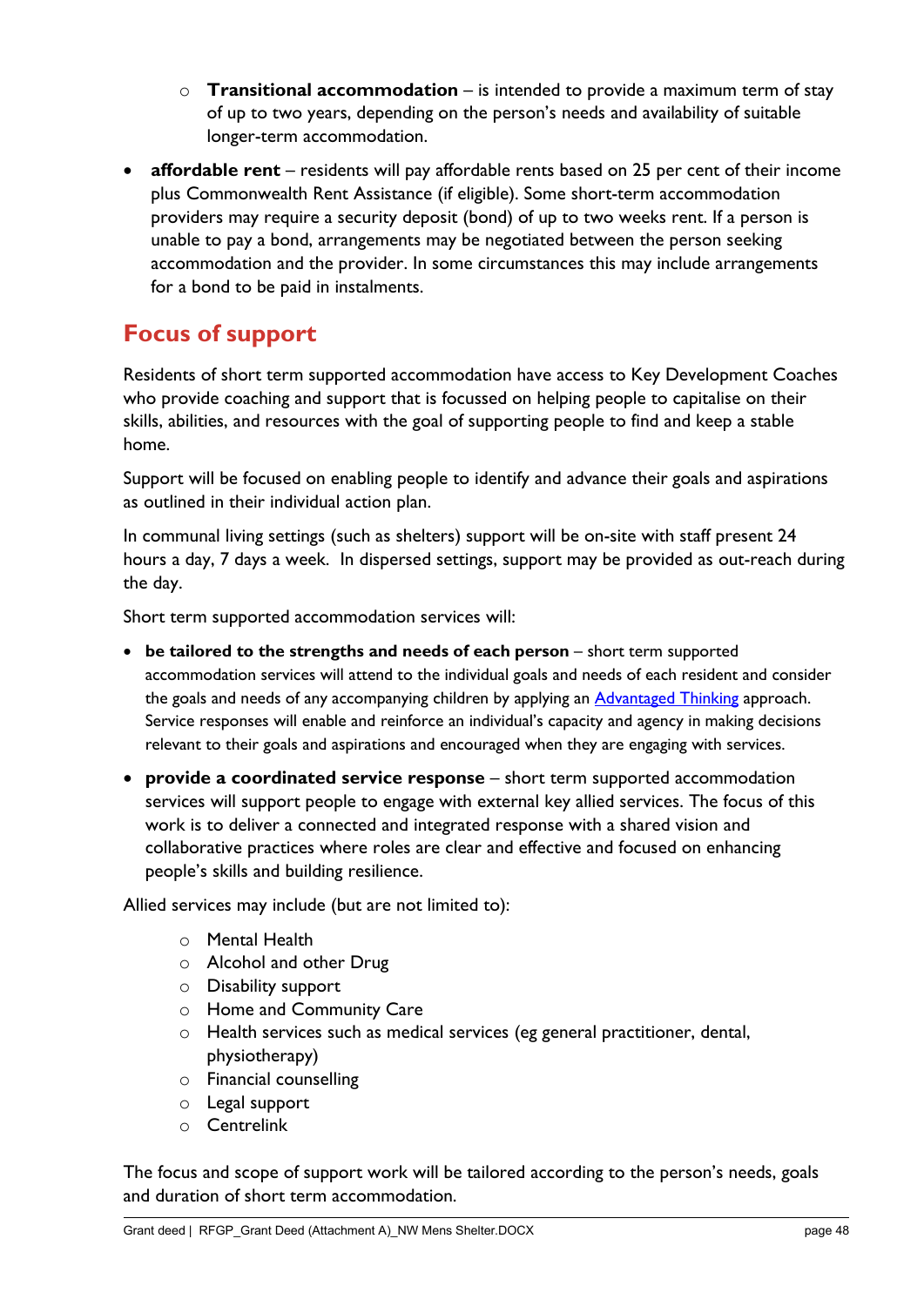- **Transitional accommodation** – is intended to provide a maximum term of stay of up to two years, depending on the person's needs and availability of suitable longer-term accommodation.
- **affordable rent** – residents will pay affordable rents based on 25 per cent of their income plus Commonwealth Rent Assistance (if eligible). Some short-term accommodation providers may require a security deposit (bond) of up to two weeks rent. If a person is unable to pay a bond, arrangements may be negotiated between the person seeking accommodation and the provider. In some circumstances this may include arrangements for a bond to be paid in instalments.

## Focus of support

Residents of short term supported accommodation have access to Key Development Coaches who provide coaching and support that is focussed on helping people to capitalise on their skills, abilities, and resources with the goal of supporting people to find and keep a stable home.

Support will be focused on enabling people to identify and advance their goals and aspirations as outlined in their individual action plan.

In communal living settings (such as shelters) support will be on-site with staff present 24 hours a day, 7 days a week. In dispersed settings, support may be provided as out-reach during the day.

Short term supported accommodation services will:

- **be tailored to the strengths and needs of each person** – short term supported accommodation services will attend to the individual goals and needs of each resident and consider the goals and needs of any accompanying children by applying an [Advantaged Thinking]() approach. Service responses will enable and reinforce an individual's capacity and agency in making decisions relevant to their goals and aspirations and encouraged when they are engaging with services.
- **provide a coordinated service response** – short term supported accommodation services will support people to engage with external key allied services. The focus of this work is to deliver a connected and integrated response with a shared vision and collaborative practices where roles are clear and effective and focused on enhancing people's skills and building resilience.

Allied services may include (but are not limited to):

  - Mental Health
  - Alcohol and other Drug
  - Disability support
  - Home and Community Care
  - Health services such as medical services (eg general practitioner, dental, physiotherapy)
  - Financial counselling
  - Legal support
  - Centrelink

The focus and scope of support work will be tailored according to the person's needs, goals and duration of short term accommodation.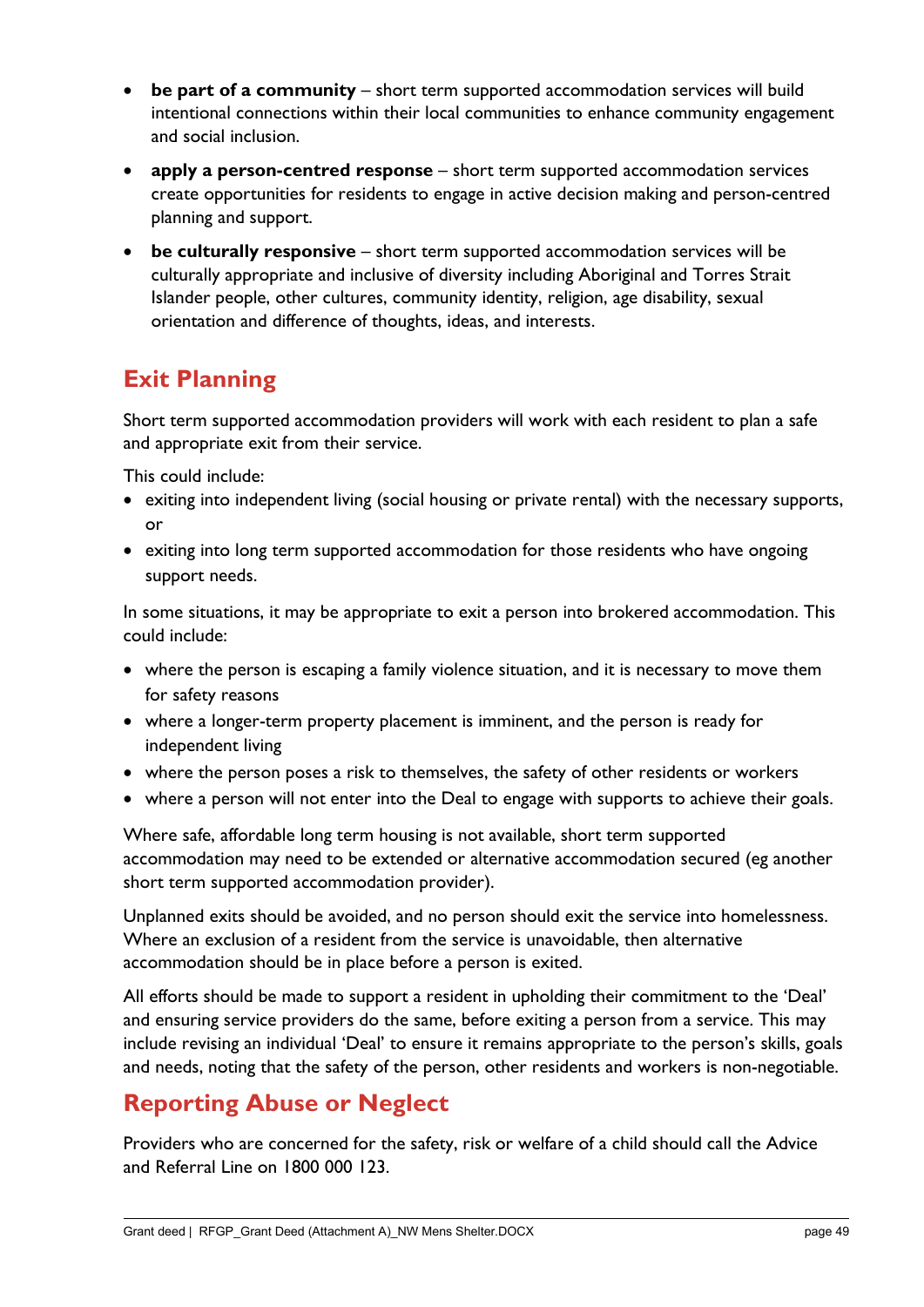- **be part of a community** – short term supported accommodation services will build intentional connections within their local communities to enhance community engagement and social inclusion.
- **apply a person-centred response** – short term supported accommodation services create opportunities for residents to engage in active decision making and person-centred planning and support.
- **be culturally responsive** – short term supported accommodation services will be culturally appropriate and inclusive of diversity including Aboriginal and Torres Strait Islander people, other cultures, community identity, religion, age disability, sexual orientation and difference of thoughts, ideas, and interests.

## Exit Planning

Short term supported accommodation providers will work with each resident to plan a safe and appropriate exit from their service.

This could include:

- exiting into independent living (social housing or private rental) with the necessary supports, or
- exiting into long term supported accommodation for those residents who have ongoing support needs.

In some situations, it may be appropriate to exit a person into brokered accommodation. This could include:

- where the person is escaping a family violence situation, and it is necessary to move them for safety reasons
- where a longer-term property placement is imminent, and the person is ready for independent living
- where the person poses a risk to themselves, the safety of other residents or workers
- where a person will not enter into the Deal to engage with supports to achieve their goals.

Where safe, affordable long term housing is not available, short term supported accommodation may need to be extended or alternative accommodation secured (eg another short term supported accommodation provider).

Unplanned exits should be avoided, and no person should exit the service into homelessness. Where an exclusion of a resident from the service is unavoidable, then alternative accommodation should be in place before a person is exited.

All efforts should be made to support a resident in upholding their commitment to the 'Deal' and ensuring service providers do the same, before exiting a person from a service. This may include revising an individual 'Deal' to ensure it remains appropriate to the person's skills, goals and needs, noting that the safety of the person, other residents and workers is non-negotiable.

## Reporting Abuse or Neglect

Providers who are concerned for the safety, risk or welfare of a child should call the Advice and Referral Line on 1800 000 123.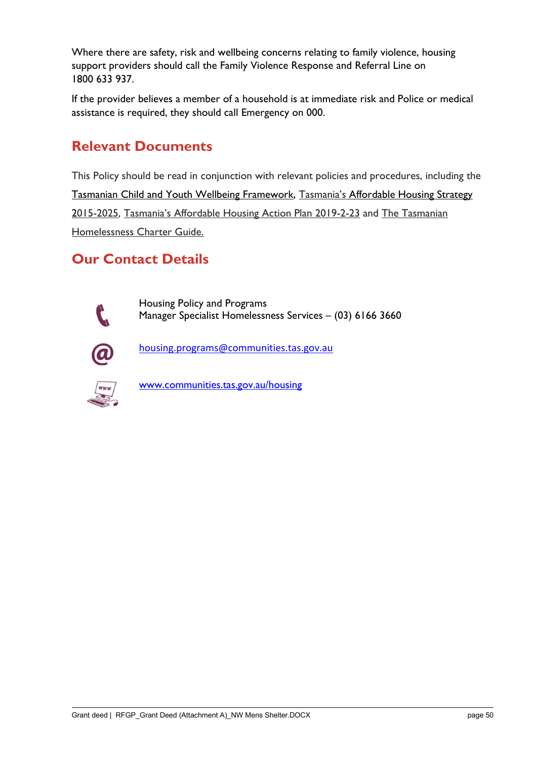Where there are safety, risk and wellbeing concerns relating to family violence, housing support providers should call the Family Violence Response and Referral Line on 1800 633 937.

If the provider believes a member of a household is at immediate risk and Police or medical assistance is required, they should call Emergency on 000.

## Relevant Documents

This Policy should be read in conjunction with relevant policies and procedures, including the Tasmanian Child and Youth Wellbeing Framework, Tasmania's Affordable Housing Strategy 2015-2025, Tasmania's Affordable Housing Action Plan 2019-2-23 and The Tasmanian Homelessness Charter Guide.

## Our Contact Details

Housing Policy and Programs
Manager Specialist Homelessness Services – (03) 6166 3660

housing.programs@communities.tas.gov.au

www.communities.tas.gov.au/housing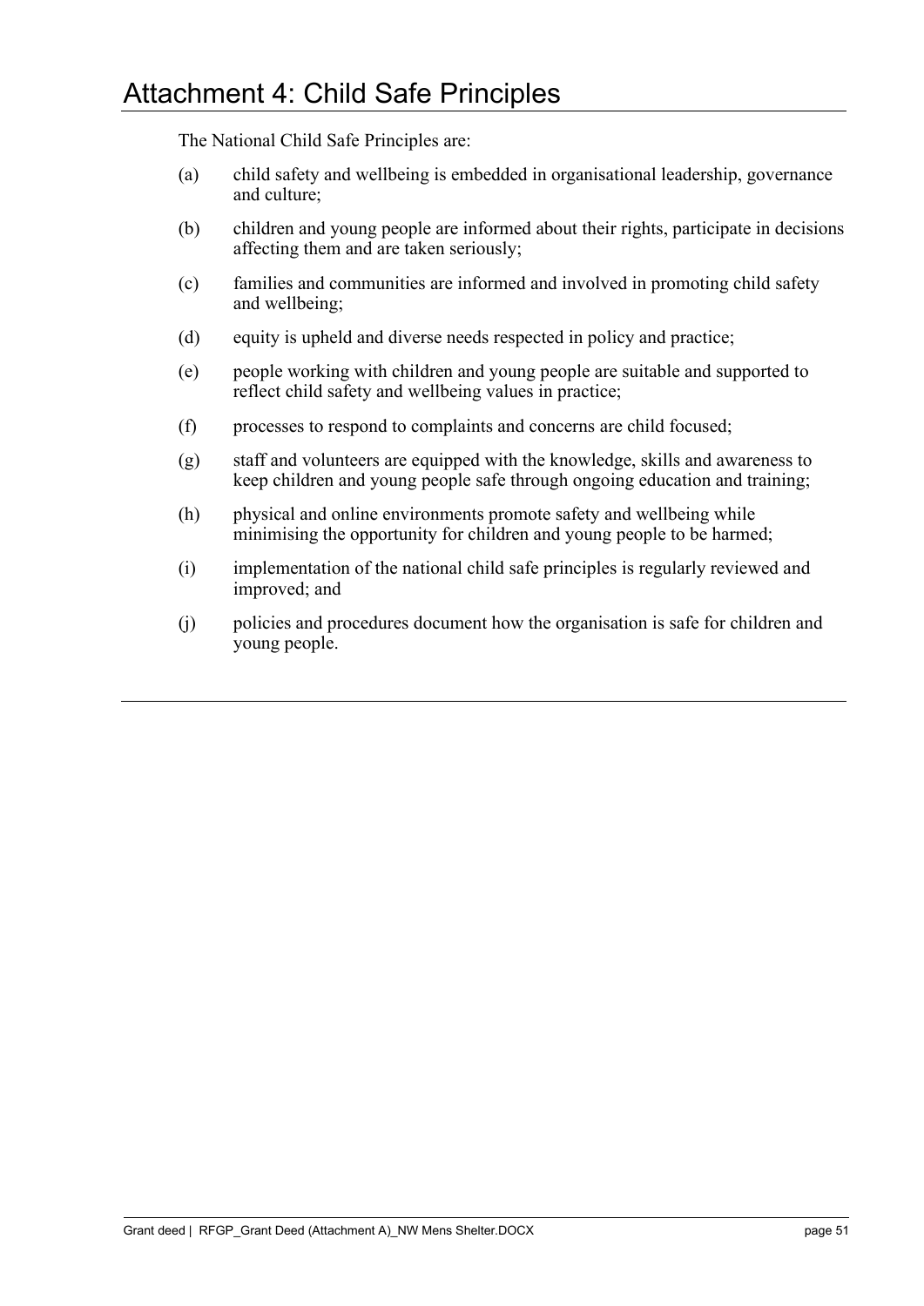# Attachment 4: Child Safe Principles

The National Child Safe Principles are:

(a) child safety and wellbeing is embedded in organisational leadership, governance and culture;

(b) children and young people are informed about their rights, participate in decisions affecting them and are taken seriously;

(c) families and communities are informed and involved in promoting child safety and wellbeing;

(d) equity is upheld and diverse needs respected in policy and practice;

(e) people working with children and young people are suitable and supported to reflect child safety and wellbeing values in practice;

(f) processes to respond to complaints and concerns are child focused;

(g) staff and volunteers are equipped with the knowledge, skills and awareness to keep children and young people safe through ongoing education and training;

(h) physical and online environments promote safety and wellbeing while minimising the opportunity for children and young people to be harmed;

(i) implementation of the national child safe principles is regularly reviewed and improved; and

(j) policies and procedures document how the organisation is safe for children and young people.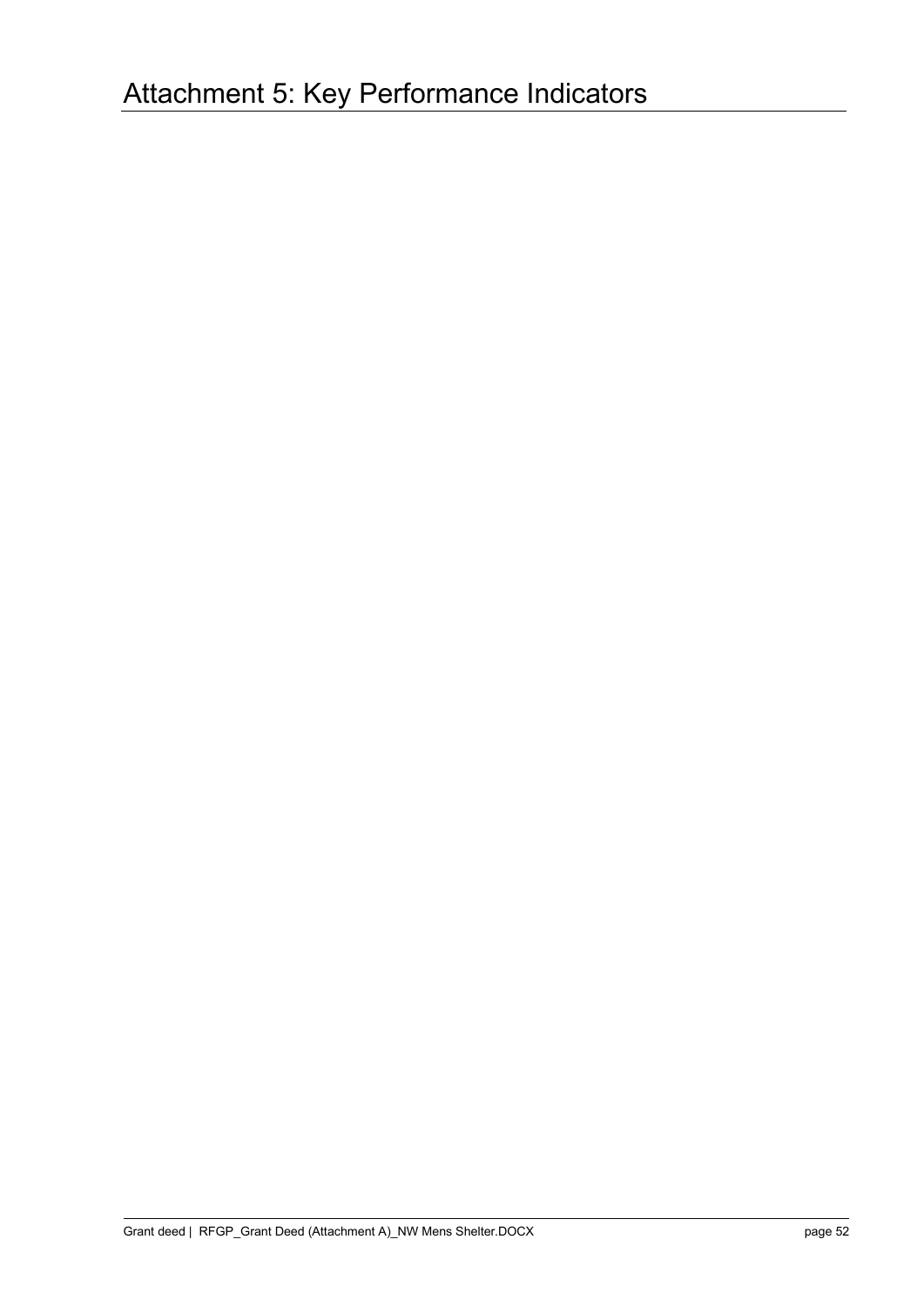# Attachment 5: Key Performance Indicators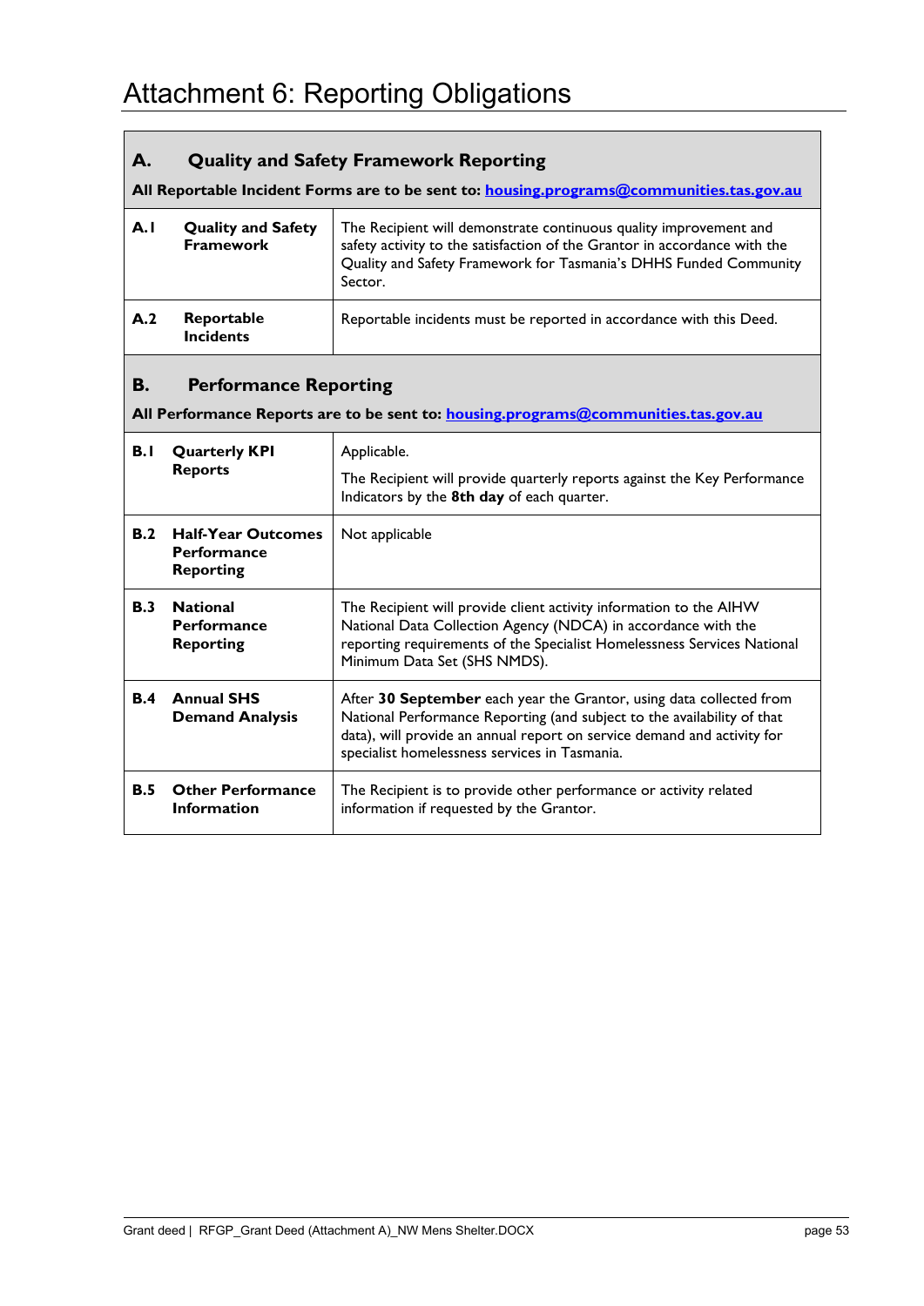# Attachment 6: Reporting Obligations

| | | |
|---|---|---|
| **A.** | **Quality and Safety Framework Reporting** | |
| **All Reportable Incident Forms are to be sent to: [housing.programs@communities.tas.gov.au](mailto:housing.programs@communities.tas.gov.au)** | | |
| **A.1** | **Quality and Safety Framework** | The Recipient will demonstrate continuous quality improvement and safety activity to the satisfaction of the Grantor in accordance with the Quality and Safety Framework for Tasmania's DHHS Funded Community Sector. |
| **A.2** | **Reportable Incidents** | Reportable incidents must be reported in accordance with this Deed. |
| **B.** | **Performance Reporting** | |
| **All Performance Reports are to be sent to: [housing.programs@communities.tas.gov.au](mailto:housing.programs@communities.tas.gov.au)** | | |
| **B.1** | **Quarterly KPI Reports** | Applicable.<br><br>The Recipient will provide quarterly reports against the Key Performance Indicators by the **8th day** of each quarter. |
| **B.2** | **Half-Year Outcomes Performance Reporting** | Not applicable |
| **B.3** | **National Performance Reporting** | The Recipient will provide client activity information to the AIHW National Data Collection Agency (NDCA) in accordance with the reporting requirements of the Specialist Homelessness Services National Minimum Data Set (SHS NMDS). |
| **B.4** | **Annual SHS Demand Analysis** | After **30 September** each year the Grantor, using data collected from National Performance Reporting (and subject to the availability of that data), will provide an annual report on service demand and activity for specialist homelessness services in Tasmania. |
| **B.5** | **Other Performance Information** | The Recipient is to provide other performance or activity related information if requested by the Grantor. |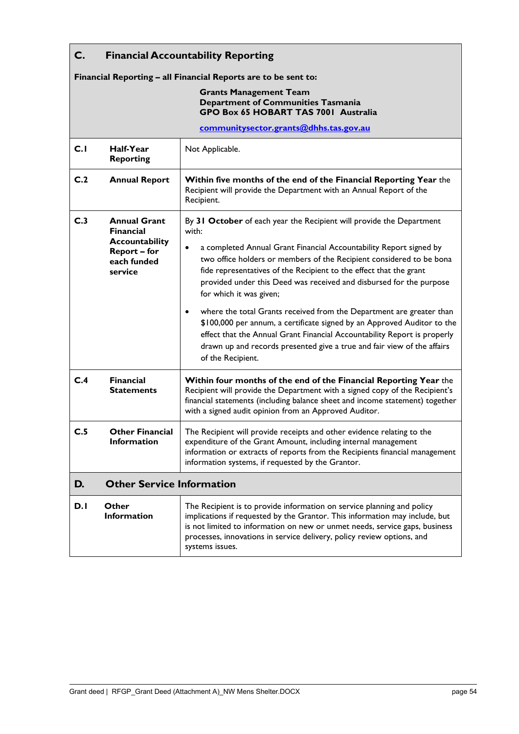## C. Financial Accountability Reporting

**Financial Reporting – all Financial Reports are to be sent to:**

**Grants Management Team**
**Department of Communities Tasmania**
**GPO Box 65 HOBART TAS 7001 Australia**

**communitysector.grants@dhhs.tas.gov.au**

| | | |
|---|---|---|
| **C.1** | **Half-Year Reporting** | Not Applicable. |
| **C.2** | **Annual Report** | **Within five months of the end of the Financial Reporting Year** the Recipient will provide the Department with an Annual Report of the Recipient. |
| **C.3** | **Annual Grant Financial Accountability Report – for each funded service** | By **31 October** of each year the Recipient will provide the Department with:<br>• a completed Annual Grant Financial Accountability Report signed by two office holders or members of the Recipient considered to be bona fide representatives of the Recipient to the effect that the grant provided under this Deed was received and disbursed for the purpose for which it was given;<br>• where the total Grants received from the Department are greater than $100,000 per annum, a certificate signed by an Approved Auditor to the effect that the Annual Grant Financial Accountability Report is properly drawn up and records presented give a true and fair view of the affairs of the Recipient. |
| **C.4** | **Financial Statements** | **Within four months of the end of the Financial Reporting Year** the Recipient will provide the Department with a signed copy of the Recipient's financial statements (including balance sheet and income statement) together with a signed audit opinion from an Approved Auditor. |
| **C.5** | **Other Financial Information** | The Recipient will provide receipts and other evidence relating to the expenditure of the Grant Amount, including internal management information or extracts of reports from the Recipients financial management information systems, if requested by the Grantor. |

## D. Other Service Information

| | | |
|---|---|---|
| **D.1** | **Other Information** | The Recipient is to provide information on service planning and policy implications if requested by the Grantor. This information may include, but is not limited to information on new or unmet needs, service gaps, business processes, innovations in service delivery, policy review options, and systems issues. |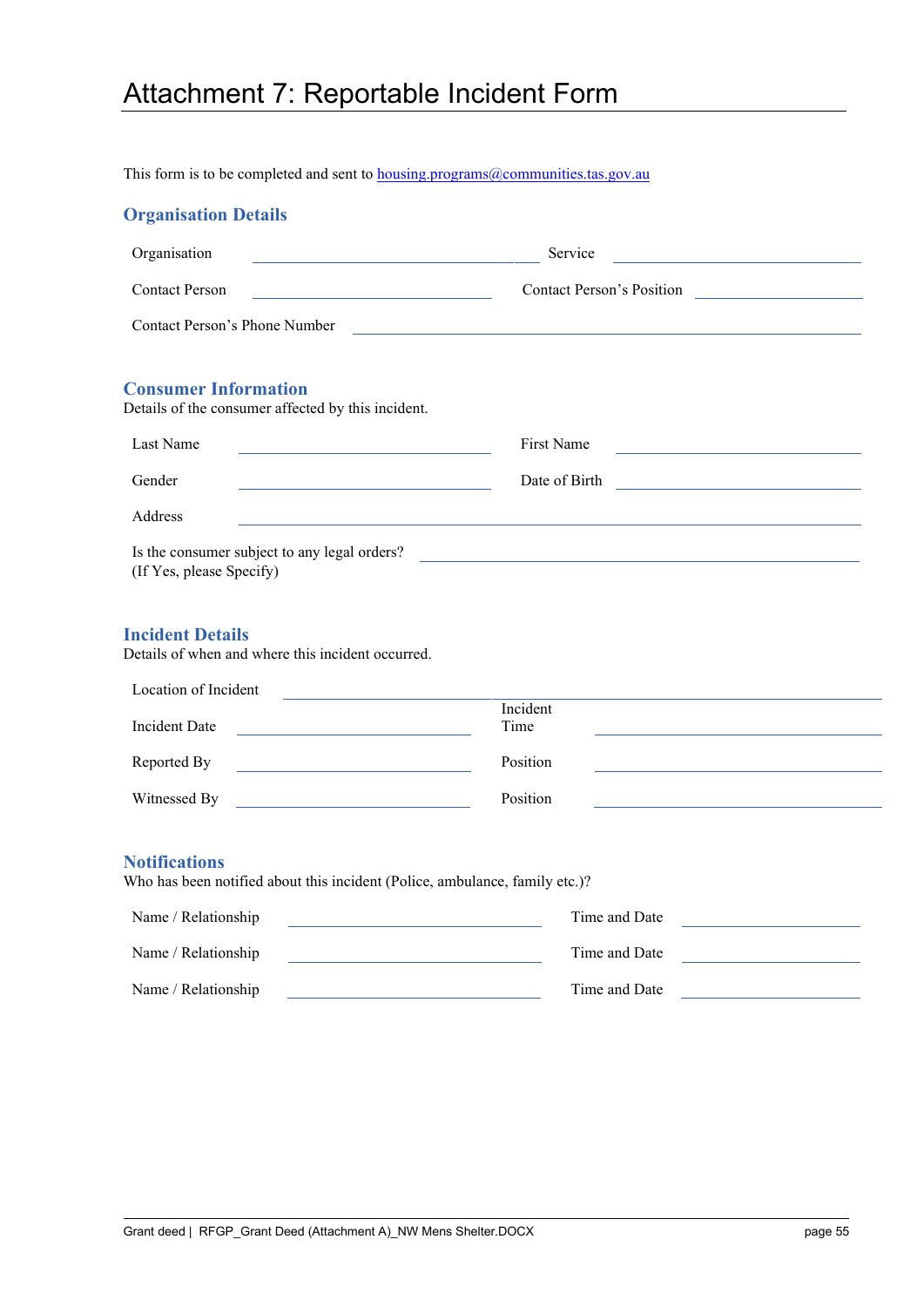# Attachment 7: Reportable Incident Form

This form is to be completed and sent to housing.programs@communities.tas.gov.au

## Organisation Details

Organisation \_\_\_\_\_\_\_\_\_\_\_\_\_\_\_\_\_\_\_\_\_\_\_\_\_\_\_\_\_\_ Service \_\_\_\_\_\_\_\_\_\_\_\_\_\_\_\_\_\_\_\_\_\_\_\_\_\_\_\_\_\_

Contact Person \_\_\_\_\_\_\_\_\_\_\_\_\_\_\_\_\_\_\_\_\_\_\_\_\_\_\_\_\_\_ Contact Person's Position \_\_\_\_\_\_\_\_\_\_\_\_\_\_\_\_\_\_\_\_\_\_\_\_\_\_\_\_\_\_

Contact Person's Phone Number \_\_\_\_\_\_\_\_\_\_\_\_\_\_\_\_\_\_\_\_\_\_\_\_\_\_\_\_\_\_

## Consumer Information

Details of the consumer affected by this incident.

Last Name \_\_\_\_\_\_\_\_\_\_\_\_\_\_\_\_\_\_\_\_\_\_\_\_\_\_\_\_\_\_ First Name \_\_\_\_\_\_\_\_\_\_\_\_\_\_\_\_\_\_\_\_\_\_\_\_\_\_\_\_\_\_

Gender \_\_\_\_\_\_\_\_\_\_\_\_\_\_\_\_\_\_\_\_\_\_\_\_\_\_\_\_\_\_ Date of Birth \_\_\_\_\_\_\_\_\_\_\_\_\_\_\_\_\_\_\_\_\_\_\_\_\_\_\_\_\_\_

Address \_\_\_\_\_\_\_\_\_\_\_\_\_\_\_\_\_\_\_\_\_\_\_\_\_\_\_\_\_\_

Is the consumer subject to any legal orders? \_\_\_\_\_\_\_\_\_\_\_\_\_\_\_\_\_\_\_\_\_\_\_\_\_\_\_\_\_\_
(If Yes, please Specify)

## Incident Details

Details of when and where this incident occurred.

Location of Incident \_\_\_\_\_\_\_\_\_\_\_\_\_\_\_\_\_\_\_\_\_\_\_\_\_\_\_\_\_\_

Incident Date \_\_\_\_\_\_\_\_\_\_\_\_\_\_\_\_\_\_\_\_\_\_\_\_\_\_\_\_\_\_ Incident Time \_\_\_\_\_\_\_\_\_\_\_\_\_\_\_\_\_\_\_\_\_\_\_\_\_\_\_\_\_\_

Reported By \_\_\_\_\_\_\_\_\_\_\_\_\_\_\_\_\_\_\_\_\_\_\_\_\_\_\_\_\_\_ Position \_\_\_\_\_\_\_\_\_\_\_\_\_\_\_\_\_\_\_\_\_\_\_\_\_\_\_\_\_\_

Witnessed By \_\_\_\_\_\_\_\_\_\_\_\_\_\_\_\_\_\_\_\_\_\_\_\_\_\_\_\_\_\_ Position \_\_\_\_\_\_\_\_\_\_\_\_\_\_\_\_\_\_\_\_\_\_\_\_\_\_\_\_\_\_

## Notifications

Who has been notified about this incident (Police, ambulance, family etc.)?

Name / Relationship \_\_\_\_\_\_\_\_\_\_\_\_\_\_\_\_\_\_\_\_\_\_\_\_\_\_\_\_\_\_ Time and Date \_\_\_\_\_\_\_\_\_\_\_\_\_\_\_\_\_\_\_\_\_\_\_\_\_\_\_\_\_\_

Name / Relationship \_\_\_\_\_\_\_\_\_\_\_\_\_\_\_\_\_\_\_\_\_\_\_\_\_\_\_\_\_\_ Time and Date \_\_\_\_\_\_\_\_\_\_\_\_\_\_\_\_\_\_\_\_\_\_\_\_\_\_\_\_\_\_

Name / Relationship \_\_\_\_\_\_\_\_\_\_\_\_\_\_\_\_\_\_\_\_\_\_\_\_\_\_\_\_\_\_ Time and Date \_\_\_\_\_\_\_\_\_\_\_\_\_\_\_\_\_\_\_\_\_\_\_\_\_\_\_\_\_\_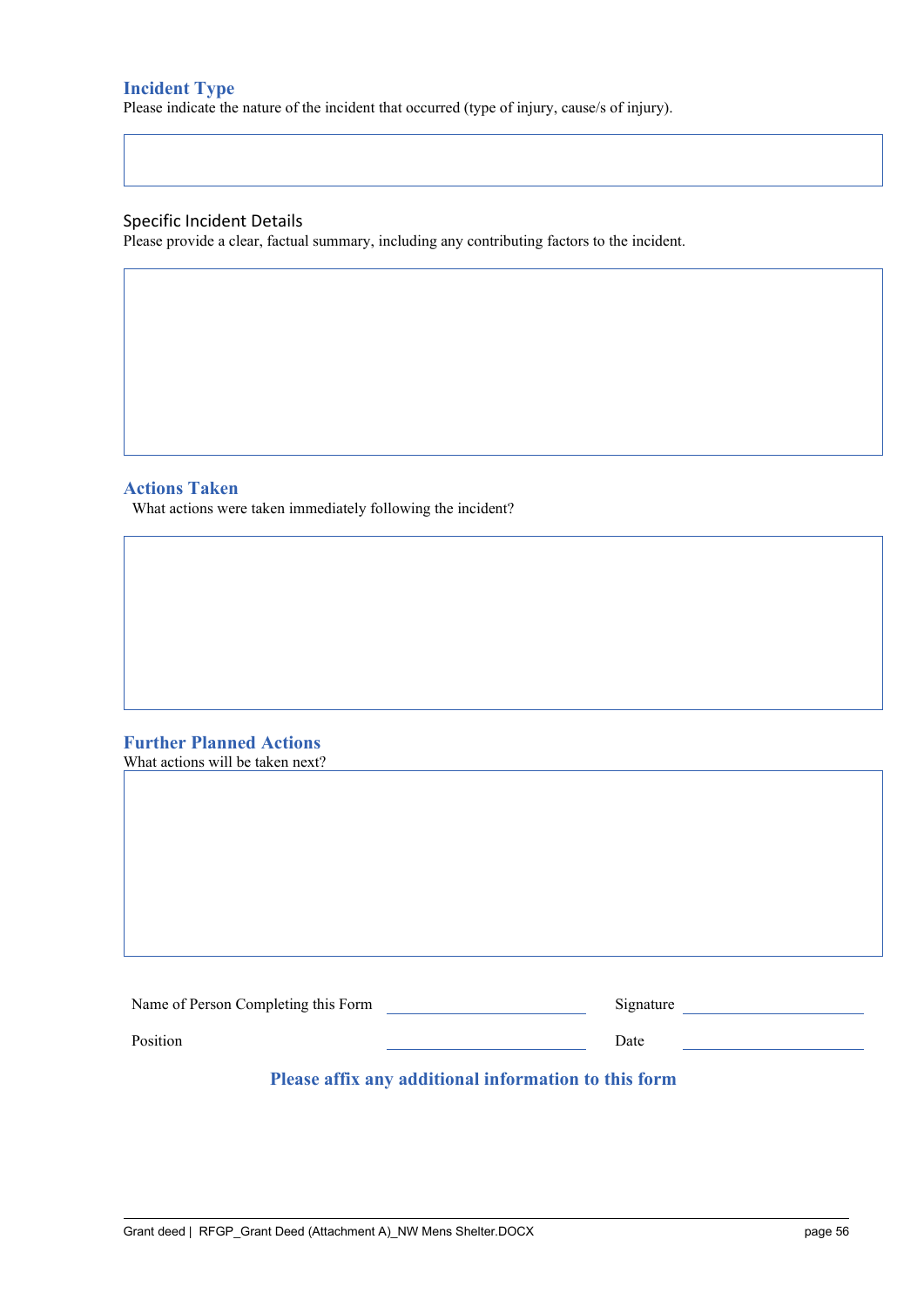## Incident Type

Please indicate the nature of the incident that occurred (type of injury, cause/s of injury).

|  |
| --- |
|  |

### Specific Incident Details

Please provide a clear, factual summary, including any contributing factors to the incident.

|  |
| --- |
|  |

## Actions Taken

What actions were taken immediately following the incident?

|  |
| --- |
|  |

## Further Planned Actions

What actions will be taken next?

|  |
| --- |
|  |

| | | | |
| --- | --- | --- | --- |
| Name of Person Completing this Form | \_\_\_\_\_\_\_\_\_\_\_\_\_\_\_\_\_\_\_\_ | Signature | \_\_\_\_\_\_\_\_\_\_\_\_\_\_\_\_\_\_\_\_ |
| Position | \_\_\_\_\_\_\_\_\_\_\_\_\_\_\_\_\_\_\_\_ | Date | \_\_\_\_\_\_\_\_\_\_\_\_\_\_\_\_\_\_\_\_ |

**Please affix any additional information to this form**